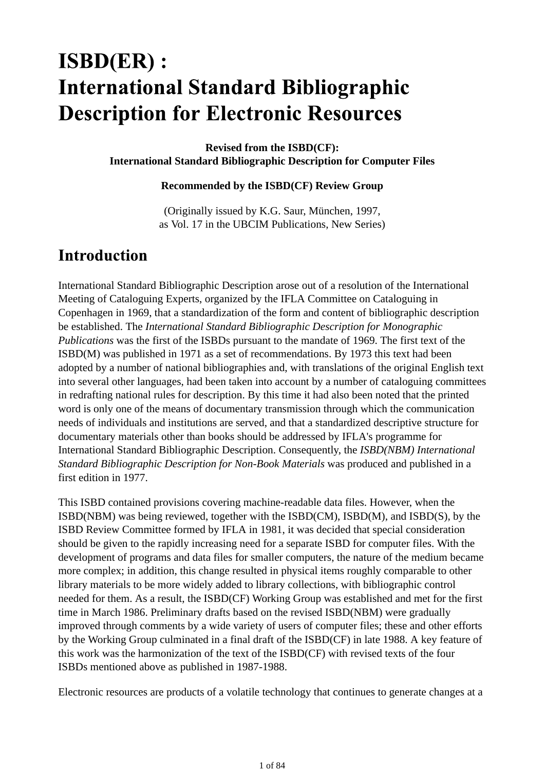# ISBD(ER) : International Standard Bibliographic Description for Electronic Resources

**Revised from the ISBD(CF): International Standard Bibliographic Description for Computer Files**

**Recommended by the ISBD(CF) Review Group**

(Originally issued by K.G. Saur, München, 1997, as Vol. 17 in the UBCIM Publications, New Series)

## Introduction

International Standard Bibliographic Description arose out of a resolution of the International Meeting of Cataloguing Experts, organized by the IFLA Committee on Cataloguing in Copenhagen in 1969, that a standardization of the form and content of bibliographic description be established. The *International Standard Bibliographic Description for Monographic Publications* was the first of the ISBDs pursuant to the mandate of 1969. The first text of the ISBD(M) was published in 1971 as a set of recommendations. By 1973 this text had been adopted by a number of national bibliographies and, with translations of the original English text into several other languages, had been taken into account by a number of cataloguing committees in redrafting national rules for description. By this time it had also been noted that the printed word is only one of the means of documentary transmission through which the communication needs of individuals and institutions are served, and that a standardized descriptive structure for documentary materials other than books should be addressed by IFLA's programme for International Standard Bibliographic Description. Consequently, the *ISBD(NBM) International Standard Bibliographic Description for Non-Book Materials* was produced and published in a first edition in 1977.

This ISBD contained provisions covering machine-readable data files. However, when the ISBD(NBM) was being reviewed, together with the ISBD(CM), ISBD(M), and ISBD(S), by the ISBD Review Committee formed by IFLA in 1981, it was decided that special consideration should be given to the rapidly increasing need for a separate ISBD for computer files. With the development of programs and data files for smaller computers, the nature of the medium became more complex; in addition, this change resulted in physical items roughly comparable to other library materials to be more widely added to library collections, with bibliographic control needed for them. As a result, the ISBD(CF) Working Group was established and met for the first time in March 1986. Preliminary drafts based on the revised ISBD(NBM) were gradually improved through comments by a wide variety of users of computer files; these and other efforts by the Working Group culminated in a final draft of the ISBD(CF) in late 1988. A key feature of this work was the harmonization of the text of the ISBD(CF) with revised texts of the four ISBDs mentioned above as published in 1987-1988.

Electronic resources are products of a volatile technology that continues to generate changes at a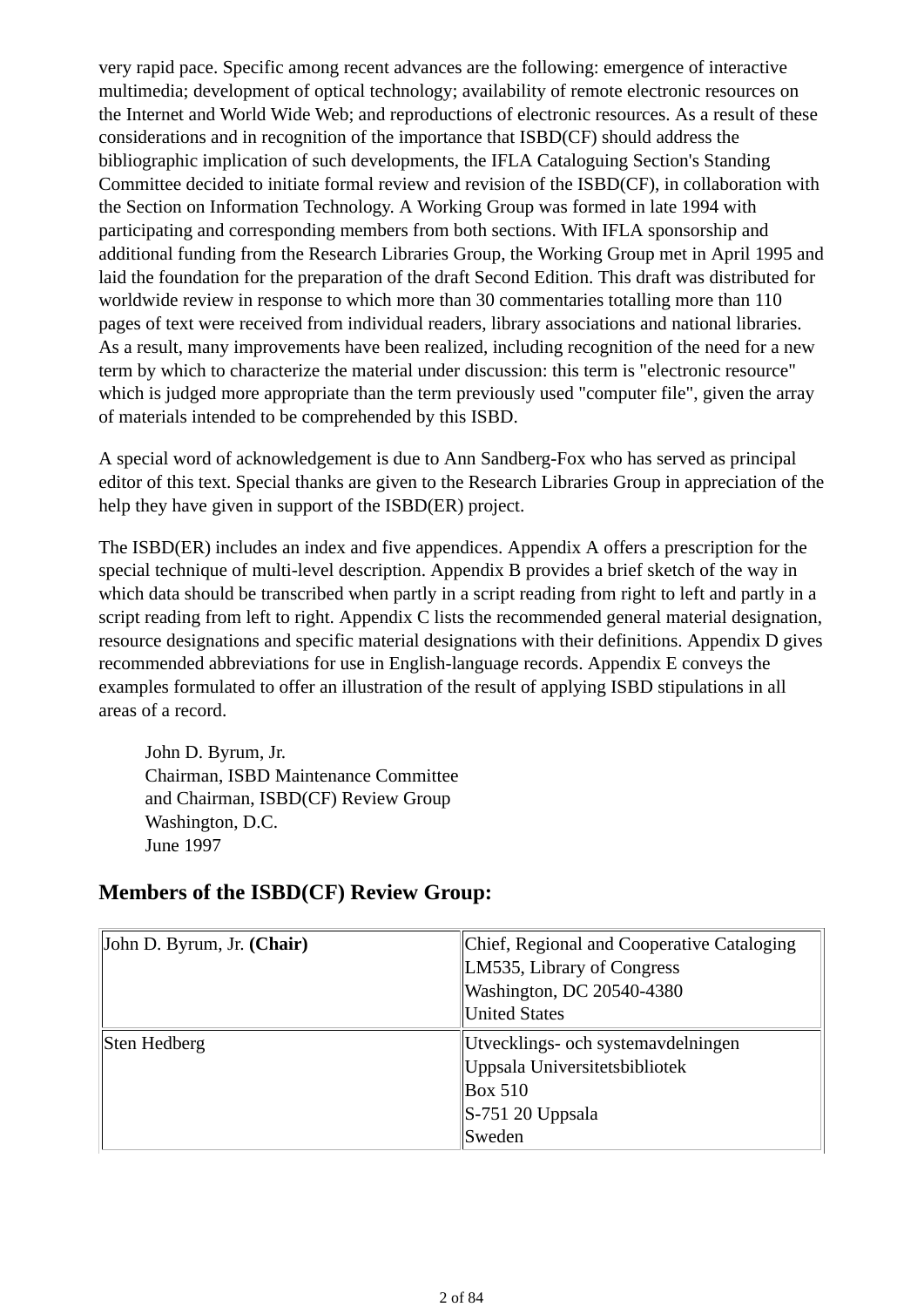very rapid pace. Specific among recent advances are the following: emergence of interactive multimedia; development of optical technology; availability of remote electronic resources on the Internet and World Wide Web; and reproductions of electronic resources. As a result of these considerations and in recognition of the importance that ISBD(CF) should address the bibliographic implication of such developments, the IFLA Cataloguing Section's Standing Committee decided to initiate formal review and revision of the ISBD(CF), in collaboration with the Section on Information Technology. A Working Group was formed in late 1994 with participating and corresponding members from both sections. With IFLA sponsorship and additional funding from the Research Libraries Group, the Working Group met in April 1995 and laid the foundation for the preparation of the draft Second Edition. This draft was distributed for worldwide review in response to which more than 30 commentaries totalling more than 110 pages of text were received from individual readers, library associations and national libraries. As a result, many improvements have been realized, including recognition of the need for a new term by which to characterize the material under discussion: this term is "electronic resource" which is judged more appropriate than the term previously used "computer file", given the array of materials intended to be comprehended by this ISBD.

A special word of acknowledgement is due to Ann Sandberg-Fox who has served as principal editor of this text. Special thanks are given to the Research Libraries Group in appreciation of the help they have given in support of the ISBD(ER) project.

The ISBD(ER) includes an index and five appendices. Appendix A offers a prescription for the special technique of multi-level description. Appendix B provides a brief sketch of the way in which data should be transcribed when partly in a script reading from right to left and partly in a script reading from left to right. Appendix C lists the recommended general material designation, resource designations and specific material designations with their definitions. Appendix D gives recommended abbreviations for use in English-language records. Appendix E conveys the examples formulated to offer an illustration of the result of applying ISBD stipulations in all areas of a record.

> John D. Byrum, Jr.
> Chairman, ISBD Maintenance Committee
> and Chairman, ISBD(CF) Review Group
> Washington, D.C.
> June 1997

## Members of the ISBD(CF) Review Group:

| | |
|---|---|
| John D. Byrum, Jr. **(Chair)** | Chief, Regional and Cooperative Cataloging<br>LM535, Library of Congress<br>Washington, DC 20540-4380<br>United States |
| Sten Hedberg | Utvecklings- och systemavdelningen<br>Uppsala Universitetsbibliotek<br>Box 510<br>S-751 20 Uppsala<br>Sweden |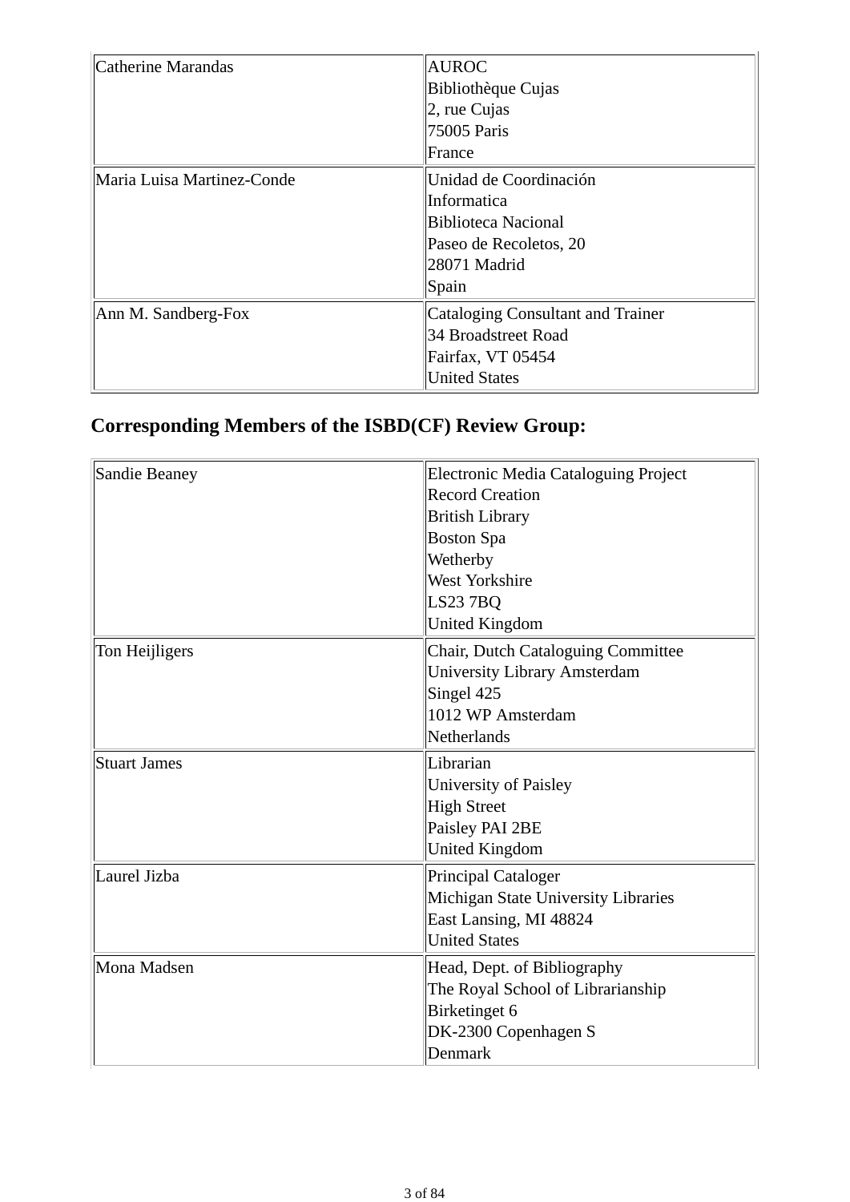| | |
|---|---|
| Catherine Marandas | AUROC<br>Bibliothèque Cujas<br>2, rue Cujas<br>75005 Paris<br>France |
| Maria Luisa Martinez-Conde | Unidad de Coordinación<br>Informatica<br>Biblioteca Nacional<br>Paseo de Recoletos, 20<br>28071 Madrid<br>Spain |
| Ann M. Sandberg-Fox | Cataloging Consultant and Trainer<br>34 Broadstreet Road<br>Fairfax, VT 05454<br>United States |

## Corresponding Members of the ISBD(CF) Review Group:

| | |
|---|---|
| Sandie Beaney | Electronic Media Cataloguing Project<br>Record Creation<br>British Library<br>Boston Spa<br>Wetherby<br>West Yorkshire<br>LS23 7BQ<br>United Kingdom |
| Ton Heijligers | Chair, Dutch Cataloguing Committee<br>University Library Amsterdam<br>Singel 425<br>1012 WP Amsterdam<br>Netherlands |
| Stuart James | Librarian<br>University of Paisley<br>High Street<br>Paisley PAI 2BE<br>United Kingdom |
| Laurel Jizba | Principal Cataloger<br>Michigan State University Libraries<br>East Lansing, MI 48824<br>United States |
| Mona Madsen | Head, Dept. of Bibliography<br>The Royal School of Librarianship<br>Birketinget 6<br>DK-2300 Copenhagen S<br>Denmark |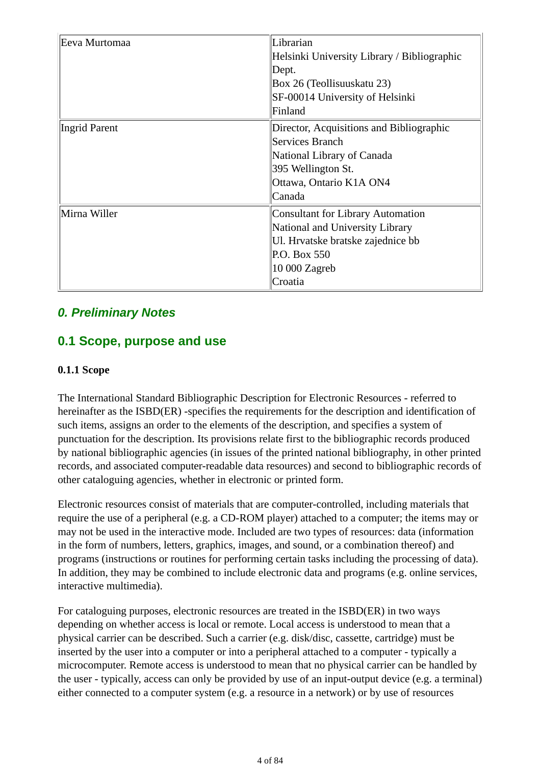| | |
|---|---|
| Eeva Murtomaa | Librarian<br>Helsinki University Library / Bibliographic Dept.<br>Box 26 (Teollisuuskatu 23)<br>SF-00014 University of Helsinki<br>Finland |
| Ingrid Parent | Director, Acquisitions and Bibliographic Services Branch<br>National Library of Canada<br>395 Wellington St.<br>Ottawa, Ontario K1A ON4<br>Canada |
| Mirna Willer | Consultant for Library Automation<br>National and University Library<br>Ul. Hrvatske bratske zajednice bb<br>P.O. Box 550<br>10 000 Zagreb<br>Croatia |

## *0. Preliminary Notes*

## 0.1 Scope, purpose and use

### 0.1.1 Scope

The International Standard Bibliographic Description for Electronic Resources - referred to hereinafter as the ISBD(ER) -specifies the requirements for the description and identification of such items, assigns an order to the elements of the description, and specifies a system of punctuation for the description. Its provisions relate first to the bibliographic records produced by national bibliographic agencies (in issues of the printed national bibliography, in other printed records, and associated computer-readable data resources) and second to bibliographic records of other cataloguing agencies, whether in electronic or printed form.

Electronic resources consist of materials that are computer-controlled, including materials that require the use of a peripheral (e.g. a CD-ROM player) attached to a computer; the items may or may not be used in the interactive mode. Included are two types of resources: data (information in the form of numbers, letters, graphics, images, and sound, or a combination thereof) and programs (instructions or routines for performing certain tasks including the processing of data). In addition, they may be combined to include electronic data and programs (e.g. online services, interactive multimedia).

For cataloguing purposes, electronic resources are treated in the ISBD(ER) in two ways depending on whether access is local or remote. Local access is understood to mean that a physical carrier can be described. Such a carrier (e.g. disk/disc, cassette, cartridge) must be inserted by the user into a computer or into a peripheral attached to a computer - typically a microcomputer. Remote access is understood to mean that no physical carrier can be handled by the user - typically, access can only be provided by use of an input-output device (e.g. a terminal) either connected to a computer system (e.g. a resource in a network) or by use of resources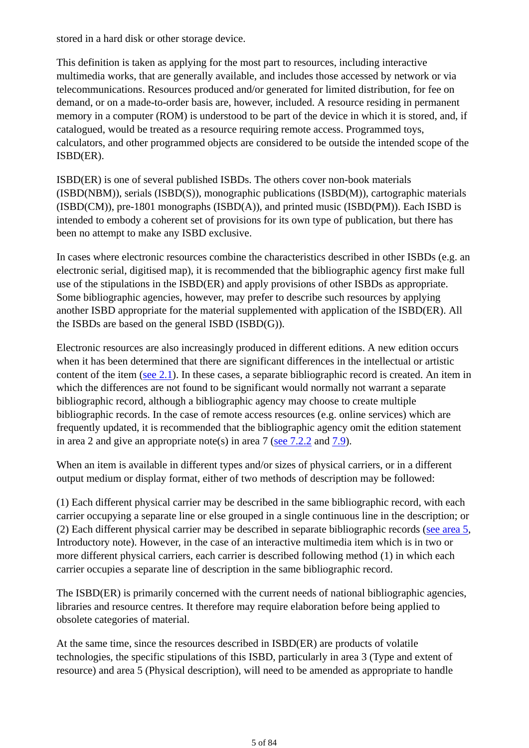stored in a hard disk or other storage device.

This definition is taken as applying for the most part to resources, including interactive multimedia works, that are generally available, and includes those accessed by network or via telecommunications. Resources produced and/or generated for limited distribution, for fee on demand, or on a made-to-order basis are, however, included. A resource residing in permanent memory in a computer (ROM) is understood to be part of the device in which it is stored, and, if catalogued, would be treated as a resource requiring remote access. Programmed toys, calculators, and other programmed objects are considered to be outside the intended scope of the ISBD(ER).

ISBD(ER) is one of several published ISBDs. The others cover non-book materials (ISBD(NBM)), serials (ISBD(S)), monographic publications (ISBD(M)), cartographic materials (ISBD(CM)), pre-1801 monographs (ISBD(A)), and printed music (ISBD(PM)). Each ISBD is intended to embody a coherent set of provisions for its own type of publication, but there has been no attempt to make any ISBD exclusive.

In cases where electronic resources combine the characteristics described in other ISBDs (e.g. an electronic serial, digitised map), it is recommended that the bibliographic agency first make full use of the stipulations in the ISBD(ER) and apply provisions of other ISBDs as appropriate. Some bibliographic agencies, however, may prefer to describe such resources by applying another ISBD appropriate for the material supplemented with application of the ISBD(ER). All the ISBDs are based on the general ISBD (ISBD(G)).

Electronic resources are also increasingly produced in different editions. A new edition occurs when it has been determined that there are significant differences in the intellectual or artistic content of the item (see 2.1). In these cases, a separate bibliographic record is created. An item in which the differences are not found to be significant would normally not warrant a separate bibliographic record, although a bibliographic agency may choose to create multiple bibliographic records. In the case of remote access resources (e.g. online services) which are frequently updated, it is recommended that the bibliographic agency omit the edition statement in area 2 and give an appropriate note(s) in area 7 (see 7.2.2 and 7.9).

When an item is available in different types and/or sizes of physical carriers, or in a different output medium or display format, either of two methods of description may be followed:

(1) Each different physical carrier may be described in the same bibliographic record, with each carrier occupying a separate line or else grouped in a single continuous line in the description; or
(2) Each different physical carrier may be described in separate bibliographic records (see area 5, Introductory note). However, in the case of an interactive multimedia item which is in two or more different physical carriers, each carrier is described following method (1) in which each carrier occupies a separate line of description in the same bibliographic record.

The ISBD(ER) is primarily concerned with the current needs of national bibliographic agencies, libraries and resource centres. It therefore may require elaboration before being applied to obsolete categories of material.

At the same time, since the resources described in ISBD(ER) are products of volatile technologies, the specific stipulations of this ISBD, particularly in area 3 (Type and extent of resource) and area 5 (Physical description), will need to be amended as appropriate to handle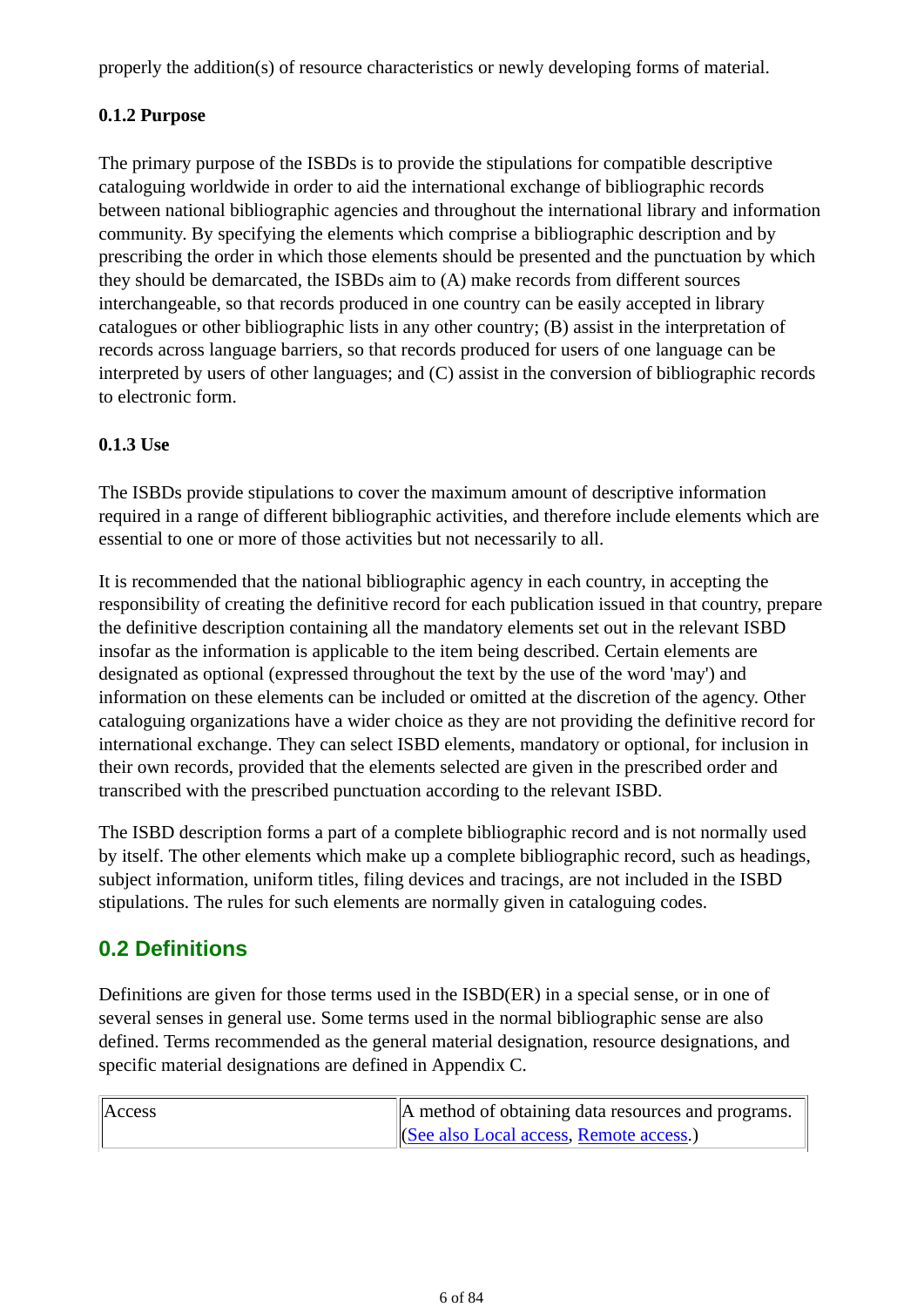properly the addition(s) of resource characteristics or newly developing forms of material.

**0.1.2 Purpose**

The primary purpose of the ISBDs is to provide the stipulations for compatible descriptive cataloguing worldwide in order to aid the international exchange of bibliographic records between national bibliographic agencies and throughout the international library and information community. By specifying the elements which comprise a bibliographic description and by prescribing the order in which those elements should be presented and the punctuation by which they should be demarcated, the ISBDs aim to (A) make records from different sources interchangeable, so that records produced in one country can be easily accepted in library catalogues or other bibliographic lists in any other country; (B) assist in the interpretation of records across language barriers, so that records produced for users of one language can be interpreted by users of other languages; and (C) assist in the conversion of bibliographic records to electronic form.

**0.1.3 Use**

The ISBDs provide stipulations to cover the maximum amount of descriptive information required in a range of different bibliographic activities, and therefore include elements which are essential to one or more of those activities but not necessarily to all.

It is recommended that the national bibliographic agency in each country, in accepting the responsibility of creating the definitive record for each publication issued in that country, prepare the definitive description containing all the mandatory elements set out in the relevant ISBD insofar as the information is applicable to the item being described. Certain elements are designated as optional (expressed throughout the text by the use of the word 'may') and information on these elements can be included or omitted at the discretion of the agency. Other cataloguing organizations have a wider choice as they are not providing the definitive record for international exchange. They can select ISBD elements, mandatory or optional, for inclusion in their own records, provided that the elements selected are given in the prescribed order and transcribed with the prescribed punctuation according to the relevant ISBD.

The ISBD description forms a part of a complete bibliographic record and is not normally used by itself. The other elements which make up a complete bibliographic record, such as headings, subject information, uniform titles, filing devices and tracings, are not included in the ISBD stipulations. The rules for such elements are normally given in cataloguing codes.

## 0.2 Definitions

Definitions are given for those terms used in the ISBD(ER) in a special sense, or in one of several senses in general use. Some terms used in the normal bibliographic sense are also defined. Terms recommended as the general material designation, resource designations, and specific material designations are defined in Appendix C.

| | |
|---|---|
| Access | A method of obtaining data resources and programs. (See also Local access, Remote access.) |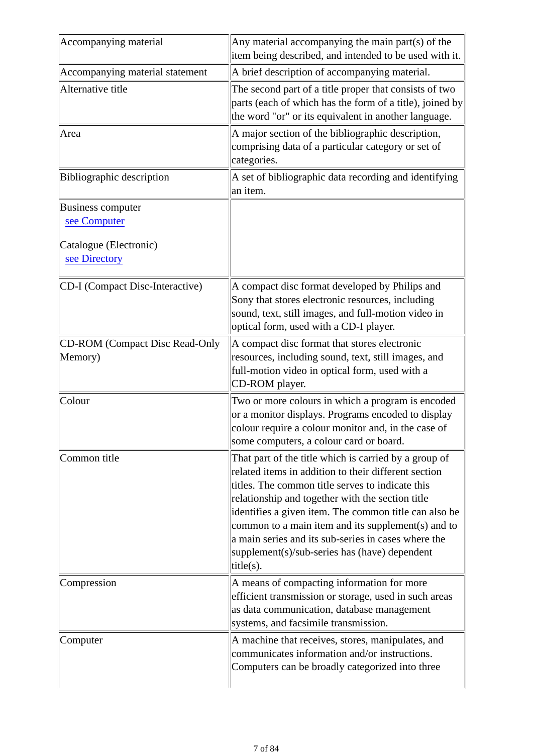| | |
|---|---|
| Accompanying material | Any material accompanying the main part(s) of the item being described, and intended to be used with it. |
| Accompanying material statement | A brief description of accompanying material. |
| Alternative title | The second part of a title proper that consists of two parts (each of which has the form of a title), joined by the word "or" or its equivalent in another language. |
| Area | A major section of the bibliographic description, comprising data of a particular category or set of categories. |
| Bibliographic description | A set of bibliographic data recording and identifying an item. |
| Business computer<br>see Computer<br><br>Catalogue (Electronic)<br>see Directory | |
| CD-I (Compact Disc-Interactive) | A compact disc format developed by Philips and Sony that stores electronic resources, including sound, text, still images, and full-motion video in optical form, used with a CD-I player. |
| CD-ROM (Compact Disc Read-Only Memory) | A compact disc format that stores electronic resources, including sound, text, still images, and full-motion video in optical form, used with a CD-ROM player. |
| Colour | Two or more colours in which a program is encoded or a monitor displays. Programs encoded to display colour require a colour monitor and, in the case of some computers, a colour card or board. |
| Common title | That part of the title which is carried by a group of related items in addition to their different section titles. The common title serves to indicate this relationship and together with the section title identifies a given item. The common title can also be common to a main item and its supplement(s) and to a main series and its sub-series in cases where the supplement(s)/sub-series has (have) dependent title(s). |
| Compression | A means of compacting information for more efficient transmission or storage, used in such areas as data communication, database management systems, and facsimile transmission. |
| Computer | A machine that receives, stores, manipulates, and communicates information and/or instructions. Computers can be broadly categorized into three |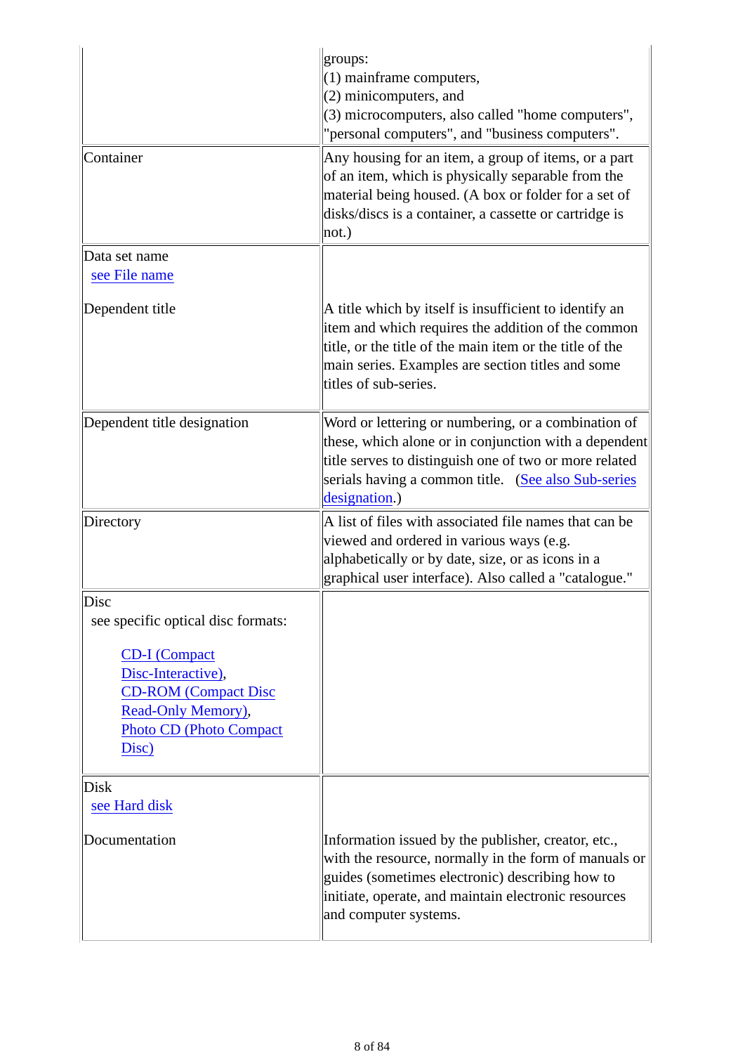| | |
|---|---|
| | groups:<br>(1) mainframe computers,<br>(2) minicomputers, and<br>(3) microcomputers, also called "home computers", "personal computers", and "business computers". |
| Container | Any housing for an item, a group of items, or a part of an item, which is physically separable from the material being housed. (A box or folder for a set of disks/discs is a container, a cassette or cartridge is not.) |
| Data set name<br>see File name | |
| Dependent title | A title which by itself is insufficient to identify an item and which requires the addition of the common title, or the title of the main item or the title of the main series. Examples are section titles and some titles of sub-series. |
| Dependent title designation | Word or lettering or numbering, or a combination of these, which alone or in conjunction with a dependent title serves to distinguish one of two or more related serials having a common title. (See also Sub-series designation.) |
| Directory | A list of files with associated file names that can be viewed and ordered in various ways (e.g. alphabetically or by date, size, or as icons in a graphical user interface). Also called a "catalogue." |
| Disc<br>see specific optical disc formats:<br>CD-I (Compact Disc-Interactive),<br>CD-ROM (Compact Disc Read-Only Memory),<br>Photo CD (Photo Compact Disc) | |
| Disk<br>see Hard disk | |
| Documentation | Information issued by the publisher, creator, etc., with the resource, normally in the form of manuals or guides (sometimes electronic) describing how to initiate, operate, and maintain electronic resources and computer systems. |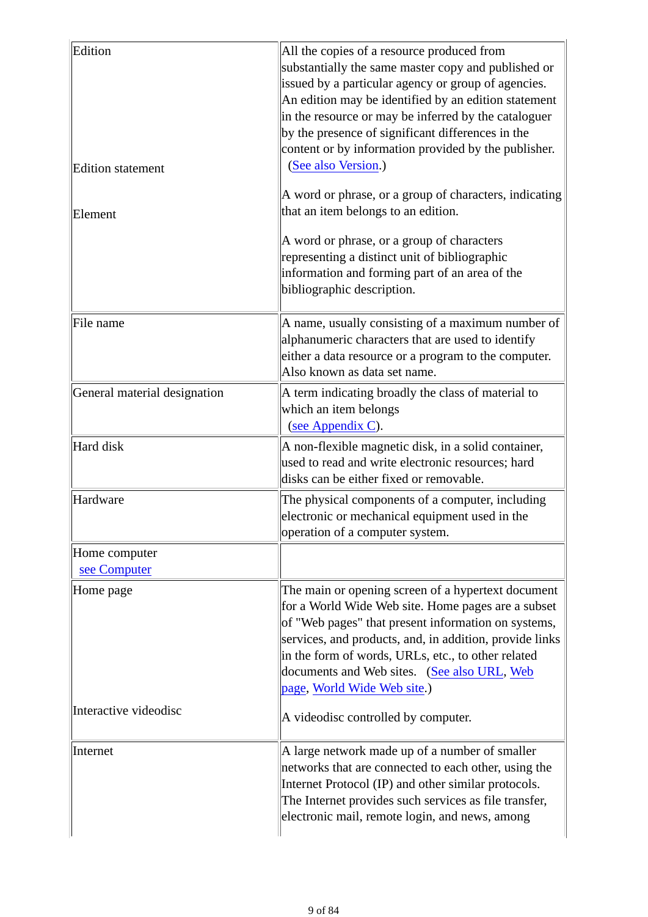| | |
|---|---|
| Edition | All the copies of a resource produced from substantially the same master copy and published or issued by a particular agency or group of agencies. An edition may be identified by an edition statement in the resource or may be inferred by the cataloguer by the presence of significant differences in the content or by information provided by the publisher. (See also Version.) |
| Edition statement | A word or phrase, or a group of characters, indicating that an item belongs to an edition. |
| Element | A word or phrase, or a group of characters representing a distinct unit of bibliographic information and forming part of an area of the bibliographic description. |
| File name | A name, usually consisting of a maximum number of alphanumeric characters that are used to identify either a data resource or a program to the computer. Also known as data set name. |
| General material designation | A term indicating broadly the class of material to which an item belongs (see Appendix C). |
| Hard disk | A non-flexible magnetic disk, in a solid container, used to read and write electronic resources; hard disks can be either fixed or removable. |
| Hardware | The physical components of a computer, including electronic or mechanical equipment used in the operation of a computer system. |
| Home computer see Computer | |
| Home page | The main or opening screen of a hypertext document for a World Wide Web site. Home pages are a subset of "Web pages" that present information on systems, services, and products, and, in addition, provide links in the form of words, URLs, etc., to other related documents and Web sites. (See also URL, Web page, World Wide Web site.) |
| Interactive videodisc | A videodisc controlled by computer. |
| Internet | A large network made up of a number of smaller networks that are connected to each other, using the Internet Protocol (IP) and other similar protocols. The Internet provides such services as file transfer, electronic mail, remote login, and news, among |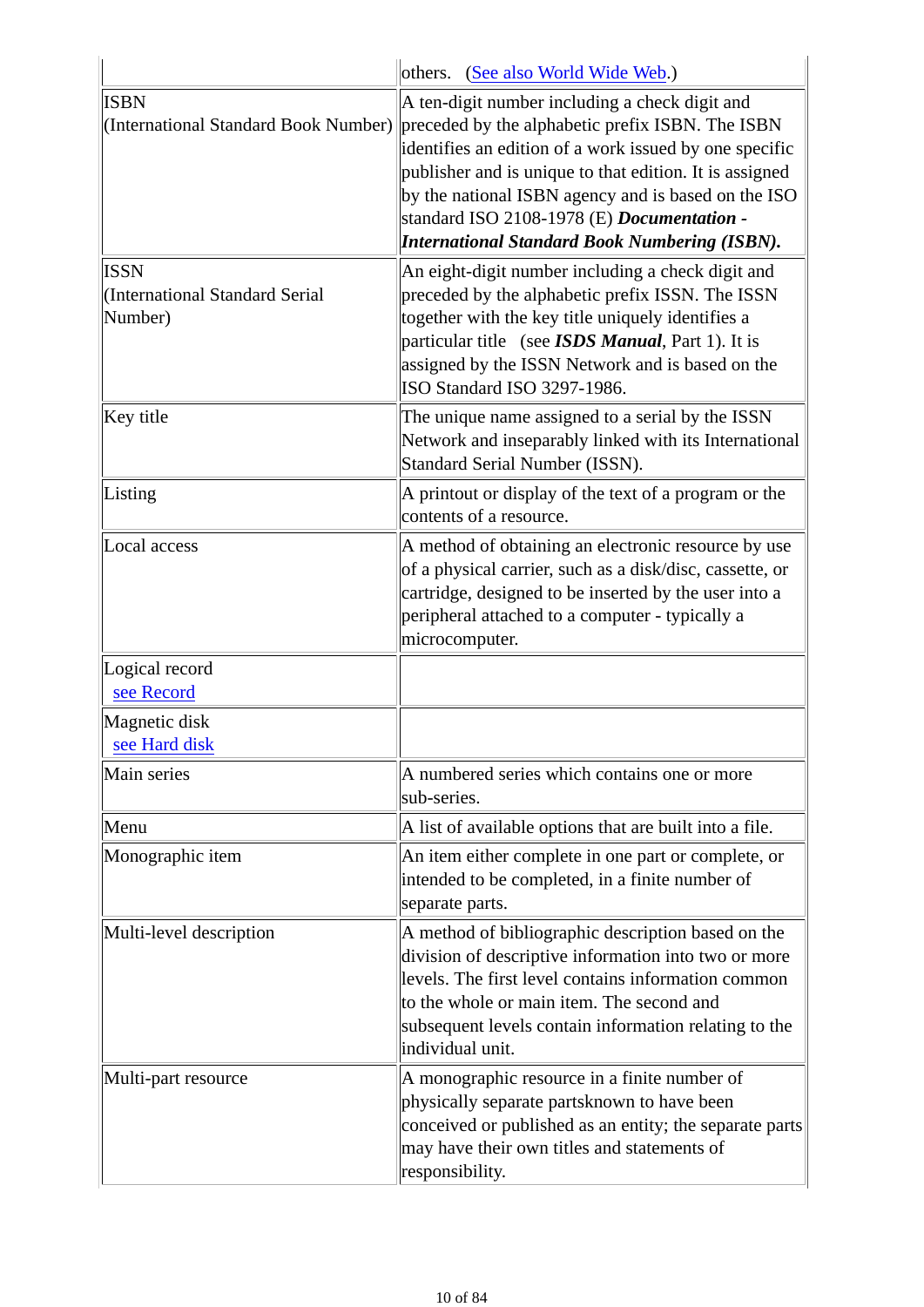| | |
|---|---|
| | others. (See also World Wide Web.) |
| ISBN (International Standard Book Number) | A ten-digit number including a check digit and preceded by the alphabetic prefix ISBN. The ISBN identifies an edition of a work issued by one specific publisher and is unique to that edition. It is assigned by the national ISBN agency and is based on the ISO standard ISO 2108-1978 (E) ***Documentation - International Standard Book Numbering (ISBN).*** |
| ISSN (International Standard Serial Number) | An eight-digit number including a check digit and preceded by the alphabetic prefix ISSN. The ISSN together with the key title uniquely identifies a particular title (see ***ISDS Manual***, Part 1). It is assigned by the ISSN Network and is based on the ISO Standard ISO 3297-1986. |
| Key title | The unique name assigned to a serial by the ISSN Network and inseparably linked with its International Standard Serial Number (ISSN). |
| Listing | A printout or display of the text of a program or the contents of a resource. |
| Local access | A method of obtaining an electronic resource by use of a physical carrier, such as a disk/disc, cassette, or cartridge, designed to be inserted by the user into a peripheral attached to a computer - typically a microcomputer. |
| Logical record see Record | |
| Magnetic disk see Hard disk | |
| Main series | A numbered series which contains one or more sub-series. |
| Menu | A list of available options that are built into a file. |
| Monographic item | An item either complete in one part or complete, or intended to be completed, in a finite number of separate parts. |
| Multi-level description | A method of bibliographic description based on the division of descriptive information into two or more levels. The first level contains information common to the whole or main item. The second and subsequent levels contain information relating to the individual unit. |
| Multi-part resource | A monographic resource in a finite number of physically separate partsknown to have been conceived or published as an entity; the separate parts may have their own titles and statements of responsibility. |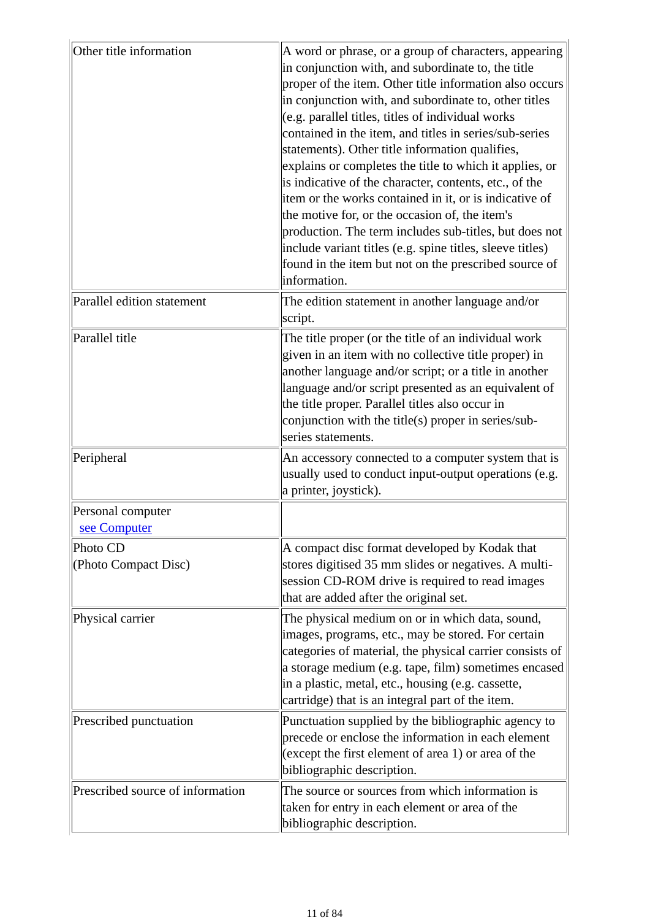| | |
|---|---|
| Other title information | A word or phrase, or a group of characters, appearing in conjunction with, and subordinate to, the title proper of the item. Other title information also occurs in conjunction with, and subordinate to, other titles (e.g. parallel titles, titles of individual works contained in the item, and titles in series/sub-series statements). Other title information qualifies, explains or completes the title to which it applies, or is indicative of the character, contents, etc., of the item or the works contained in it, or is indicative of the motive for, or the occasion of, the item's production. The term includes sub-titles, but does not include variant titles (e.g. spine titles, sleeve titles) found in the item but not on the prescribed source of information. |
| Parallel edition statement | The edition statement in another language and/or script. |
| Parallel title | The title proper (or the title of an individual work given in an item with no collective title proper) in another language and/or script; or a title in another language and/or script presented as an equivalent of the title proper. Parallel titles also occur in conjunction with the title(s) proper in series/sub-series statements. |
| Peripheral | An accessory connected to a computer system that is usually used to conduct input-output operations (e.g. a printer, joystick). |
| Personal computer<br>see Computer | |
| Photo CD<br>(Photo Compact Disc) | A compact disc format developed by Kodak that stores digitised 35 mm slides or negatives. A multi-session CD-ROM drive is required to read images that are added after the original set. |
| Physical carrier | The physical medium on or in which data, sound, images, programs, etc., may be stored. For certain categories of material, the physical carrier consists of a storage medium (e.g. tape, film) sometimes encased in a plastic, metal, etc., housing (e.g. cassette, cartridge) that is an integral part of the item. |
| Prescribed punctuation | Punctuation supplied by the bibliographic agency to precede or enclose the information in each element (except the first element of area 1) or area of the bibliographic description. |
| Prescribed source of information | The source or sources from which information is taken for entry in each element or area of the bibliographic description. |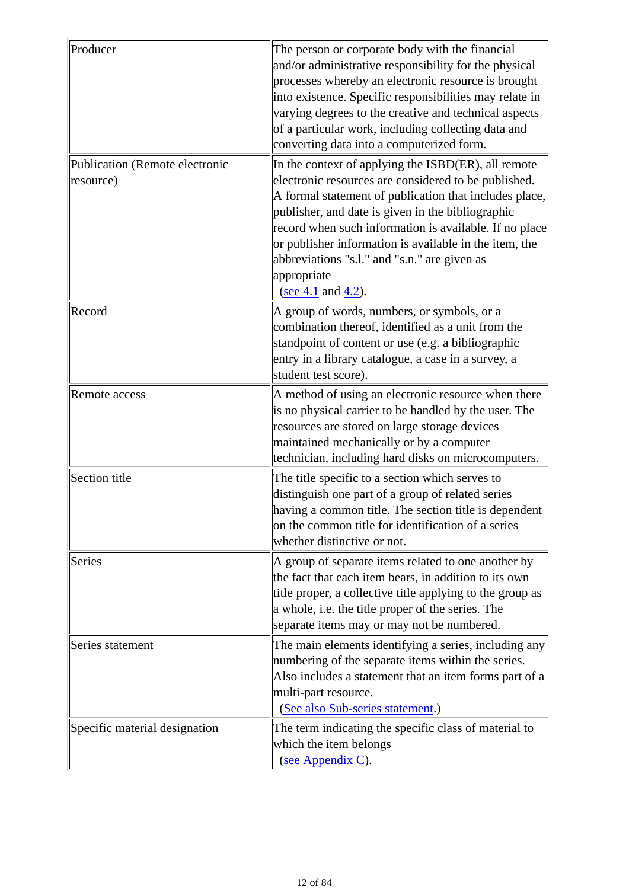| | |
|---|---|
| Producer | The person or corporate body with the financial and/or administrative responsibility for the physical processes whereby an electronic resource is brought into existence. Specific responsibilities may relate in varying degrees to the creative and technical aspects of a particular work, including collecting data and converting data into a computerized form. |
| Publication (Remote electronic resource) | In the context of applying the ISBD(ER), all remote electronic resources are considered to be published. A formal statement of publication that includes place, publisher, and date is given in the bibliographic record when such information is available. If no place or publisher information is available in the item, the abbreviations "s.l." and "s.n." are given as appropriate (see 4.1 and 4.2). |
| Record | A group of words, numbers, or symbols, or a combination thereof, identified as a unit from the standpoint of content or use (e.g. a bibliographic entry in a library catalogue, a case in a survey, a student test score). |
| Remote access | A method of using an electronic resource when there is no physical carrier to be handled by the user. The resources are stored on large storage devices maintained mechanically or by a computer technician, including hard disks on microcomputers. |
| Section title | The title specific to a section which serves to distinguish one part of a group of related series having a common title. The section title is dependent on the common title for identification of a series whether distinctive or not. |
| Series | A group of separate items related to one another by the fact that each item bears, in addition to its own title proper, a collective title applying to the group as a whole, i.e. the title proper of the series. The separate items may or may not be numbered. |
| Series statement | The main elements identifying a series, including any numbering of the separate items within the series. Also includes a statement that an item forms part of a multi-part resource. (See also Sub-series statement.) |
| Specific material designation | The term indicating the specific class of material to which the item belongs (see Appendix C). |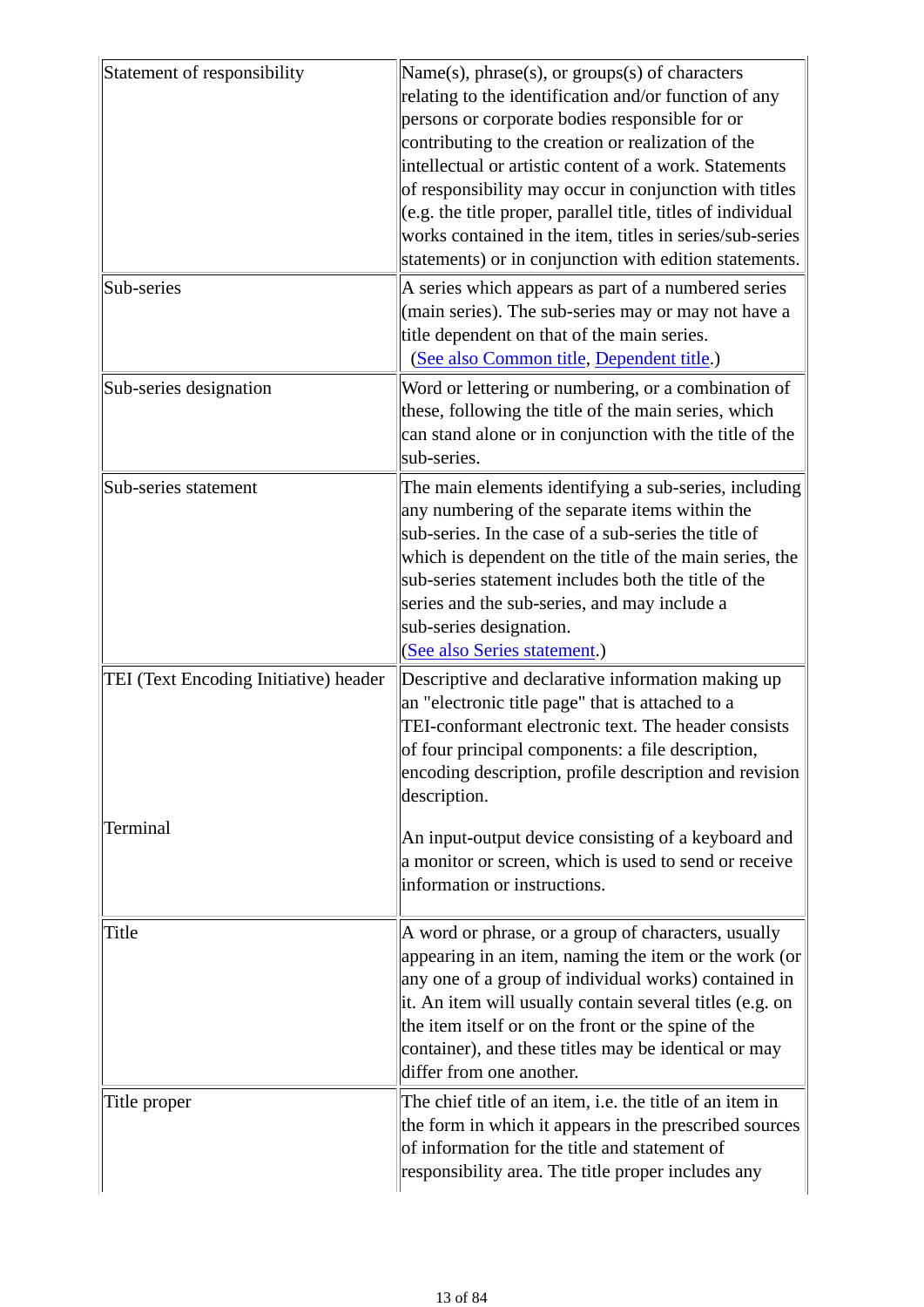| | |
|---|---|
| Statement of responsibility | Name(s), phrase(s), or groups(s) of characters relating to the identification and/or function of any persons or corporate bodies responsible for or contributing to the creation or realization of the intellectual or artistic content of a work. Statements of responsibility may occur in conjunction with titles (e.g. the title proper, parallel title, titles of individual works contained in the item, titles in series/sub-series statements) or in conjunction with edition statements. |
| Sub-series | A series which appears as part of a numbered series (main series). The sub-series may or may not have a title dependent on that of the main series. (See also Common title, Dependent title.) |
| Sub-series designation | Word or lettering or numbering, or a combination of these, following the title of the main series, which can stand alone or in conjunction with the title of the sub-series. |
| Sub-series statement | The main elements identifying a sub-series, including any numbering of the separate items within the sub-series. In the case of a sub-series the title of which is dependent on the title of the main series, the sub-series statement includes both the title of the series and the sub-series, and may include a sub-series designation. (See also Series statement.) |
| TEI (Text Encoding Initiative) header | Descriptive and declarative information making up an "electronic title page" that is attached to a TEI-conformant electronic text. The header consists of four principal components: a file description, encoding description, profile description and revision description. |
| Terminal | An input-output device consisting of a keyboard and a monitor or screen, which is used to send or receive information or instructions. |
| Title | A word or phrase, or a group of characters, usually appearing in an item, naming the item or the work (or any one of a group of individual works) contained in it. An item will usually contain several titles (e.g. on the item itself or on the front or the spine of the container), and these titles may be identical or may differ from one another. |
| Title proper | The chief title of an item, i.e. the title of an item in the form in which it appears in the prescribed sources of information for the title and statement of responsibility area. The title proper includes any |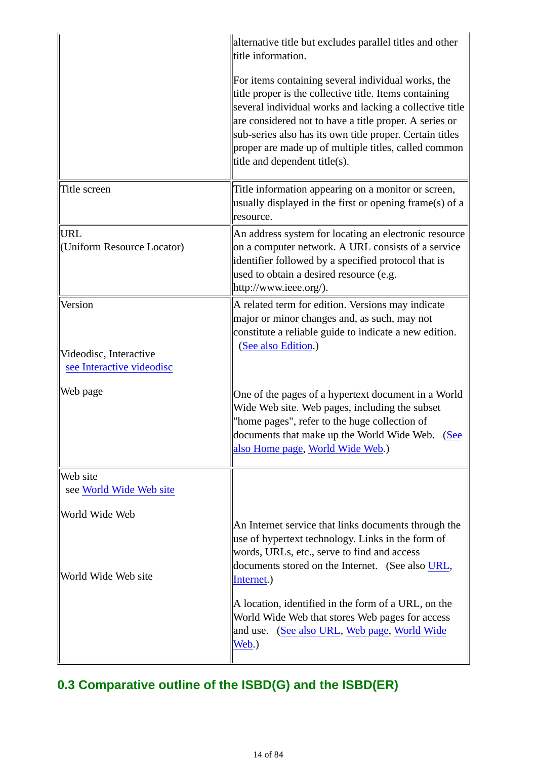| | |
|---|---|
| | alternative title but excludes parallel titles and other title information.<br><br>For items containing several individual works, the title proper is the collective title. Items containing several individual works and lacking a collective title are considered not to have a title proper. A series or sub-series also has its own title proper. Certain titles proper are made up of multiple titles, called common title and dependent title(s). |
| Title screen | Title information appearing on a monitor or screen, usually displayed in the first or opening frame(s) of a resource. |
| URL<br>(Uniform Resource Locator) | An address system for locating an electronic resource on a computer network. A URL consists of a service identifier followed by a specified protocol that is used to obtain a desired resource (e.g. http://www.ieee.org/). |
| Version<br><br>Videodisc, Interactive<br>see Interactive videodisc<br><br>Web page | A related term for edition. Versions may indicate major or minor changes and, as such, may not constitute a reliable guide to indicate a new edition. (See also Edition.)<br><br>One of the pages of a hypertext document in a World Wide Web site. Web pages, including the subset "home pages", refer to the huge collection of documents that make up the World Wide Web. (See also Home page, World Wide Web.) |
| Web site<br>see World Wide Web site<br><br>World Wide Web<br><br>World Wide Web site | An Internet service that links documents through the use of hypertext technology. Links in the form of words, URLs, etc., serve to find and access documents stored on the Internet. (See also URL, Internet.)<br><br>A location, identified in the form of a URL, on the World Wide Web that stores Web pages for access and use. (See also URL, Web page, World Wide Web.) |

## 0.3 Comparative outline of the ISBD(G) and the ISBD(ER)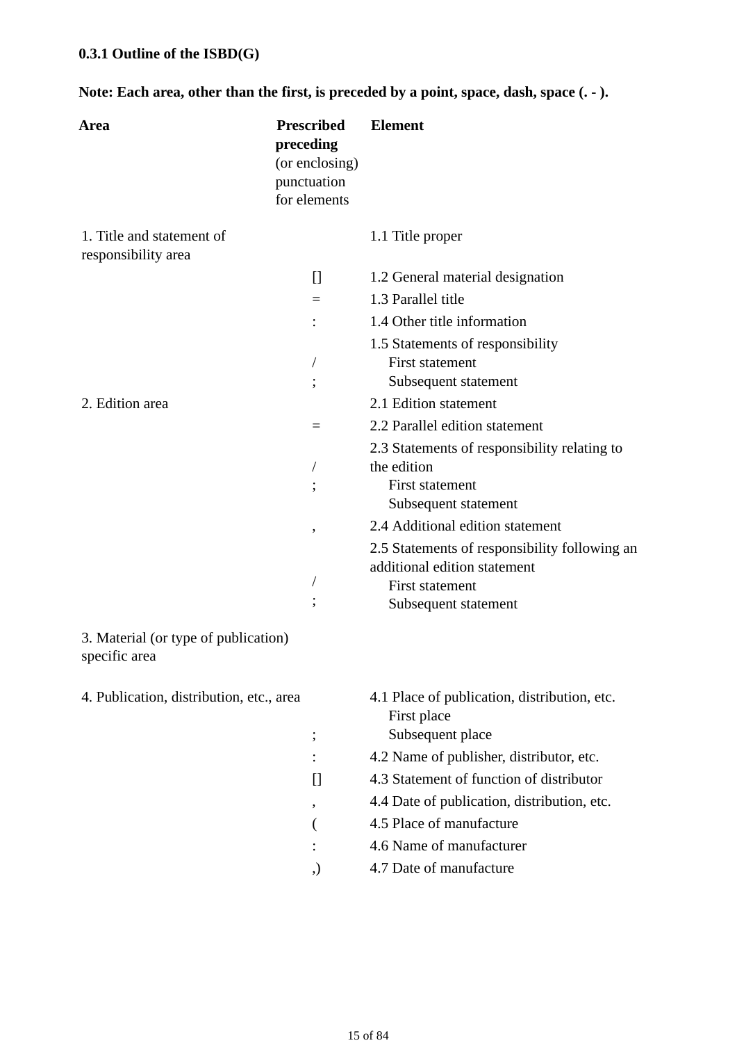**0.3.1 Outline of the ISBD(G)**

**Note: Each area, other than the first, is preceded by a point, space, dash, space (. - ).**

| **Area** | **Prescribed preceding** (or enclosing) punctuation for elements | **Element** |
|---|---|---|
| 1. Title and statement of responsibility area | | 1.1 Title proper |
| | [] | 1.2 General material designation |
| | = | 1.3 Parallel title |
| | : | 1.4 Other title information |
| | | 1.5 Statements of responsibility |
| | / | First statement |
| | ; | Subsequent statement |
| 2. Edition area | | 2.1 Edition statement |
| | = | 2.2 Parallel edition statement |
| | | 2.3 Statements of responsibility relating to the edition |
| | / | First statement |
| | ; | Subsequent statement |
| | , | 2.4 Additional edition statement |
| | | 2.5 Statements of responsibility following an additional edition statement |
| | / | First statement |
| | ; | Subsequent statement |
| 3. Material (or type of publication) specific area | | |
| 4. Publication, distribution, etc., area | | 4.1 Place of publication, distribution, etc. |
| | | First place |
| | ; | Subsequent place |
| | : | 4.2 Name of publisher, distributor, etc. |
| | [] | 4.3 Statement of function of distributor |
| | , | 4.4 Date of publication, distribution, etc. |
| | ( | 4.5 Place of manufacture |
| | : | 4.6 Name of manufacturer |
| | ,) | 4.7 Date of manufacture |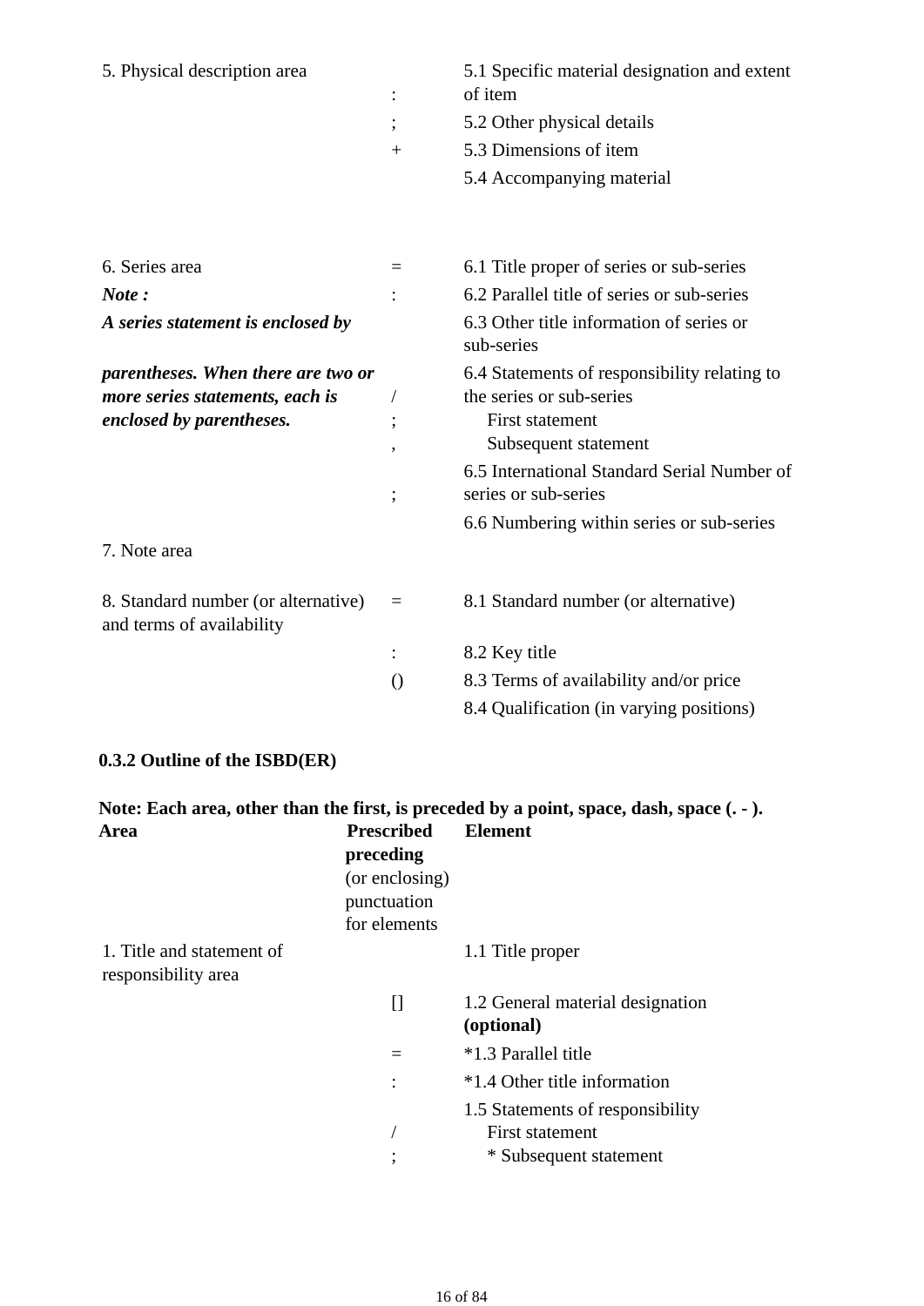| | | |
|---|---|---|
| 5. Physical description area | : | 5.1 Specific material designation and extent of item |
| | ; | 5.2 Other physical details |
| | + | 5.3 Dimensions of item |
| | | 5.4 Accompanying material |
| 6. Series area | = | 6.1 Title proper of series or sub-series |
| ***Note :*** | : | 6.2 Parallel title of series or sub-series |
| ***A series statement is enclosed by*** | | 6.3 Other title information of series or sub-series |
| ***parentheses. When there are two or more series statements, each is enclosed by parentheses.*** | | 6.4 Statements of responsibility relating to the series or sub-series |
| | / | First statement |
| | ; | Subsequent statement |
| | , | 6.5 International Standard Serial Number of series or sub-series |
| | ; | 6.6 Numbering within series or sub-series |
| 7. Note area | | |
| 8. Standard number (or alternative) and terms of availability | = | 8.1 Standard number (or alternative) |
| | : | 8.2 Key title |
| | () | 8.3 Terms of availability and/or price |
| | | 8.4 Qualification (in varying positions) |

**0.3.2 Outline of the ISBD(ER)**

**Note: Each area, other than the first, is preceded by a point, space, dash, space (. - ).**

| **Area** | **Prescribed preceding** (or enclosing) punctuation for elements | **Element** |
|---|---|---|
| 1. Title and statement of responsibility area | | 1.1 Title proper |
| | [] | 1.2 General material designation **(optional)** |
| | = | *1.3 Parallel title |
| | : | *1.4 Other title information |
| | | 1.5 Statements of responsibility |
| | / | First statement |
| | ; | * Subsequent statement |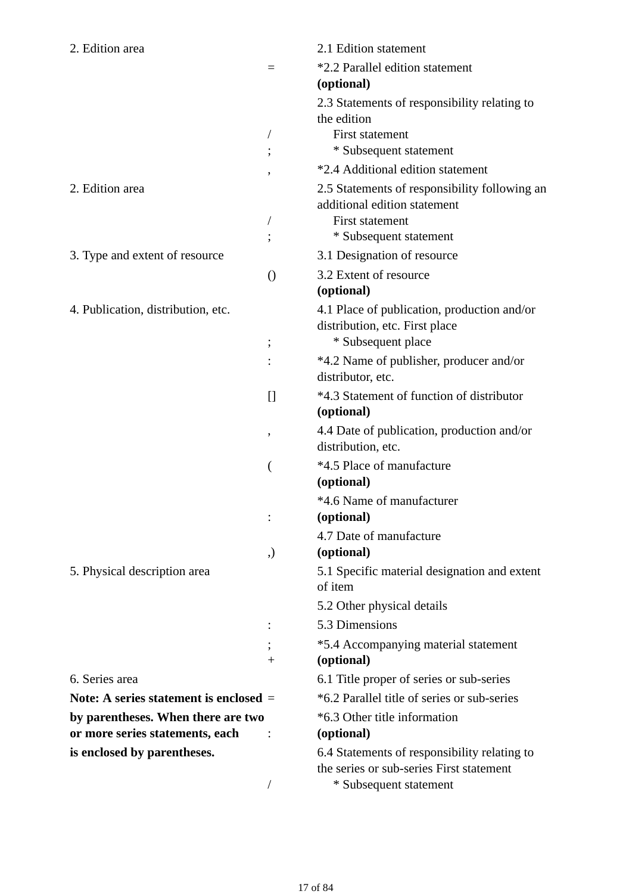| | | |
|---|---|---|
| 2. Edition area | | 2.1 Edition statement |
| | = | *2.2 Parallel edition statement **(optional)** |
| | | 2.3 Statements of responsibility relating to the edition |
| | / | First statement |
| | ; | * Subsequent statement |
| | , | *2.4 Additional edition statement |
| 2. Edition area | | 2.5 Statements of responsibility following an additional edition statement |
| | / | First statement |
| | ; | * Subsequent statement |
| 3. Type and extent of resource | | 3.1 Designation of resource |
| | () | 3.2 Extent of resource **(optional)** |
| 4. Publication, distribution, etc. | | 4.1 Place of publication, production and/or distribution, etc. First place |
| | ; | * Subsequent place |
| | : | *4.2 Name of publisher, producer and/or distributor, etc. |
| | [] | *4.3 Statement of function of distributor **(optional)** |
| | , | 4.4 Date of publication, production and/or distribution, etc. |
| | ( | *4.5 Place of manufacture **(optional)** |
| | : | *4.6 Name of manufacturer **(optional)** |
| | ,) | 4.7 Date of manufacture **(optional)** |
| 5. Physical description area | | 5.1 Specific material designation and extent of item |
| | | 5.2 Other physical details |
| | : | 5.3 Dimensions |
| | ; + | *5.4 Accompanying material statement **(optional)** |
| 6. Series area | | 6.1 Title proper of series or sub-series |
| **Note: A series statement is enclosed** | = | *6.2 Parallel title of series or sub-series |
| **by parentheses. When there are two or more series statements, each** | : | *6.3 Other title information **(optional)** |
| **is enclosed by parentheses.** | | 6.4 Statements of responsibility relating to the series or sub-series First statement |
| | / | * Subsequent statement |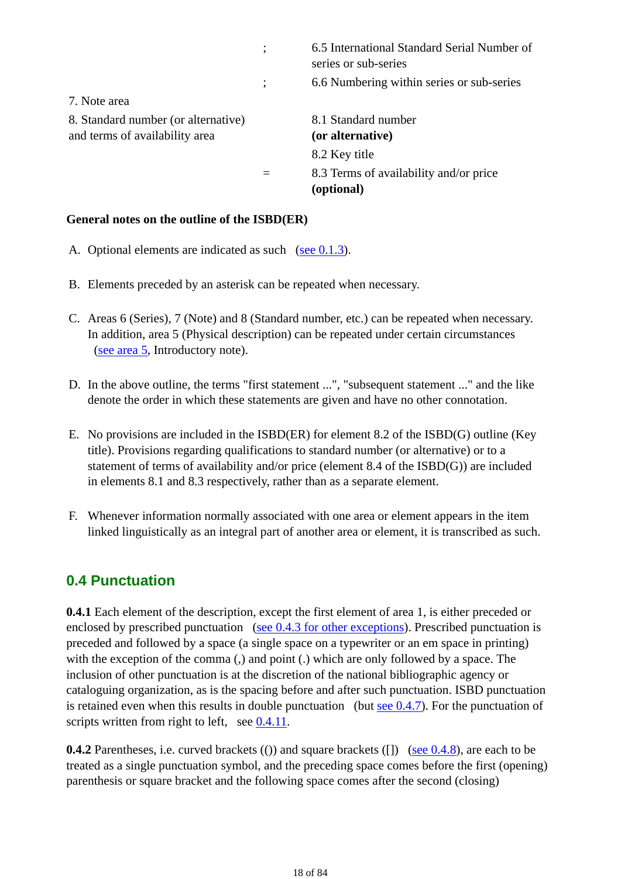| | | |
|---|---|---|
| | ; | 6.5 International Standard Serial Number of series or sub-series |
| | ; | 6.6 Numbering within series or sub-series |
| 7. Note area | | |
| 8. Standard number (or alternative) and terms of availability area | | 8.1 Standard number **(or alternative)** |
| | | 8.2 Key title |
| | = | 8.3 Terms of availability and/or price **(optional)** |

**General notes on the outline of the ISBD(ER)**

A. Optional elements are indicated as such (see 0.1.3).

B. Elements preceded by an asterisk can be repeated when necessary.

C. Areas 6 (Series), 7 (Note) and 8 (Standard number, etc.) can be repeated when necessary. In addition, area 5 (Physical description) can be repeated under certain circumstances (see area 5, Introductory note).

D. In the above outline, the terms "first statement ...", "subsequent statement ..." and the like denote the order in which these statements are given and have no other connotation.

E. No provisions are included in the ISBD(ER) for element 8.2 of the ISBD(G) outline (Key title). Provisions regarding qualifications to standard number (or alternative) or to a statement of terms of availability and/or price (element 8.4 of the ISBD(G)) are included in elements 8.1 and 8.3 respectively, rather than as a separate element.

F. Whenever information normally associated with one area or element appears in the item linked linguistically as an integral part of another area or element, it is transcribed as such.

## 0.4 Punctuation

**0.4.1** Each element of the description, except the first element of area 1, is either preceded or enclosed by prescribed punctuation (see 0.4.3 for other exceptions). Prescribed punctuation is preceded and followed by a space (a single space on a typewriter or an em space in printing) with the exception of the comma (,) and point (.) which are only followed by a space. The inclusion of other punctuation is at the discretion of the national bibliographic agency or cataloguing organization, as is the spacing before and after such punctuation. ISBD punctuation is retained even when this results in double punctuation (but see 0.4.7). For the punctuation of scripts written from right to left, see 0.4.11.

**0.4.2** Parentheses, i.e. curved brackets (()) and square brackets ([]) (see 0.4.8), are each to be treated as a single punctuation symbol, and the preceding space comes before the first (opening) parenthesis or square bracket and the following space comes after the second (closing)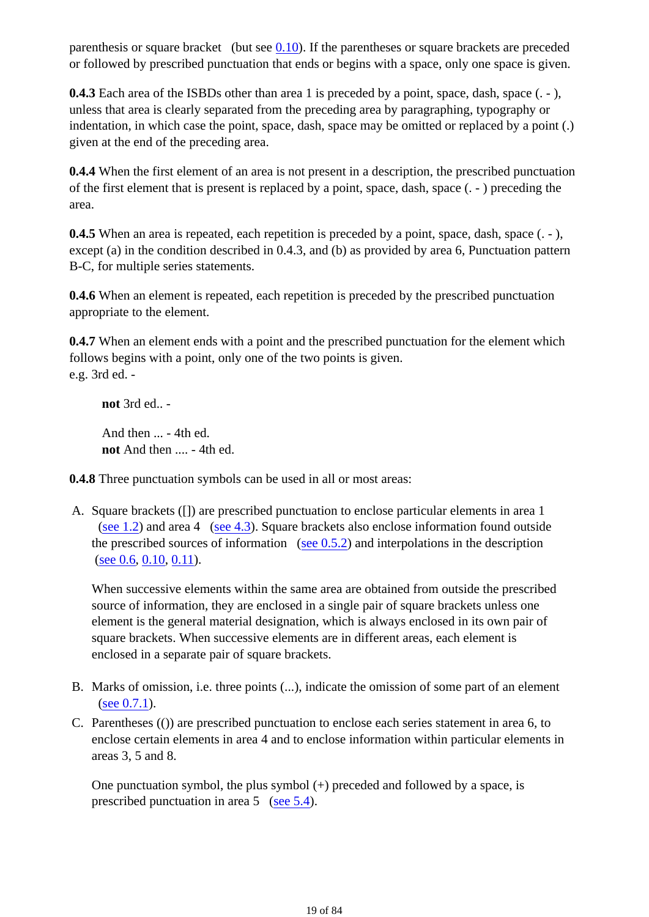parenthesis or square bracket (but see 0.10). If the parentheses or square brackets are preceded or followed by prescribed punctuation that ends or begins with a space, only one space is given.

**0.4.3** Each area of the ISBDs other than area 1 is preceded by a point, space, dash, space (. - ), unless that area is clearly separated from the preceding area by paragraphing, typography or indentation, in which case the point, space, dash, space may be omitted or replaced by a point (.) given at the end of the preceding area.

**0.4.4** When the first element of an area is not present in a description, the prescribed punctuation of the first element that is present is replaced by a point, space, dash, space (. - ) preceding the area.

**0.4.5** When an area is repeated, each repetition is preceded by a point, space, dash, space (. - ), except (a) in the condition described in 0.4.3, and (b) as provided by area 6, Punctuation pattern B-C, for multiple series statements.

**0.4.6** When an element is repeated, each repetition is preceded by the prescribed punctuation appropriate to the element.

**0.4.7** When an element ends with a point and the prescribed punctuation for the element which follows begins with a point, only one of the two points is given.
e.g. 3rd ed. -

> **not** 3rd ed.. -
>
> And then ... - 4th ed.
> **not** And then .... - 4th ed.

**0.4.8** Three punctuation symbols can be used in all or most areas:

A. Square brackets ([]) are prescribed punctuation to enclose particular elements in area 1 (see 1.2) and area 4 (see 4.3). Square brackets also enclose information found outside the prescribed sources of information (see 0.5.2) and interpolations in the description (see 0.6, 0.10, 0.11).

   When successive elements within the same area are obtained from outside the prescribed source of information, they are enclosed in a single pair of square brackets unless one element is the general material designation, which is always enclosed in its own pair of square brackets. When successive elements are in different areas, each element is enclosed in a separate pair of square brackets.

B. Marks of omission, i.e. three points (...), indicate the omission of some part of an element (see 0.7.1).

C. Parentheses (()) are prescribed punctuation to enclose each series statement in area 6, to enclose certain elements in area 4 and to enclose information within particular elements in areas 3, 5 and 8.

   One punctuation symbol, the plus symbol (+) preceded and followed by a space, is prescribed punctuation in area 5 (see 5.4).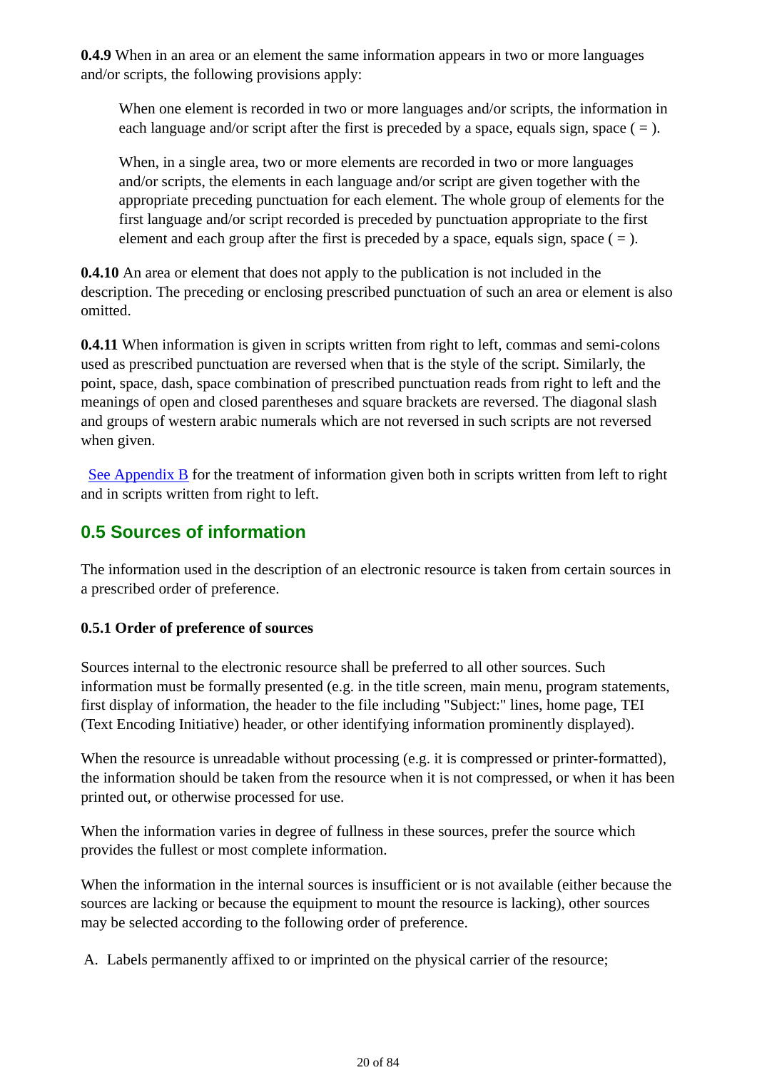**0.4.9** When in an area or an element the same information appears in two or more languages and/or scripts, the following provisions apply:

> When one element is recorded in two or more languages and/or scripts, the information in each language and/or script after the first is preceded by a space, equals sign, space ( = ).
>
> When, in a single area, two or more elements are recorded in two or more languages and/or scripts, the elements in each language and/or script are given together with the appropriate preceding punctuation for each element. The whole group of elements for the first language and/or script recorded is preceded by punctuation appropriate to the first element and each group after the first is preceded by a space, equals sign, space ( = ).

**0.4.10** An area or element that does not apply to the publication is not included in the description. The preceding or enclosing prescribed punctuation of such an area or element is also omitted.

**0.4.11** When information is given in scripts written from right to left, commas and semi-colons used as prescribed punctuation are reversed when that is the style of the script. Similarly, the point, space, dash, space combination of prescribed punctuation reads from right to left and the meanings of open and closed parentheses and square brackets are reversed. The diagonal slash and groups of western arabic numerals which are not reversed in such scripts are not reversed when given.

See Appendix B for the treatment of information given both in scripts written from left to right and in scripts written from right to left.

## 0.5 Sources of information

The information used in the description of an electronic resource is taken from certain sources in a prescribed order of preference.

### 0.5.1 Order of preference of sources

Sources internal to the electronic resource shall be preferred to all other sources. Such information must be formally presented (e.g. in the title screen, main menu, program statements, first display of information, the header to the file including "Subject:" lines, home page, TEI (Text Encoding Initiative) header, or other identifying information prominently displayed).

When the resource is unreadable without processing (e.g. it is compressed or printer-formatted), the information should be taken from the resource when it is not compressed, or when it has been printed out, or otherwise processed for use.

When the information varies in degree of fullness in these sources, prefer the source which provides the fullest or most complete information.

When the information in the internal sources is insufficient or is not available (either because the sources are lacking or because the equipment to mount the resource is lacking), other sources may be selected according to the following order of preference.

A. Labels permanently affixed to or imprinted on the physical carrier of the resource;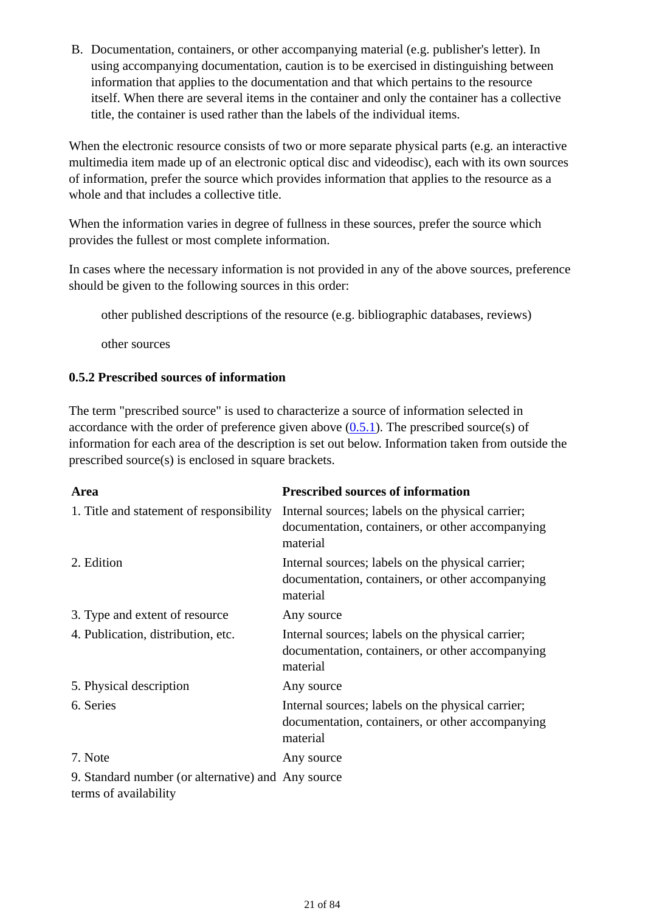B. Documentation, containers, or other accompanying material (e.g. publisher's letter). In using accompanying documentation, caution is to be exercised in distinguishing between information that applies to the documentation and that which pertains to the resource itself. When there are several items in the container and only the container has a collective title, the container is used rather than the labels of the individual items.

When the electronic resource consists of two or more separate physical parts (e.g. an interactive multimedia item made up of an electronic optical disc and videodisc), each with its own sources of information, prefer the source which provides information that applies to the resource as a whole and that includes a collective title.

When the information varies in degree of fullness in these sources, prefer the source which provides the fullest or most complete information.

In cases where the necessary information is not provided in any of the above sources, preference should be given to the following sources in this order:

> other published descriptions of the resource (e.g. bibliographic databases, reviews)
>
> other sources

#### 0.5.2 Prescribed sources of information

The term "prescribed source" is used to characterize a source of information selected in accordance with the order of preference given above (0.5.1). The prescribed source(s) of information for each area of the description is set out below. Information taken from outside the prescribed source(s) is enclosed in square brackets.

| Area | Prescribed sources of information |
|---|---|
| 1. Title and statement of responsibility | Internal sources; labels on the physical carrier; documentation, containers, or other accompanying material |
| 2. Edition | Internal sources; labels on the physical carrier; documentation, containers, or other accompanying material |
| 3. Type and extent of resource | Any source |
| 4. Publication, distribution, etc. | Internal sources; labels on the physical carrier; documentation, containers, or other accompanying material |
| 5. Physical description | Any source |
| 6. Series | Internal sources; labels on the physical carrier; documentation, containers, or other accompanying material |
| 7. Note | Any source |
| 9. Standard number (or alternative) and terms of availability | Any source |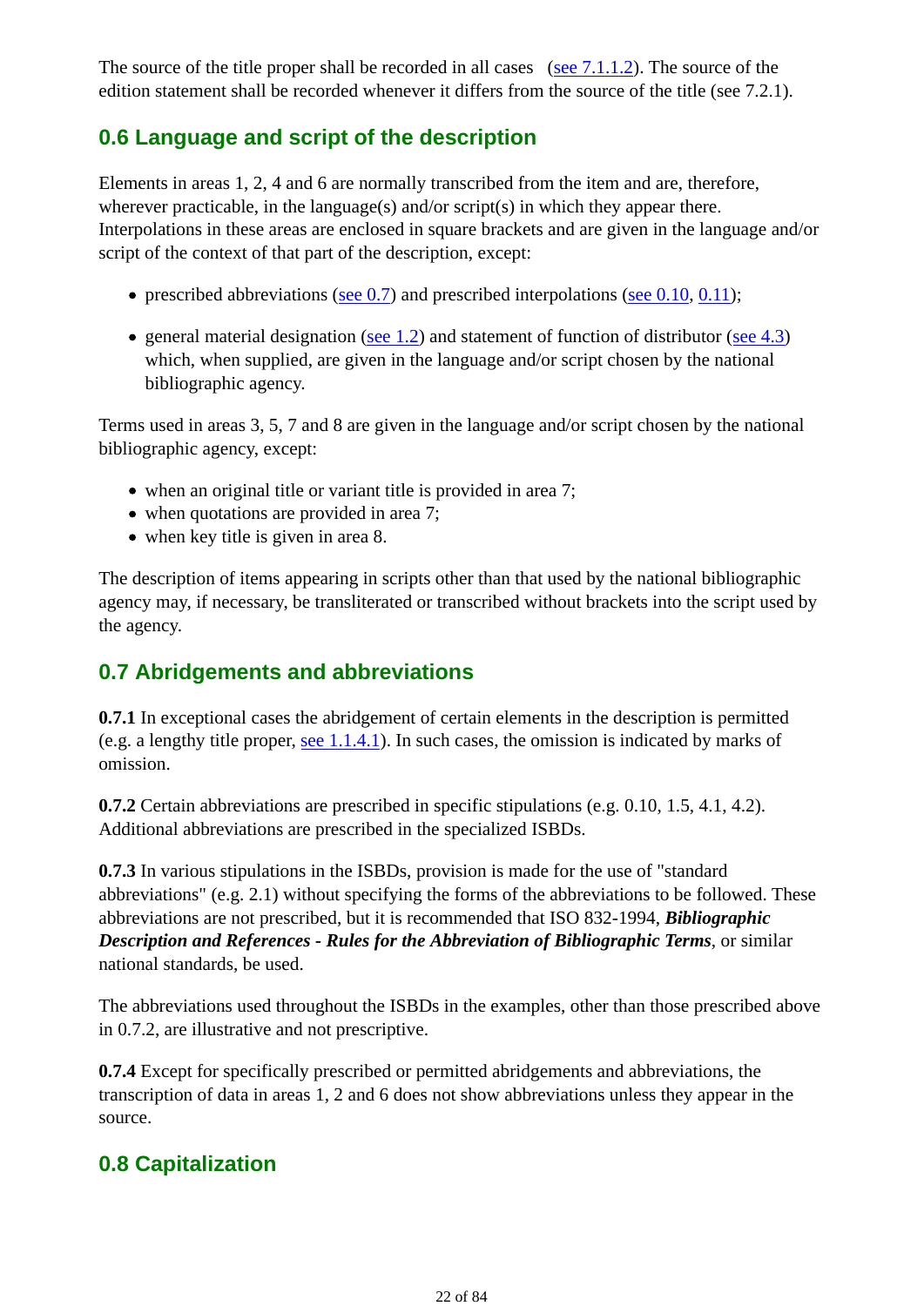The source of the title proper shall be recorded in all cases (see 7.1.1.2). The source of the edition statement shall be recorded whenever it differs from the source of the title (see 7.2.1).

## 0.6 Language and script of the description

Elements in areas 1, 2, 4 and 6 are normally transcribed from the item and are, therefore, wherever practicable, in the language(s) and/or script(s) in which they appear there. Interpolations in these areas are enclosed in square brackets and are given in the language and/or script of the context of that part of the description, except:

- prescribed abbreviations (see 0.7) and prescribed interpolations (see 0.10, 0.11);
- general material designation (see 1.2) and statement of function of distributor (see 4.3) which, when supplied, are given in the language and/or script chosen by the national bibliographic agency.

Terms used in areas 3, 5, 7 and 8 are given in the language and/or script chosen by the national bibliographic agency, except:

- when an original title or variant title is provided in area 7;
- when quotations are provided in area 7;
- when key title is given in area 8.

The description of items appearing in scripts other than that used by the national bibliographic agency may, if necessary, be transliterated or transcribed without brackets into the script used by the agency.

## 0.7 Abridgements and abbreviations

**0.7.1** In exceptional cases the abridgement of certain elements in the description is permitted (e.g. a lengthy title proper, see 1.1.4.1). In such cases, the omission is indicated by marks of omission.

**0.7.2** Certain abbreviations are prescribed in specific stipulations (e.g. 0.10, 1.5, 4.1, 4.2). Additional abbreviations are prescribed in the specialized ISBDs.

**0.7.3** In various stipulations in the ISBDs, provision is made for the use of "standard abbreviations" (e.g. 2.1) without specifying the forms of the abbreviations to be followed. These abbreviations are not prescribed, but it is recommended that ISO 832-1994, ***Bibliographic Description and References - Rules for the Abbreviation of Bibliographic Terms***, or similar national standards, be used.

The abbreviations used throughout the ISBDs in the examples, other than those prescribed above in 0.7.2, are illustrative and not prescriptive.

**0.7.4** Except for specifically prescribed or permitted abridgements and abbreviations, the transcription of data in areas 1, 2 and 6 does not show abbreviations unless they appear in the source.

## 0.8 Capitalization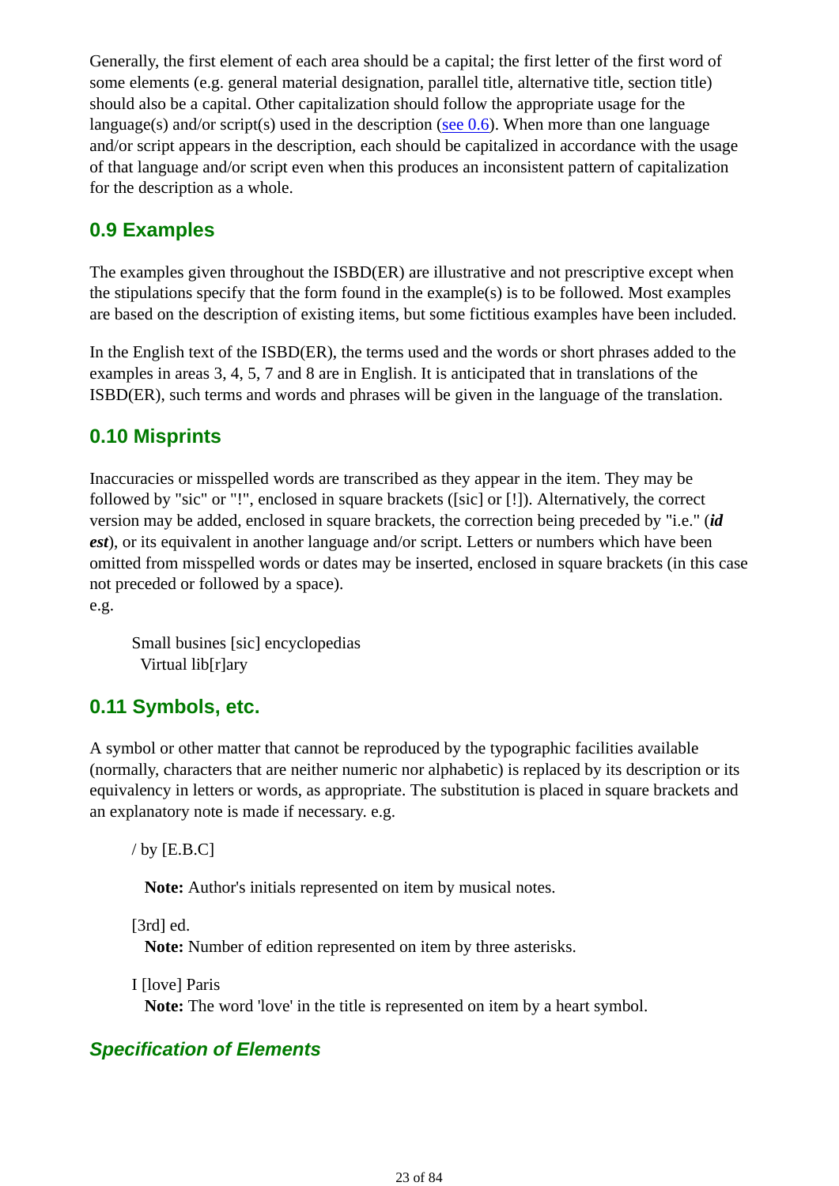Generally, the first element of each area should be a capital; the first letter of the first word of some elements (e.g. general material designation, parallel title, alternative title, section title) should also be a capital. Other capitalization should follow the appropriate usage for the language(s) and/or script(s) used in the description (see 0.6). When more than one language and/or script appears in the description, each should be capitalized in accordance with the usage of that language and/or script even when this produces an inconsistent pattern of capitalization for the description as a whole.

## 0.9 Examples

The examples given throughout the ISBD(ER) are illustrative and not prescriptive except when the stipulations specify that the form found in the example(s) is to be followed. Most examples are based on the description of existing items, but some fictitious examples have been included.

In the English text of the ISBD(ER), the terms used and the words or short phrases added to the examples in areas 3, 4, 5, 7 and 8 are in English. It is anticipated that in translations of the ISBD(ER), such terms and words and phrases will be given in the language of the translation.

## 0.10 Misprints

Inaccuracies or misspelled words are transcribed as they appear in the item. They may be followed by "sic" or "!", enclosed in square brackets ([sic] or [!]). Alternatively, the correct version may be added, enclosed in square brackets, the correction being preceded by "i.e." (***id est***), or its equivalent in another language and/or script. Letters or numbers which have been omitted from misspelled words or dates may be inserted, enclosed in square brackets (in this case not preceded or followed by a space).
e.g.

> Small busines [sic] encyclopedias
> Virtual lib[r]ary

## 0.11 Symbols, etc.

A symbol or other matter that cannot be reproduced by the typographic facilities available (normally, characters that are neither numeric nor alphabetic) is replaced by its description or its equivalency in letters or words, as appropriate. The substitution is placed in square brackets and an explanatory note is made if necessary. e.g.

> / by [E.B.C]
>
> **Note:** Author's initials represented on item by musical notes.
>
> [3rd] ed.
> **Note:** Number of edition represented on item by three asterisks.
>
> I [love] Paris
> **Note:** The word 'love' in the title is represented on item by a heart symbol.

## *Specification of Elements*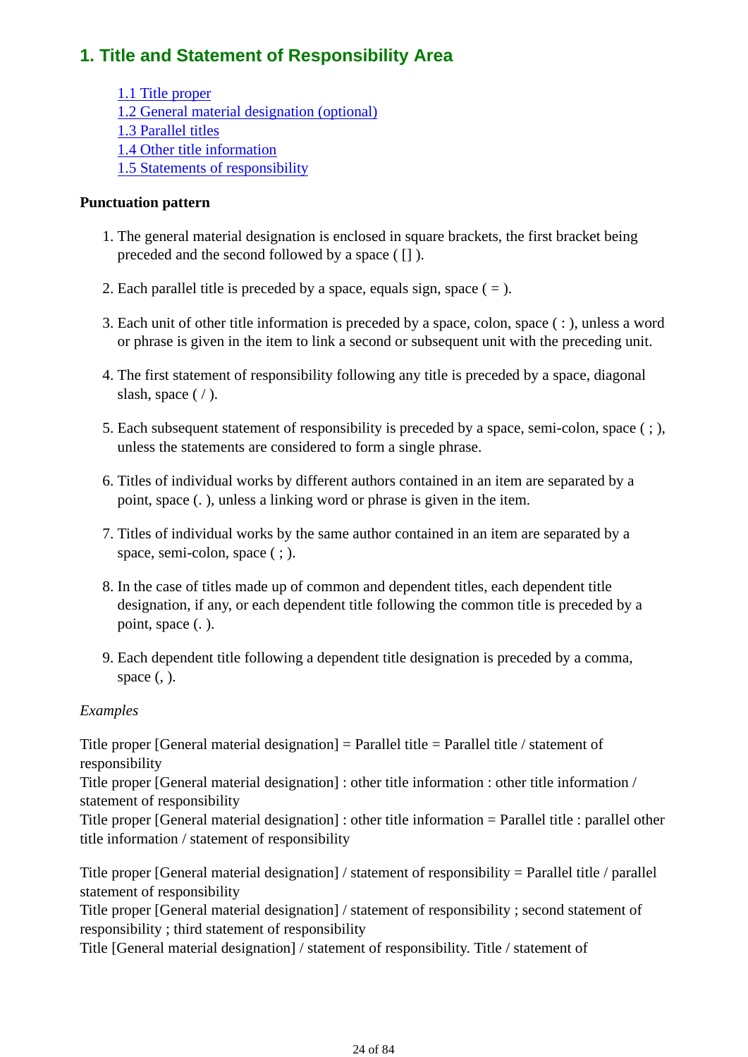## 1. Title and Statement of Responsibility Area

- 1.1 Title proper
- 1.2 General material designation (optional)
- 1.3 Parallel titles
- 1.4 Other title information
- 1.5 Statements of responsibility

**Punctuation pattern**

1. The general material designation is enclosed in square brackets, the first bracket being preceded and the second followed by a space ( [] ).

2. Each parallel title is preceded by a space, equals sign, space ( = ).

3. Each unit of other title information is preceded by a space, colon, space ( : ), unless a word or phrase is given in the item to link a second or subsequent unit with the preceding unit.

4. The first statement of responsibility following any title is preceded by a space, diagonal slash, space ( / ).

5. Each subsequent statement of responsibility is preceded by a space, semi-colon, space ( ; ), unless the statements are considered to form a single phrase.

6. Titles of individual works by different authors contained in an item are separated by a point, space (. ), unless a linking word or phrase is given in the item.

7. Titles of individual works by the same author contained in an item are separated by a space, semi-colon, space ( ; ).

8. In the case of titles made up of common and dependent titles, each dependent title designation, if any, or each dependent title following the common title is preceded by a point, space (. ).

9. Each dependent title following a dependent title designation is preceded by a comma, space (, ).

*Examples*

Title proper [General material designation] = Parallel title = Parallel title / statement of responsibility
Title proper [General material designation] : other title information : other title information / statement of responsibility
Title proper [General material designation] : other title information = Parallel title : parallel other title information / statement of responsibility

Title proper [General material designation] / statement of responsibility = Parallel title / parallel statement of responsibility
Title proper [General material designation] / statement of responsibility ; second statement of responsibility ; third statement of responsibility
Title [General material designation] / statement of responsibility. Title / statement of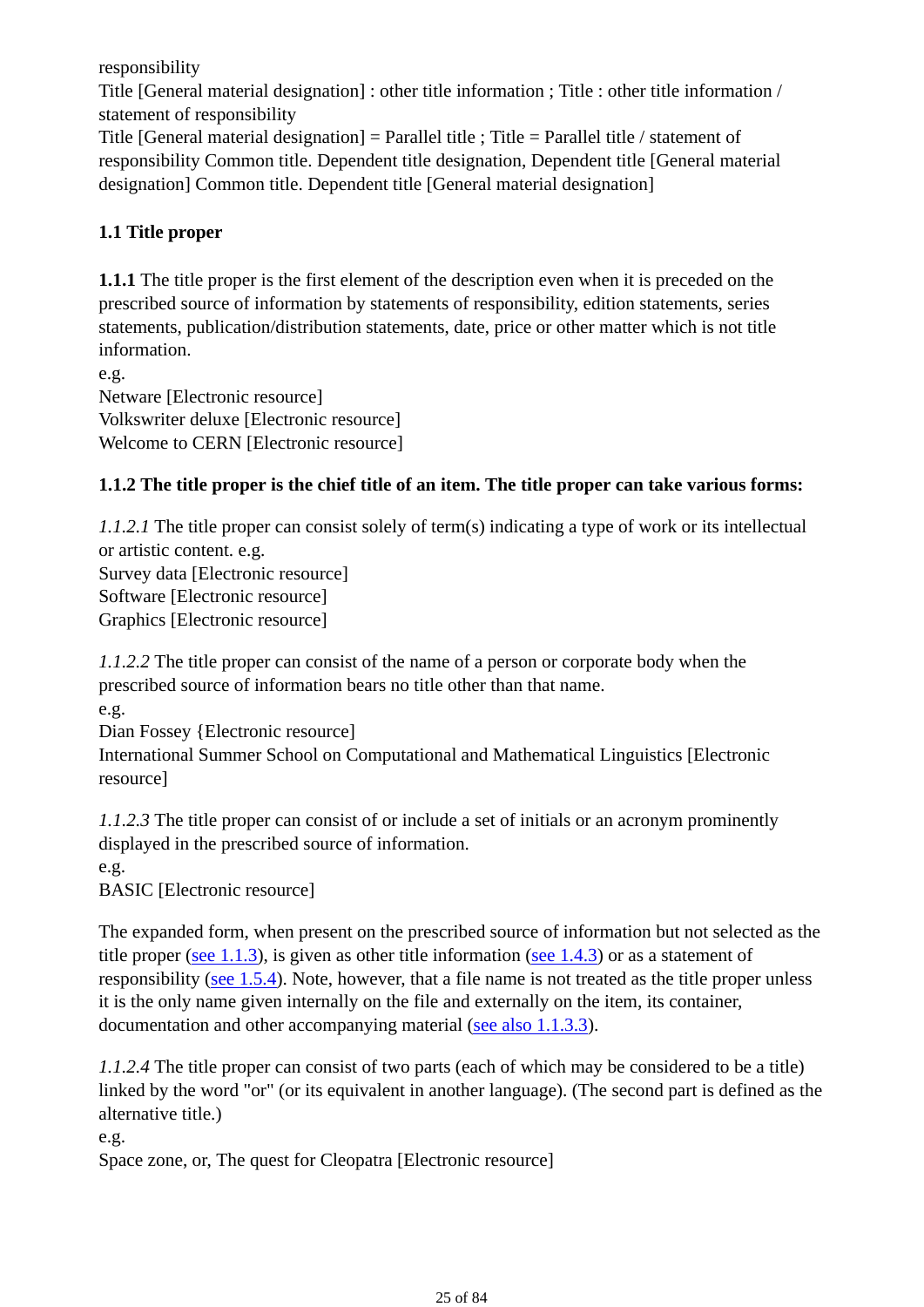responsibility
Title [General material designation] : other title information ; Title : other title information / statement of responsibility
Title [General material designation] = Parallel title ; Title = Parallel title / statement of responsibility Common title. Dependent title designation, Dependent title [General material designation] Common title. Dependent title [General material designation]

### 1.1 Title proper

**1.1.1** The title proper is the first element of the description even when it is preceded on the prescribed source of information by statements of responsibility, edition statements, series statements, publication/distribution statements, date, price or other matter which is not title information.
e.g.
Netware [Electronic resource]
Volkswriter deluxe [Electronic resource]
Welcome to CERN [Electronic resource]

#### 1.1.2 The title proper is the chief title of an item. The title proper can take various forms:

*1.1.2.1* The title proper can consist solely of term(s) indicating a type of work or its intellectual or artistic content. e.g.
Survey data [Electronic resource]
Software [Electronic resource]
Graphics [Electronic resource]

*1.1.2.2* The title proper can consist of the name of a person or corporate body when the prescribed source of information bears no title other than that name.
e.g.
Dian Fossey {Electronic resource]
International Summer School on Computational and Mathematical Linguistics [Electronic resource]

*1.1.2.3* The title proper can consist of or include a set of initials or an acronym prominently displayed in the prescribed source of information.
e.g.
BASIC [Electronic resource]

The expanded form, when present on the prescribed source of information but not selected as the title proper (see 1.1.3), is given as other title information (see 1.4.3) or as a statement of responsibility (see 1.5.4). Note, however, that a file name is not treated as the title proper unless it is the only name given internally on the file and externally on the item, its container, documentation and other accompanying material (see also 1.1.3.3).

*1.1.2.4* The title proper can consist of two parts (each of which may be considered to be a title) linked by the word "or" (or its equivalent in another language). (The second part is defined as the alternative title.)
e.g.
Space zone, or, The quest for Cleopatra [Electronic resource]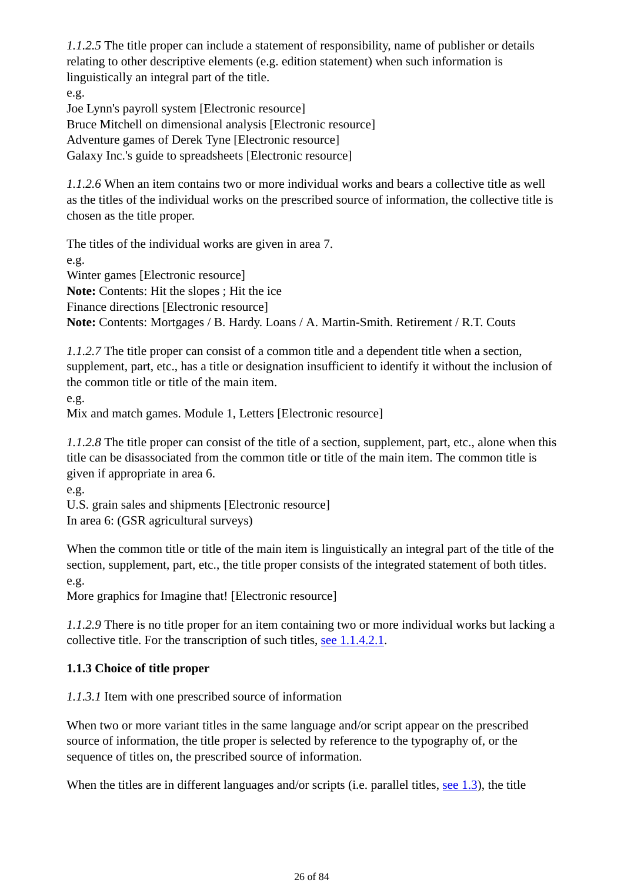*1.1.2.5* The title proper can include a statement of responsibility, name of publisher or details relating to other descriptive elements (e.g. edition statement) when such information is linguistically an integral part of the title.
e.g.
Joe Lynn's payroll system [Electronic resource]
Bruce Mitchell on dimensional analysis [Electronic resource]
Adventure games of Derek Tyne [Electronic resource]
Galaxy Inc.'s guide to spreadsheets [Electronic resource]

*1.1.2.6* When an item contains two or more individual works and bears a collective title as well as the titles of the individual works on the prescribed source of information, the collective title is chosen as the title proper.

The titles of the individual works are given in area 7.
e.g.
Winter games [Electronic resource]
**Note:** Contents: Hit the slopes ; Hit the ice
Finance directions [Electronic resource]
**Note:** Contents: Mortgages / B. Hardy. Loans / A. Martin-Smith. Retirement / R.T. Couts

*1.1.2.7* The title proper can consist of a common title and a dependent title when a section, supplement, part, etc., has a title or designation insufficient to identify it without the inclusion of the common title or title of the main item.
e.g.
Mix and match games. Module 1, Letters [Electronic resource]

*1.1.2.8* The title proper can consist of the title of a section, supplement, part, etc., alone when this title can be disassociated from the common title or title of the main item. The common title is given if appropriate in area 6.
e.g.
U.S. grain sales and shipments [Electronic resource]
In area 6: (GSR agricultural surveys)

When the common title or title of the main item is linguistically an integral part of the title of the section, supplement, part, etc., the title proper consists of the integrated statement of both titles.
e.g.
More graphics for Imagine that! [Electronic resource]

*1.1.2.9* There is no title proper for an item containing two or more individual works but lacking a collective title. For the transcription of such titles, see 1.1.4.2.1.

### 1.1.3 Choice of title proper

*1.1.3.1* Item with one prescribed source of information

When two or more variant titles in the same language and/or script appear on the prescribed source of information, the title proper is selected by reference to the typography of, or the sequence of titles on, the prescribed source of information.

When the titles are in different languages and/or scripts (i.e. parallel titles, see 1.3), the title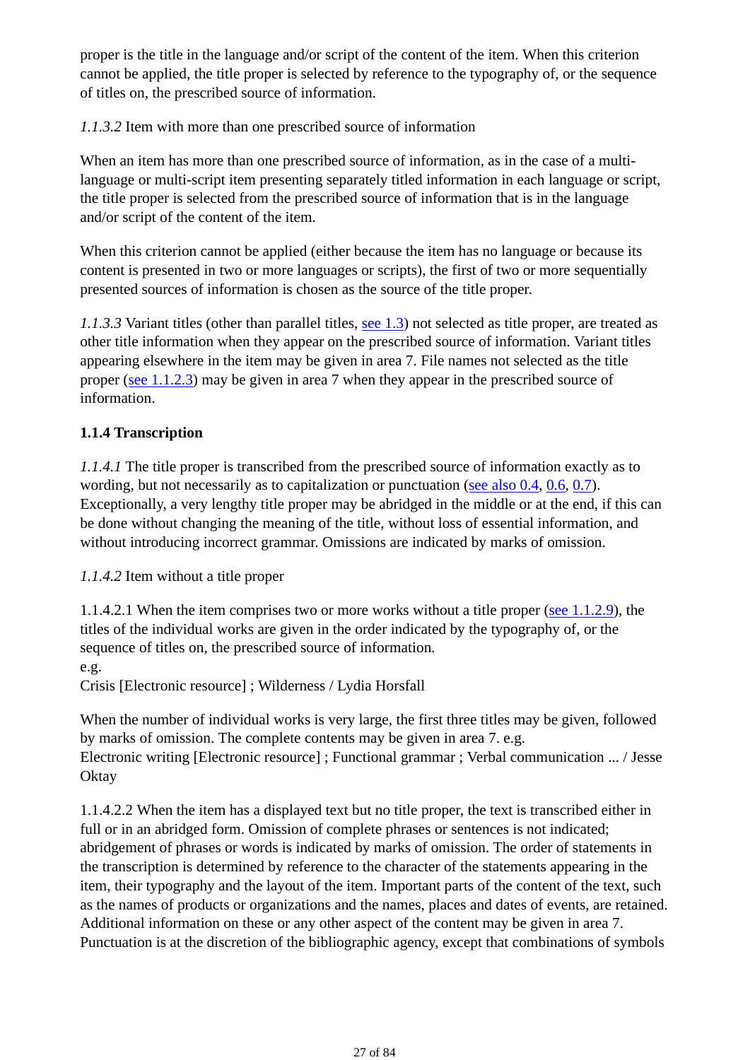proper is the title in the language and/or script of the content of the item. When this criterion cannot be applied, the title proper is selected by reference to the typography of, or the sequence of titles on, the prescribed source of information.

*1.1.3.2* Item with more than one prescribed source of information

When an item has more than one prescribed source of information, as in the case of a multi-language or multi-script item presenting separately titled information in each language or script, the title proper is selected from the prescribed source of information that is in the language and/or script of the content of the item.

When this criterion cannot be applied (either because the item has no language or because its content is presented in two or more languages or scripts), the first of two or more sequentially presented sources of information is chosen as the source of the title proper.

*1.1.3.3* Variant titles (other than parallel titles, see 1.3) not selected as title proper, are treated as other title information when they appear on the prescribed source of information. Variant titles appearing elsewhere in the item may be given in area 7. File names not selected as the title proper (see 1.1.2.3) may be given in area 7 when they appear in the prescribed source of information.

**1.1.4 Transcription**

*1.1.4.1* The title proper is transcribed from the prescribed source of information exactly as to wording, but not necessarily as to capitalization or punctuation (see also 0.4, 0.6, 0.7). Exceptionally, a very lengthy title proper may be abridged in the middle or at the end, if this can be done without changing the meaning of the title, without loss of essential information, and without introducing incorrect grammar. Omissions are indicated by marks of omission.

*1.1.4.2* Item without a title proper

1.1.4.2.1 When the item comprises two or more works without a title proper (see 1.1.2.9), the titles of the individual works are given in the order indicated by the typography of, or the sequence of titles on, the prescribed source of information.
e.g.
Crisis [Electronic resource] ; Wilderness / Lydia Horsfall

When the number of individual works is very large, the first three titles may be given, followed by marks of omission. The complete contents may be given in area 7. e.g.
Electronic writing [Electronic resource] ; Functional grammar ; Verbal communication ... / Jesse Oktay

1.1.4.2.2 When the item has a displayed text but no title proper, the text is transcribed either in full or in an abridged form. Omission of complete phrases or sentences is not indicated; abridgement of phrases or words is indicated by marks of omission. The order of statements in the transcription is determined by reference to the character of the statements appearing in the item, their typography and the layout of the item. Important parts of the content of the text, such as the names of products or organizations and the names, places and dates of events, are retained. Additional information on these or any other aspect of the content may be given in area 7. Punctuation is at the discretion of the bibliographic agency, except that combinations of symbols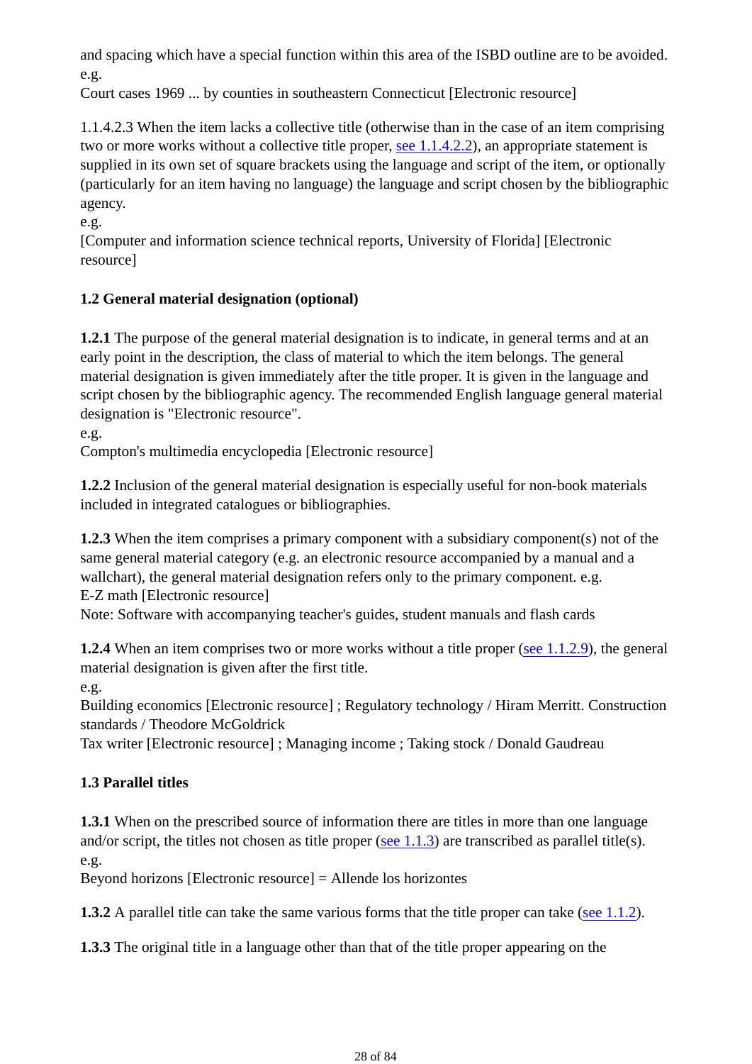and spacing which have a special function within this area of the ISBD outline are to be avoided.
e.g.
Court cases 1969 ... by counties in southeastern Connecticut [Electronic resource]

1.1.4.2.3 When the item lacks a collective title (otherwise than in the case of an item comprising two or more works without a collective title proper, see 1.1.4.2.2), an appropriate statement is supplied in its own set of square brackets using the language and script of the item, or optionally (particularly for an item having no language) the language and script chosen by the bibliographic agency.
e.g.
[Computer and information science technical reports, University of Florida] [Electronic resource]

### 1.2 General material designation (optional)

**1.2.1** The purpose of the general material designation is to indicate, in general terms and at an early point in the description, the class of material to which the item belongs. The general material designation is given immediately after the title proper. It is given in the language and script chosen by the bibliographic agency. The recommended English language general material designation is "Electronic resource".
e.g.
Compton's multimedia encyclopedia [Electronic resource]

**1.2.2** Inclusion of the general material designation is especially useful for non-book materials included in integrated catalogues or bibliographies.

**1.2.3** When the item comprises a primary component with a subsidiary component(s) not of the same general material category (e.g. an electronic resource accompanied by a manual and a wallchart), the general material designation refers only to the primary component. e.g.
E-Z math [Electronic resource]
Note: Software with accompanying teacher's guides, student manuals and flash cards

**1.2.4** When an item comprises two or more works without a title proper (see 1.1.2.9), the general material designation is given after the first title.
e.g.
Building economics [Electronic resource] ; Regulatory technology / Hiram Merritt. Construction standards / Theodore McGoldrick
Tax writer [Electronic resource] ; Managing income ; Taking stock / Donald Gaudreau

### 1.3 Parallel titles

**1.3.1** When on the prescribed source of information there are titles in more than one language and/or script, the titles not chosen as title proper (see 1.1.3) are transcribed as parallel title(s).
e.g.
Beyond horizons [Electronic resource] = Allende los horizontes

**1.3.2** A parallel title can take the same various forms that the title proper can take (see 1.1.2).

**1.3.3** The original title in a language other than that of the title proper appearing on the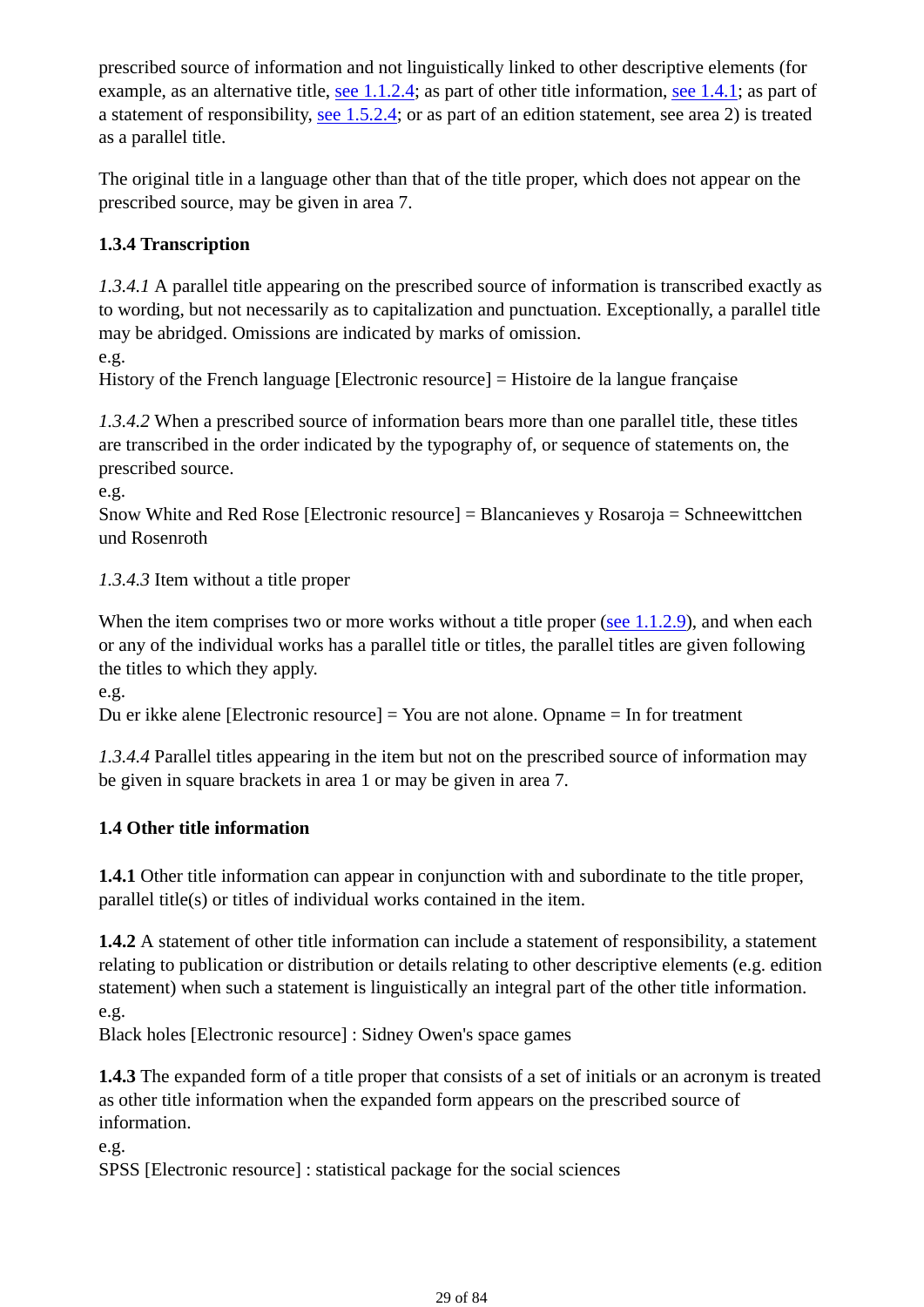prescribed source of information and not linguistically linked to other descriptive elements (for example, as an alternative title, see 1.1.2.4; as part of other title information, see 1.4.1; as part of a statement of responsibility, see 1.5.2.4; or as part of an edition statement, see area 2) is treated as a parallel title.

The original title in a language other than that of the title proper, which does not appear on the prescribed source, may be given in area 7.

**1.3.4 Transcription**

*1.3.4.1* A parallel title appearing on the prescribed source of information is transcribed exactly as to wording, but not necessarily as to capitalization and punctuation. Exceptionally, a parallel title may be abridged. Omissions are indicated by marks of omission.
e.g.
History of the French language [Electronic resource] = Histoire de la langue française

*1.3.4.2* When a prescribed source of information bears more than one parallel title, these titles are transcribed in the order indicated by the typography of, or sequence of statements on, the prescribed source.
e.g.
Snow White and Red Rose [Electronic resource] = Blancanieves y Rosaroja = Schneewittchen und Rosenroth

*1.3.4.3* Item without a title proper

When the item comprises two or more works without a title proper (see 1.1.2.9), and when each or any of the individual works has a parallel title or titles, the parallel titles are given following the titles to which they apply.
e.g.
Du er ikke alene [Electronic resource] = You are not alone. Opname = In for treatment

*1.3.4.4* Parallel titles appearing in the item but not on the prescribed source of information may be given in square brackets in area 1 or may be given in area 7.

**1.4 Other title information**

**1.4.1** Other title information can appear in conjunction with and subordinate to the title proper, parallel title(s) or titles of individual works contained in the item.

**1.4.2** A statement of other title information can include a statement of responsibility, a statement relating to publication or distribution or details relating to other descriptive elements (e.g. edition statement) when such a statement is linguistically an integral part of the other title information.
e.g.
Black holes [Electronic resource] : Sidney Owen's space games

**1.4.3** The expanded form of a title proper that consists of a set of initials or an acronym is treated as other title information when the expanded form appears on the prescribed source of information.
e.g.
SPSS [Electronic resource] : statistical package for the social sciences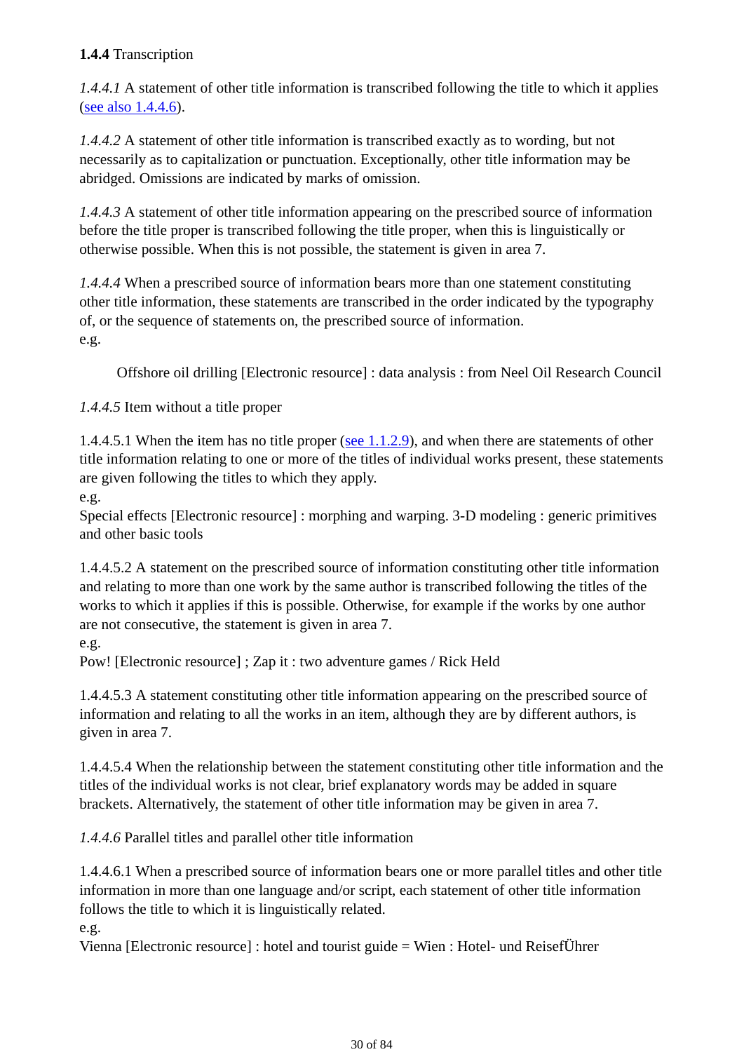**1.4.4** Transcription

*1.4.4.1* A statement of other title information is transcribed following the title to which it applies (see also 1.4.4.6).

*1.4.4.2* A statement of other title information is transcribed exactly as to wording, but not necessarily as to capitalization or punctuation. Exceptionally, other title information may be abridged. Omissions are indicated by marks of omission.

*1.4.4.3* A statement of other title information appearing on the prescribed source of information before the title proper is transcribed following the title proper, when this is linguistically or otherwise possible. When this is not possible, the statement is given in area 7.

*1.4.4.4* When a prescribed source of information bears more than one statement constituting other title information, these statements are transcribed in the order indicated by the typography of, or the sequence of statements on, the prescribed source of information.
e.g.

> Offshore oil drilling [Electronic resource] : data analysis : from Neel Oil Research Council

*1.4.4.5* Item without a title proper

1.4.4.5.1 When the item has no title proper (see 1.1.2.9), and when there are statements of other title information relating to one or more of the titles of individual works present, these statements are given following the titles to which they apply.
e.g.
Special effects [Electronic resource] : morphing and warping. 3-D modeling : generic primitives and other basic tools

1.4.4.5.2 A statement on the prescribed source of information constituting other title information and relating to more than one work by the same author is transcribed following the titles of the works to which it applies if this is possible. Otherwise, for example if the works by one author are not consecutive, the statement is given in area 7.
e.g.
Pow! [Electronic resource] ; Zap it : two adventure games / Rick Held

1.4.4.5.3 A statement constituting other title information appearing on the prescribed source of information and relating to all the works in an item, although they are by different authors, is given in area 7.

1.4.4.5.4 When the relationship between the statement constituting other title information and the titles of the individual works is not clear, brief explanatory words may be added in square brackets. Alternatively, the statement of other title information may be given in area 7.

*1.4.4.6* Parallel titles and parallel other title information

1.4.4.6.1 When a prescribed source of information bears one or more parallel titles and other title information in more than one language and/or script, each statement of other title information follows the title to which it is linguistically related.
e.g.
Vienna [Electronic resource] : hotel and tourist guide = Wien : Hotel- und ReisefÜhrer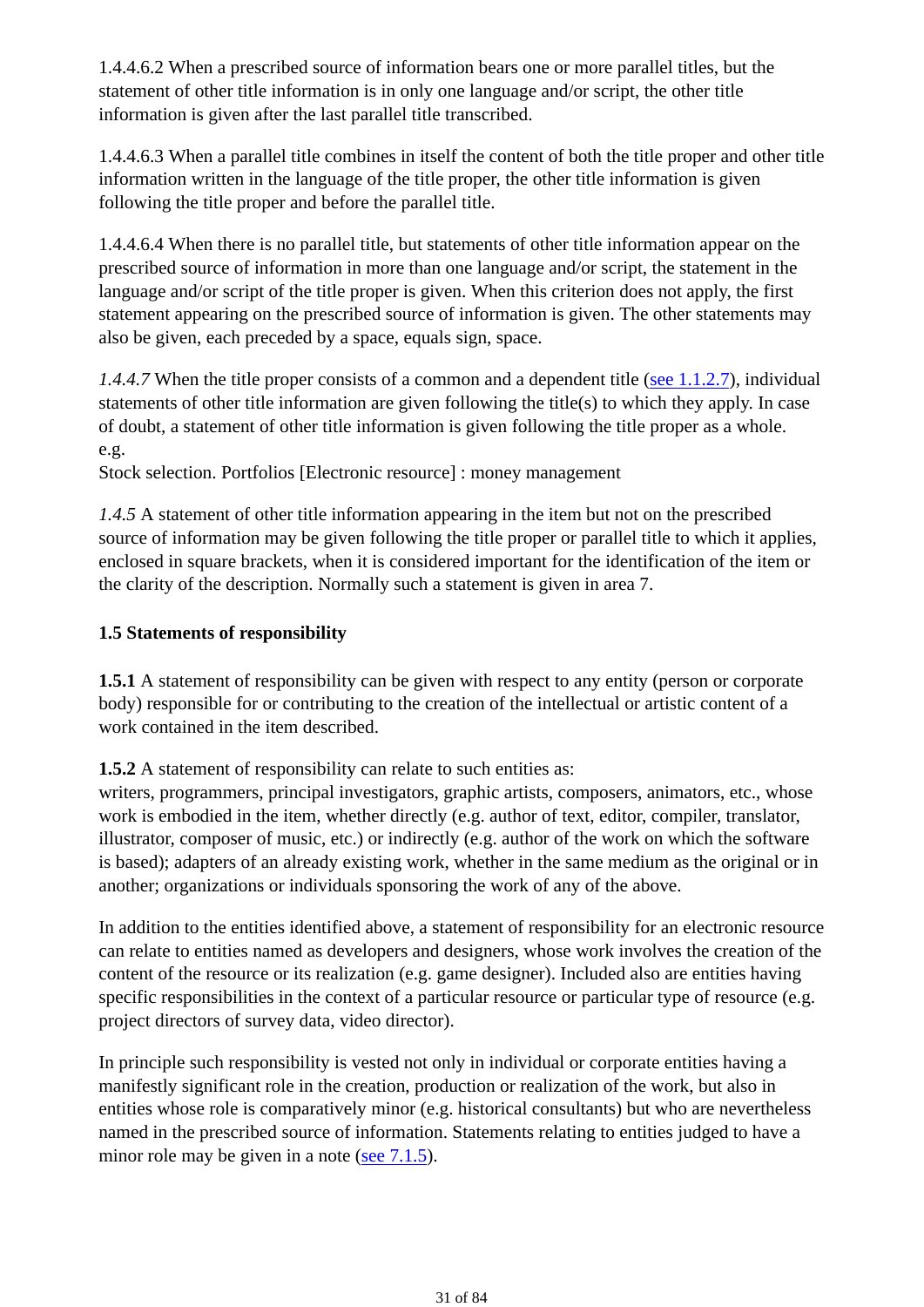1.4.4.6.2 When a prescribed source of information bears one or more parallel titles, but the statement of other title information is in only one language and/or script, the other title information is given after the last parallel title transcribed.

1.4.4.6.3 When a parallel title combines in itself the content of both the title proper and other title information written in the language of the title proper, the other title information is given following the title proper and before the parallel title.

1.4.4.6.4 When there is no parallel title, but statements of other title information appear on the prescribed source of information in more than one language and/or script, the statement in the language and/or script of the title proper is given. When this criterion does not apply, the first statement appearing on the prescribed source of information is given. The other statements may also be given, each preceded by a space, equals sign, space.

*1.4.4.7* When the title proper consists of a common and a dependent title (see 1.1.2.7), individual statements of other title information are given following the title(s) to which they apply. In case of doubt, a statement of other title information is given following the title proper as a whole.
e.g.
Stock selection. Portfolios [Electronic resource] : money management

*1.4.5* A statement of other title information appearing in the item but not on the prescribed source of information may be given following the title proper or parallel title to which it applies, enclosed in square brackets, when it is considered important for the identification of the item or the clarity of the description. Normally such a statement is given in area 7.

**1.5 Statements of responsibility**

**1.5.1** A statement of responsibility can be given with respect to any entity (person or corporate body) responsible for or contributing to the creation of the intellectual or artistic content of a work contained in the item described.

**1.5.2** A statement of responsibility can relate to such entities as:
writers, programmers, principal investigators, graphic artists, composers, animators, etc., whose work is embodied in the item, whether directly (e.g. author of text, editor, compiler, translator, illustrator, composer of music, etc.) or indirectly (e.g. author of the work on which the software is based); adapters of an already existing work, whether in the same medium as the original or in another; organizations or individuals sponsoring the work of any of the above.

In addition to the entities identified above, a statement of responsibility for an electronic resource can relate to entities named as developers and designers, whose work involves the creation of the content of the resource or its realization (e.g. game designer). Included also are entities having specific responsibilities in the context of a particular resource or particular type of resource (e.g. project directors of survey data, video director).

In principle such responsibility is vested not only in individual or corporate entities having a manifestly significant role in the creation, production or realization of the work, but also in entities whose role is comparatively minor (e.g. historical consultants) but who are nevertheless named in the prescribed source of information. Statements relating to entities judged to have a minor role may be given in a note (see 7.1.5).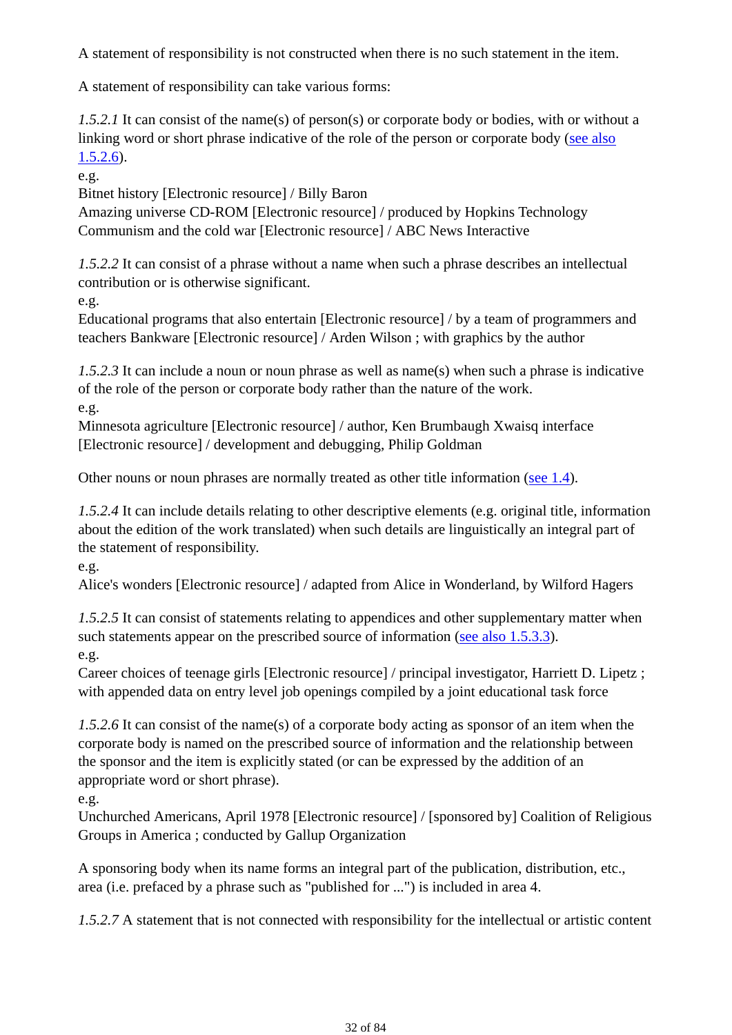A statement of responsibility is not constructed when there is no such statement in the item.

A statement of responsibility can take various forms:

*1.5.2.1* It can consist of the name(s) of person(s) or corporate body or bodies, with or without a linking word or short phrase indicative of the role of the person or corporate body (see also 1.5.2.6).
e.g.
Bitnet history [Electronic resource] / Billy Baron
Amazing universe CD-ROM [Electronic resource] / produced by Hopkins Technology
Communism and the cold war [Electronic resource] / ABC News Interactive

*1.5.2.2* It can consist of a phrase without a name when such a phrase describes an intellectual contribution or is otherwise significant.
e.g.
Educational programs that also entertain [Electronic resource] / by a team of programmers and teachers Bankware [Electronic resource] / Arden Wilson ; with graphics by the author

*1.5.2.3* It can include a noun or noun phrase as well as name(s) when such a phrase is indicative of the role of the person or corporate body rather than the nature of the work.
e.g.
Minnesota agriculture [Electronic resource] / author, Ken Brumbaugh Xwaisq interface [Electronic resource] / development and debugging, Philip Goldman

Other nouns or noun phrases are normally treated as other title information (see 1.4).

*1.5.2.4* It can include details relating to other descriptive elements (e.g. original title, information about the edition of the work translated) when such details are linguistically an integral part of the statement of responsibility.
e.g.
Alice's wonders [Electronic resource] / adapted from Alice in Wonderland, by Wilford Hagers

*1.5.2.5* It can consist of statements relating to appendices and other supplementary matter when such statements appear on the prescribed source of information (see also 1.5.3.3).
e.g.
Career choices of teenage girls [Electronic resource] / principal investigator, Harriett D. Lipetz ; with appended data on entry level job openings compiled by a joint educational task force

*1.5.2.6* It can consist of the name(s) of a corporate body acting as sponsor of an item when the corporate body is named on the prescribed source of information and the relationship between the sponsor and the item is explicitly stated (or can be expressed by the addition of an appropriate word or short phrase).
e.g.
Unchurched Americans, April 1978 [Electronic resource] / [sponsored by] Coalition of Religious Groups in America ; conducted by Gallup Organization

A sponsoring body when its name forms an integral part of the publication, distribution, etc., area (i.e. prefaced by a phrase such as "published for ...") is included in area 4.

*1.5.2.7* A statement that is not connected with responsibility for the intellectual or artistic content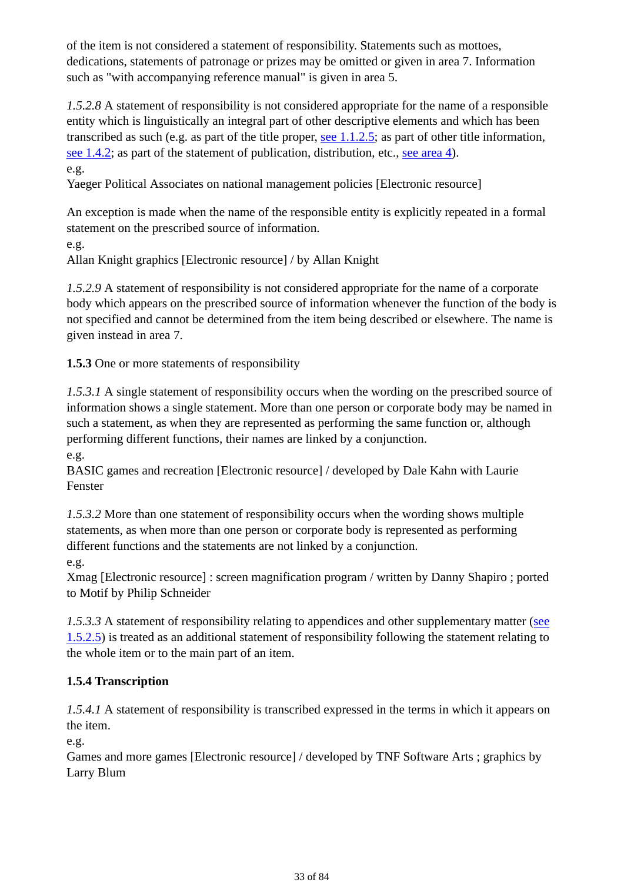of the item is not considered a statement of responsibility. Statements such as mottoes, dedications, statements of patronage or prizes may be omitted or given in area 7. Information such as "with accompanying reference manual" is given in area 5.

*1.5.2.8* A statement of responsibility is not considered appropriate for the name of a responsible entity which is linguistically an integral part of other descriptive elements and which has been transcribed as such (e.g. as part of the title proper, see 1.1.2.5; as part of other title information, see 1.4.2; as part of the statement of publication, distribution, etc., see area 4).

e.g.

Yaeger Political Associates on national management policies [Electronic resource]

An exception is made when the name of the responsible entity is explicitly repeated in a formal statement on the prescribed source of information.

e.g.

Allan Knight graphics [Electronic resource] / by Allan Knight

*1.5.2.9* A statement of responsibility is not considered appropriate for the name of a corporate body which appears on the prescribed source of information whenever the function of the body is not specified and cannot be determined from the item being described or elsewhere. The name is given instead in area 7.

**1.5.3** One or more statements of responsibility

*1.5.3.1* A single statement of responsibility occurs when the wording on the prescribed source of information shows a single statement. More than one person or corporate body may be named in such a statement, as when they are represented as performing the same function or, although performing different functions, their names are linked by a conjunction.

e.g.

BASIC games and recreation [Electronic resource] / developed by Dale Kahn with Laurie Fenster

*1.5.3.2* More than one statement of responsibility occurs when the wording shows multiple statements, as when more than one person or corporate body is represented as performing different functions and the statements are not linked by a conjunction.

e.g.

Xmag [Electronic resource] : screen magnification program / written by Danny Shapiro ; ported to Motif by Philip Schneider

*1.5.3.3* A statement of responsibility relating to appendices and other supplementary matter (see 1.5.2.5) is treated as an additional statement of responsibility following the statement relating to the whole item or to the main part of an item.

**1.5.4 Transcription**

*1.5.4.1* A statement of responsibility is transcribed expressed in the terms in which it appears on the item.

e.g.

Games and more games [Electronic resource] / developed by TNF Software Arts ; graphics by Larry Blum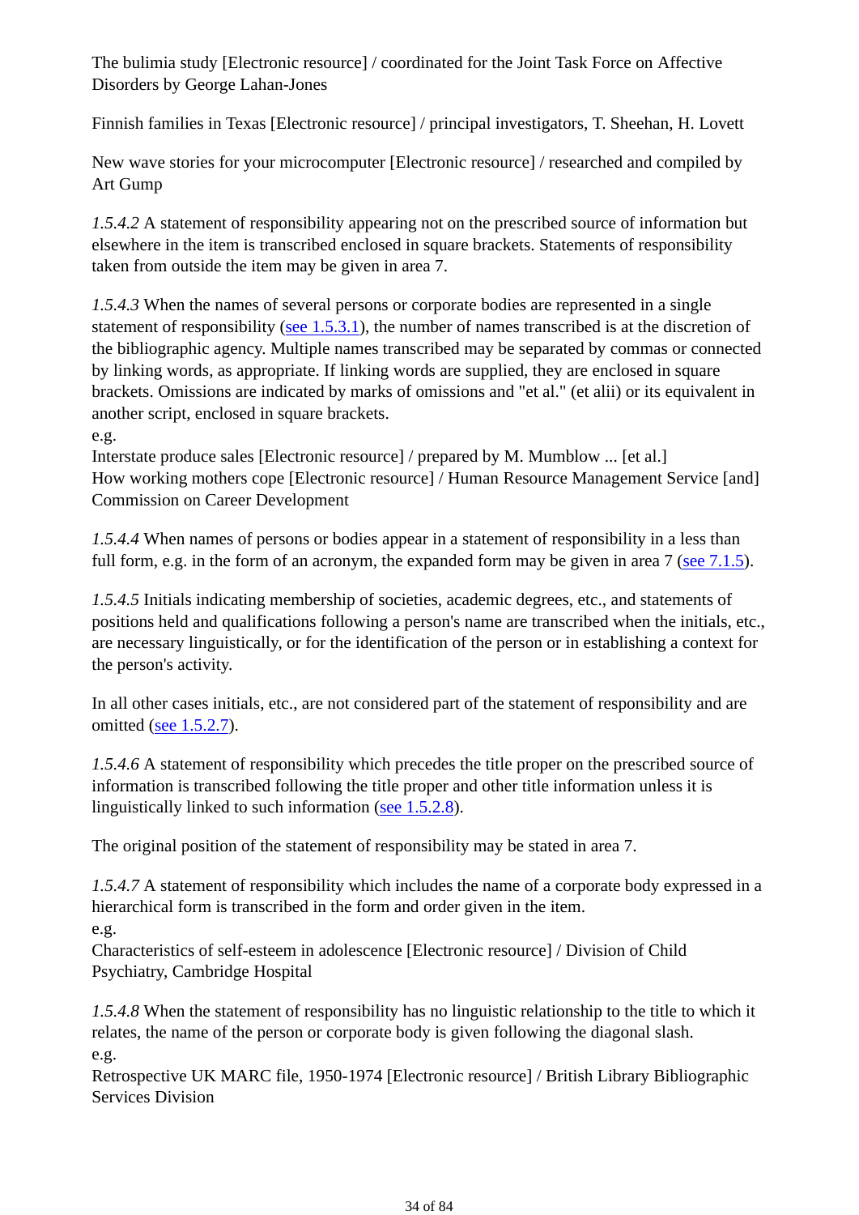The bulimia study [Electronic resource] / coordinated for the Joint Task Force on Affective Disorders by George Lahan-Jones

Finnish families in Texas [Electronic resource] / principal investigators, T. Sheehan, H. Lovett

New wave stories for your microcomputer [Electronic resource] / researched and compiled by Art Gump

*1.5.4.2* A statement of responsibility appearing not on the prescribed source of information but elsewhere in the item is transcribed enclosed in square brackets. Statements of responsibility taken from outside the item may be given in area 7.

*1.5.4.3* When the names of several persons or corporate bodies are represented in a single statement of responsibility (see 1.5.3.1), the number of names transcribed is at the discretion of the bibliographic agency. Multiple names transcribed may be separated by commas or connected by linking words, as appropriate. If linking words are supplied, they are enclosed in square brackets. Omissions are indicated by marks of omissions and "et al." (et alii) or its equivalent in another script, enclosed in square brackets.
e.g.
Interstate produce sales [Electronic resource] / prepared by M. Mumblow ... [et al.]
How working mothers cope [Electronic resource] / Human Resource Management Service [and] Commission on Career Development

*1.5.4.4* When names of persons or bodies appear in a statement of responsibility in a less than full form, e.g. in the form of an acronym, the expanded form may be given in area 7 (see 7.1.5).

*1.5.4.5* Initials indicating membership of societies, academic degrees, etc., and statements of positions held and qualifications following a person's name are transcribed when the initials, etc., are necessary linguistically, or for the identification of the person or in establishing a context for the person's activity.

In all other cases initials, etc., are not considered part of the statement of responsibility and are omitted (see 1.5.2.7).

*1.5.4.6* A statement of responsibility which precedes the title proper on the prescribed source of information is transcribed following the title proper and other title information unless it is linguistically linked to such information (see 1.5.2.8).

The original position of the statement of responsibility may be stated in area 7.

*1.5.4.7* A statement of responsibility which includes the name of a corporate body expressed in a hierarchical form is transcribed in the form and order given in the item.
e.g.
Characteristics of self-esteem in adolescence [Electronic resource] / Division of Child Psychiatry, Cambridge Hospital

*1.5.4.8* When the statement of responsibility has no linguistic relationship to the title to which it relates, the name of the person or corporate body is given following the diagonal slash.
e.g.
Retrospective UK MARC file, 1950-1974 [Electronic resource] / British Library Bibliographic Services Division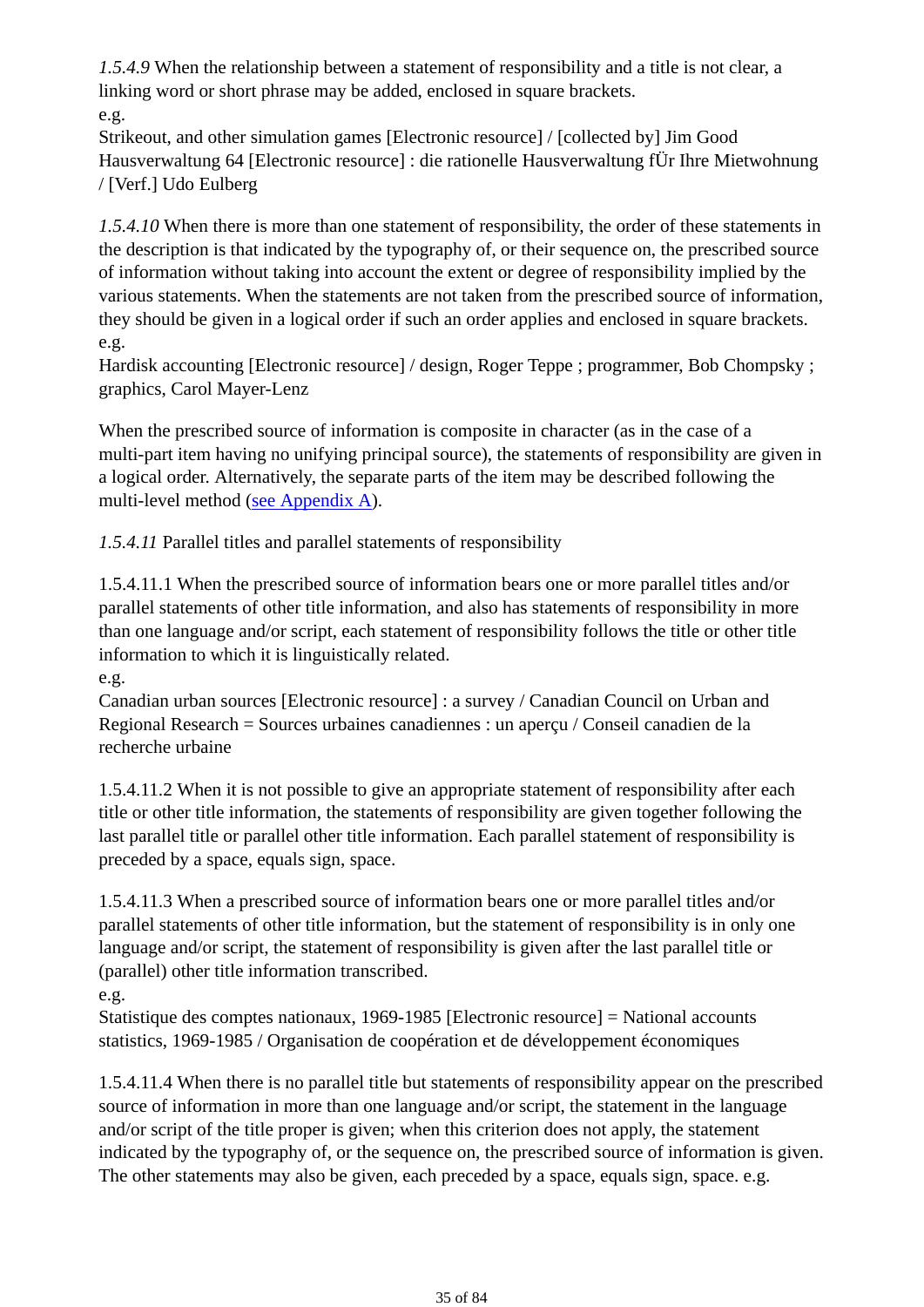*1.5.4.9* When the relationship between a statement of responsibility and a title is not clear, a linking word or short phrase may be added, enclosed in square brackets.
e.g.
Strikeout, and other simulation games [Electronic resource] / [collected by] Jim Good
Hausverwaltung 64 [Electronic resource] : die rationelle Hausverwaltung fÜr Ihre Mietwohnung / [Verf.] Udo Eulberg

*1.5.4.10* When there is more than one statement of responsibility, the order of these statements in the description is that indicated by the typography of, or their sequence on, the prescribed source of information without taking into account the extent or degree of responsibility implied by the various statements. When the statements are not taken from the prescribed source of information, they should be given in a logical order if such an order applies and enclosed in square brackets.
e.g.
Hardisk accounting [Electronic resource] / design, Roger Teppe ; programmer, Bob Chompsky ; graphics, Carol Mayer-Lenz

When the prescribed source of information is composite in character (as in the case of a multi-part item having no unifying principal source), the statements of responsibility are given in a logical order. Alternatively, the separate parts of the item may be described following the multi-level method (see Appendix A).

*1.5.4.11* Parallel titles and parallel statements of responsibility

1.5.4.11.1 When the prescribed source of information bears one or more parallel titles and/or parallel statements of other title information, and also has statements of responsibility in more than one language and/or script, each statement of responsibility follows the title or other title information to which it is linguistically related.
e.g.
Canadian urban sources [Electronic resource] : a survey / Canadian Council on Urban and Regional Research = Sources urbaines canadiennes : un aperçu / Conseil canadien de la recherche urbaine

1.5.4.11.2 When it is not possible to give an appropriate statement of responsibility after each title or other title information, the statements of responsibility are given together following the last parallel title or parallel other title information. Each parallel statement of responsibility is preceded by a space, equals sign, space.

1.5.4.11.3 When a prescribed source of information bears one or more parallel titles and/or parallel statements of other title information, but the statement of responsibility is in only one language and/or script, the statement of responsibility is given after the last parallel title or (parallel) other title information transcribed.
e.g.
Statistique des comptes nationaux, 1969-1985 [Electronic resource] = National accounts statistics, 1969-1985 / Organisation de coopération et de développement économiques

1.5.4.11.4 When there is no parallel title but statements of responsibility appear on the prescribed source of information in more than one language and/or script, the statement in the language and/or script of the title proper is given; when this criterion does not apply, the statement indicated by the typography of, or the sequence on, the prescribed source of information is given. The other statements may also be given, each preceded by a space, equals sign, space. e.g.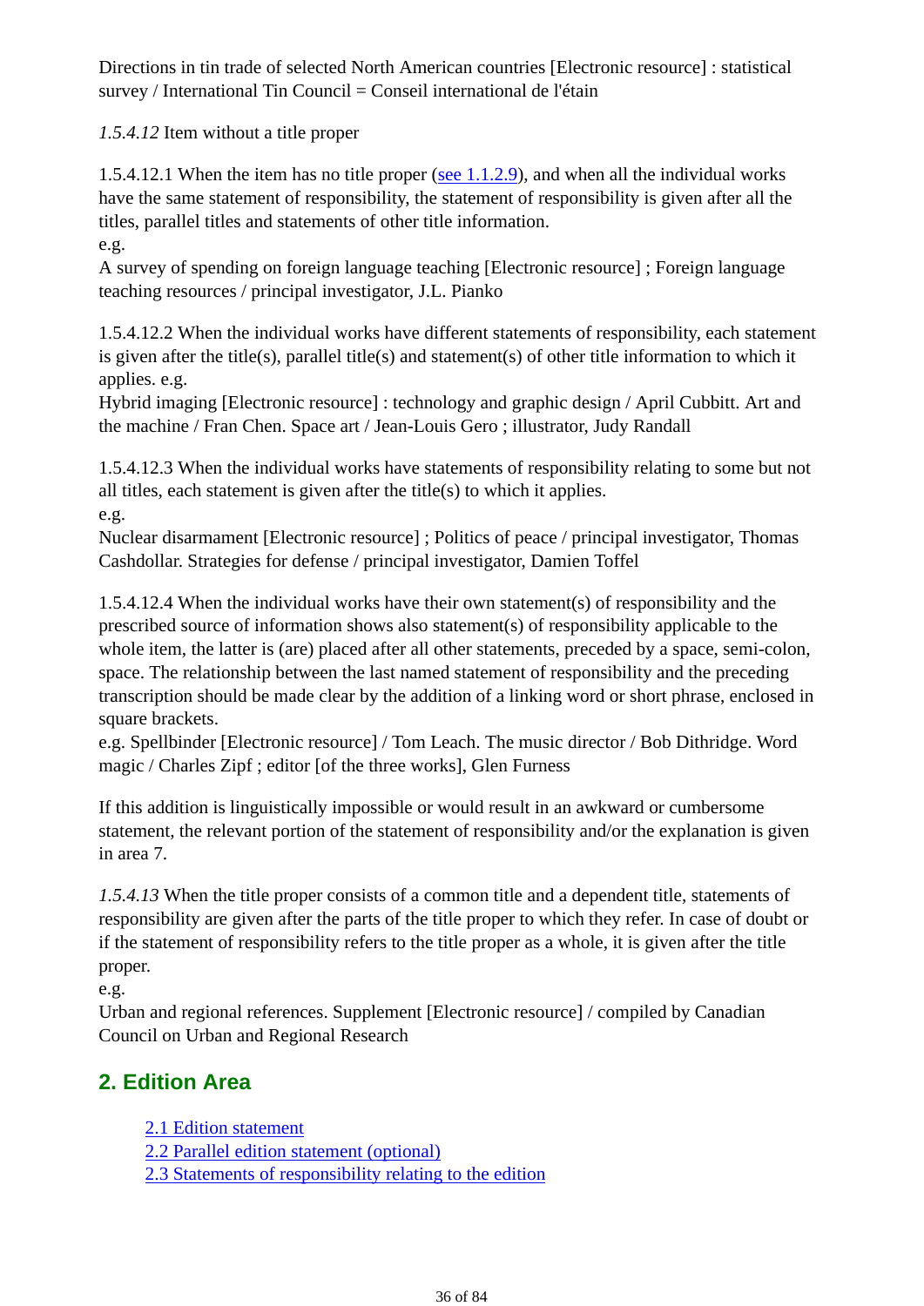Directions in tin trade of selected North American countries [Electronic resource] : statistical survey / International Tin Council = Conseil international de l'étain

*1.5.4.12* Item without a title proper

1.5.4.12.1 When the item has no title proper (see 1.1.2.9), and when all the individual works have the same statement of responsibility, the statement of responsibility is given after all the titles, parallel titles and statements of other title information.
e.g.
A survey of spending on foreign language teaching [Electronic resource] ; Foreign language teaching resources / principal investigator, J.L. Pianko

1.5.4.12.2 When the individual works have different statements of responsibility, each statement is given after the title(s), parallel title(s) and statement(s) of other title information to which it applies. e.g.
Hybrid imaging [Electronic resource] : technology and graphic design / April Cubbitt. Art and the machine / Fran Chen. Space art / Jean-Louis Gero ; illustrator, Judy Randall

1.5.4.12.3 When the individual works have statements of responsibility relating to some but not all titles, each statement is given after the title(s) to which it applies.
e.g.
Nuclear disarmament [Electronic resource] ; Politics of peace / principal investigator, Thomas Cashdollar. Strategies for defense / principal investigator, Damien Toffel

1.5.4.12.4 When the individual works have their own statement(s) of responsibility and the prescribed source of information shows also statement(s) of responsibility applicable to the whole item, the latter is (are) placed after all other statements, preceded by a space, semi-colon, space. The relationship between the last named statement of responsibility and the preceding transcription should be made clear by the addition of a linking word or short phrase, enclosed in square brackets.
e.g. Spellbinder [Electronic resource] / Tom Leach. The music director / Bob Dithridge. Word magic / Charles Zipf ; editor [of the three works], Glen Furness

If this addition is linguistically impossible or would result in an awkward or cumbersome statement, the relevant portion of the statement of responsibility and/or the explanation is given in area 7.

*1.5.4.13* When the title proper consists of a common title and a dependent title, statements of responsibility are given after the parts of the title proper to which they refer. In case of doubt or if the statement of responsibility refers to the title proper as a whole, it is given after the title proper.
e.g.
Urban and regional references. Supplement [Electronic resource] / compiled by Canadian Council on Urban and Regional Research

## 2. Edition Area

- 2.1 Edition statement
- 2.2 Parallel edition statement (optional)
- 2.3 Statements of responsibility relating to the edition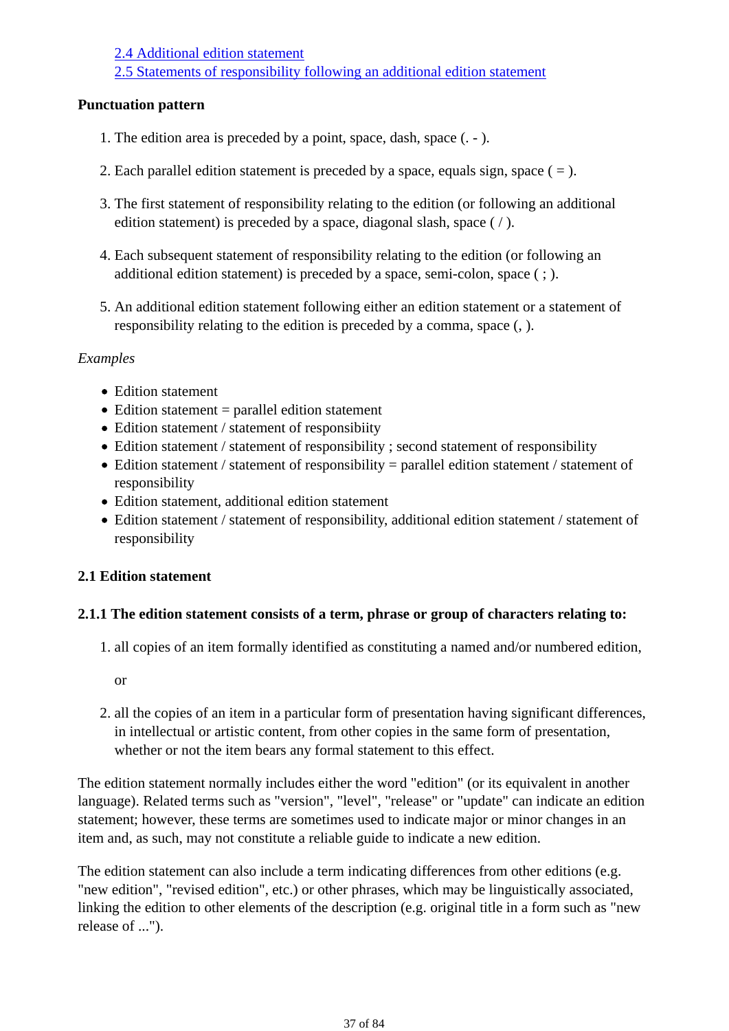[2.4 Additional edition statement](#)
[2.5 Statements of responsibility following an additional edition statement](#)

**Punctuation pattern**

1. The edition area is preceded by a point, space, dash, space (. - ).

2. Each parallel edition statement is preceded by a space, equals sign, space ( = ).

3. The first statement of responsibility relating to the edition (or following an additional edition statement) is preceded by a space, diagonal slash, space ( / ).

4. Each subsequent statement of responsibility relating to the edition (or following an additional edition statement) is preceded by a space, semi-colon, space ( ; ).

5. An additional edition statement following either an edition statement or a statement of responsibility relating to the edition is preceded by a comma, space (, ).

*Examples*

- Edition statement
- Edition statement = parallel edition statement
- Edition statement / statement of responsibility
- Edition statement / statement of responsibility ; second statement of responsibility
- Edition statement / statement of responsibility = parallel edition statement / statement of responsibility
- Edition statement, additional edition statement
- Edition statement / statement of responsibility, additional edition statement / statement of responsibility

### 2.1 Edition statement

#### 2.1.1 The edition statement consists of a term, phrase or group of characters relating to:

1. all copies of an item formally identified as constituting a named and/or numbered edition,

   or

2. all the copies of an item in a particular form of presentation having significant differences, in intellectual or artistic content, from other copies in the same form of presentation, whether or not the item bears any formal statement to this effect.

The edition statement normally includes either the word "edition" (or its equivalent in another language). Related terms such as "version", "level", "release" or "update" can indicate an edition statement; however, these terms are sometimes used to indicate major or minor changes in an item and, as such, may not constitute a reliable guide to indicate a new edition.

The edition statement can also include a term indicating differences from other editions (e.g. "new edition", "revised edition", etc.) or other phrases, which may be linguistically associated, linking the edition to other elements of the description (e.g. original title in a form such as "new release of ...").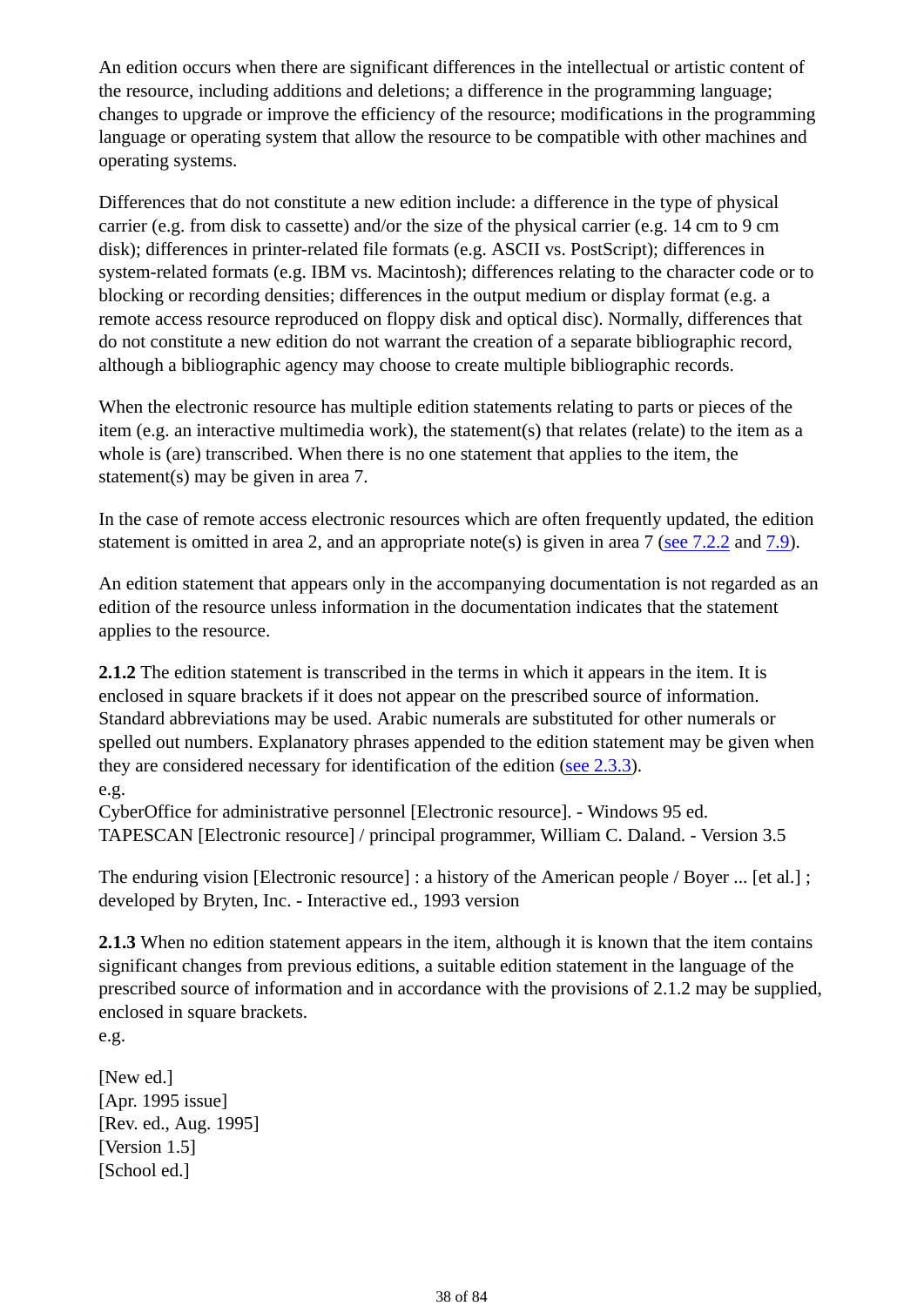An edition occurs when there are significant differences in the intellectual or artistic content of the resource, including additions and deletions; a difference in the programming language; changes to upgrade or improve the efficiency of the resource; modifications in the programming language or operating system that allow the resource to be compatible with other machines and operating systems.

Differences that do not constitute a new edition include: a difference in the type of physical carrier (e.g. from disk to cassette) and/or the size of the physical carrier (e.g. 14 cm to 9 cm disk); differences in printer-related file formats (e.g. ASCII vs. PostScript); differences in system-related formats (e.g. IBM vs. Macintosh); differences relating to the character code or to blocking or recording densities; differences in the output medium or display format (e.g. a remote access resource reproduced on floppy disk and optical disc). Normally, differences that do not constitute a new edition do not warrant the creation of a separate bibliographic record, although a bibliographic agency may choose to create multiple bibliographic records.

When the electronic resource has multiple edition statements relating to parts or pieces of the item (e.g. an interactive multimedia work), the statement(s) that relates (relate) to the item as a whole is (are) transcribed. When there is no one statement that applies to the item, the statement(s) may be given in area 7.

In the case of remote access electronic resources which are often frequently updated, the edition statement is omitted in area 2, and an appropriate note(s) is given in area 7 (see 7.2.2 and 7.9).

An edition statement that appears only in the accompanying documentation is not regarded as an edition of the resource unless information in the documentation indicates that the statement applies to the resource.

**2.1.2** The edition statement is transcribed in the terms in which it appears in the item. It is enclosed in square brackets if it does not appear on the prescribed source of information. Standard abbreviations may be used. Arabic numerals are substituted for other numerals or spelled out numbers. Explanatory phrases appended to the edition statement may be given when they are considered necessary for identification of the edition (see 2.3.3).
e.g.
CyberOffice for administrative personnel [Electronic resource]. - Windows 95 ed.
TAPESCAN [Electronic resource] / principal programmer, William C. Daland. - Version 3.5

The enduring vision [Electronic resource] : a history of the American people / Boyer ... [et al.] ; developed by Bryten, Inc. - Interactive ed., 1993 version

**2.1.3** When no edition statement appears in the item, although it is known that the item contains significant changes from previous editions, a suitable edition statement in the language of the prescribed source of information and in accordance with the provisions of 2.1.2 may be supplied, enclosed in square brackets.
e.g.

[New ed.]
[Apr. 1995 issue]
[Rev. ed., Aug. 1995]
[Version 1.5]
[School ed.]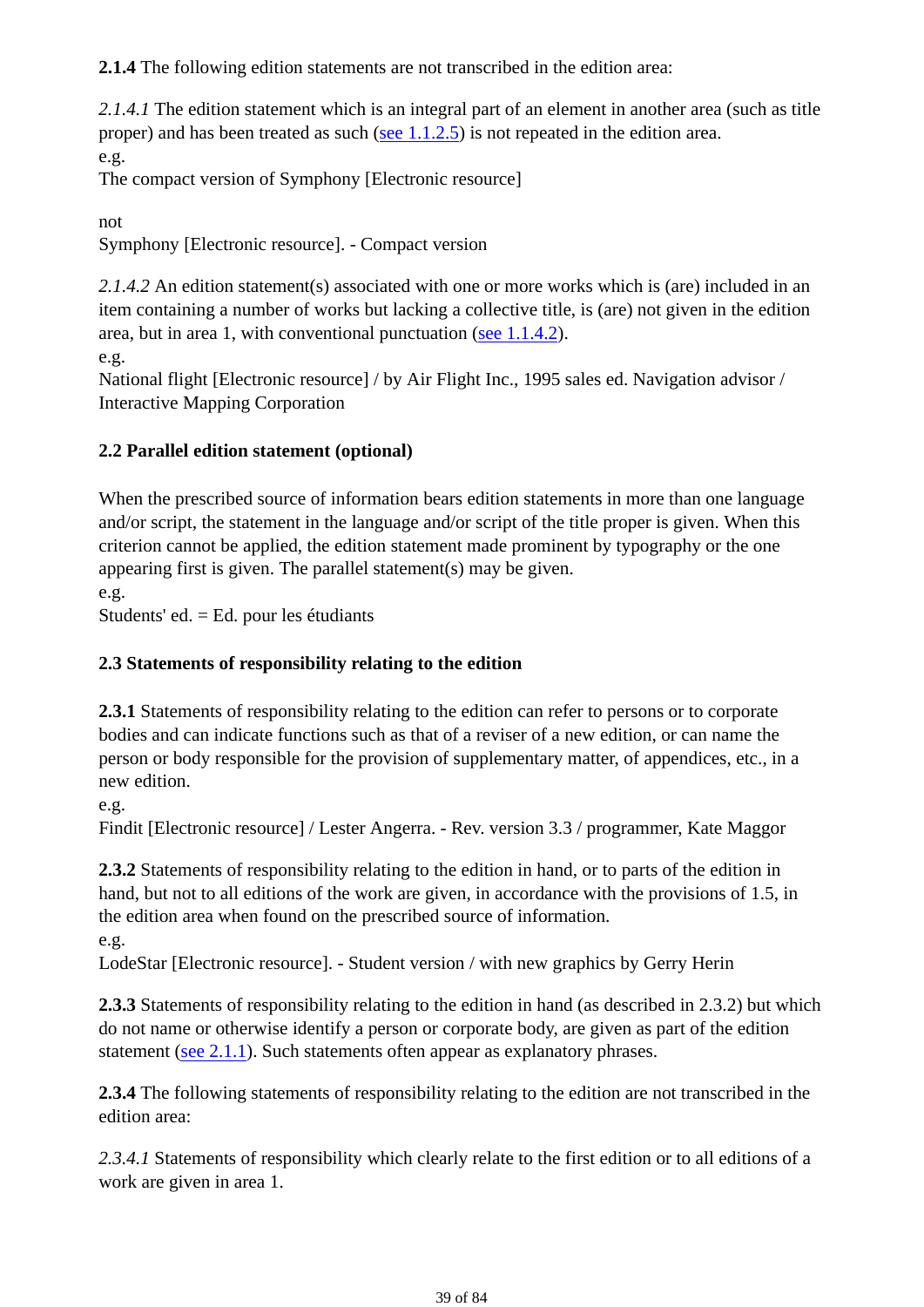**2.1.4** The following edition statements are not transcribed in the edition area:

*2.1.4.1* The edition statement which is an integral part of an element in another area (such as title proper) and has been treated as such (see 1.1.2.5) is not repeated in the edition area.
e.g.
The compact version of Symphony [Electronic resource]

not
Symphony [Electronic resource]. - Compact version

*2.1.4.2* An edition statement(s) associated with one or more works which is (are) included in an item containing a number of works but lacking a collective title, is (are) not given in the edition area, but in area 1, with conventional punctuation (see 1.1.4.2).
e.g.
National flight [Electronic resource] / by Air Flight Inc., 1995 sales ed. Navigation advisor / Interactive Mapping Corporation

**2.2 Parallel edition statement (optional)**

When the prescribed source of information bears edition statements in more than one language and/or script, the statement in the language and/or script of the title proper is given. When this criterion cannot be applied, the edition statement made prominent by typography or the one appearing first is given. The parallel statement(s) may be given.
e.g.
Students' ed. = Ed. pour les étudiants

**2.3 Statements of responsibility relating to the edition**

**2.3.1** Statements of responsibility relating to the edition can refer to persons or to corporate bodies and can indicate functions such as that of a reviser of a new edition, or can name the person or body responsible for the provision of supplementary matter, of appendices, etc., in a new edition.
e.g.
Findit [Electronic resource] / Lester Angerra. - Rev. version 3.3 / programmer, Kate Maggor

**2.3.2** Statements of responsibility relating to the edition in hand, or to parts of the edition in hand, but not to all editions of the work are given, in accordance with the provisions of 1.5, in the edition area when found on the prescribed source of information.
e.g.
LodeStar [Electronic resource]. - Student version / with new graphics by Gerry Herin

**2.3.3** Statements of responsibility relating to the edition in hand (as described in 2.3.2) but which do not name or otherwise identify a person or corporate body, are given as part of the edition statement (see 2.1.1). Such statements often appear as explanatory phrases.

**2.3.4** The following statements of responsibility relating to the edition are not transcribed in the edition area:

*2.3.4.1* Statements of responsibility which clearly relate to the first edition or to all editions of a work are given in area 1.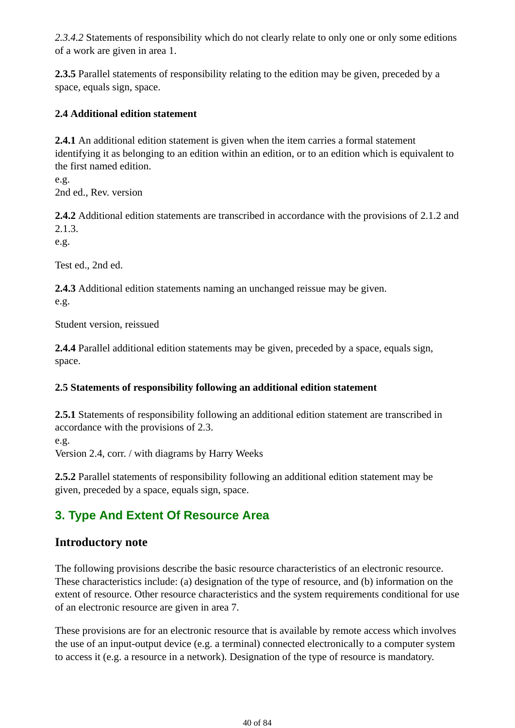*2.3.4.2* Statements of responsibility which do not clearly relate to only one or only some editions of a work are given in area 1.

**2.3.5** Parallel statements of responsibility relating to the edition may be given, preceded by a space, equals sign, space.

**2.4 Additional edition statement**

**2.4.1** An additional edition statement is given when the item carries a formal statement identifying it as belonging to an edition within an edition, or to an edition which is equivalent to the first named edition.
e.g.
2nd ed., Rev. version

**2.4.2** Additional edition statements are transcribed in accordance with the provisions of 2.1.2 and 2.1.3.
e.g.

Test ed., 2nd ed.

**2.4.3** Additional edition statements naming an unchanged reissue may be given.
e.g.

Student version, reissued

**2.4.4** Parallel additional edition statements may be given, preceded by a space, equals sign, space.

**2.5 Statements of responsibility following an additional edition statement**

**2.5.1** Statements of responsibility following an additional edition statement are transcribed in accordance with the provisions of 2.3.
e.g.
Version 2.4, corr. / with diagrams by Harry Weeks

**2.5.2** Parallel statements of responsibility following an additional edition statement may be given, preceded by a space, equals sign, space.

## 3. Type And Extent Of Resource Area

### Introductory note

The following provisions describe the basic resource characteristics of an electronic resource. These characteristics include: (a) designation of the type of resource, and (b) information on the extent of resource. Other resource characteristics and the system requirements conditional for use of an electronic resource are given in area 7.

These provisions are for an electronic resource that is available by remote access which involves the use of an input-output device (e.g. a terminal) connected electronically to a computer system to access it (e.g. a resource in a network). Designation of the type of resource is mandatory.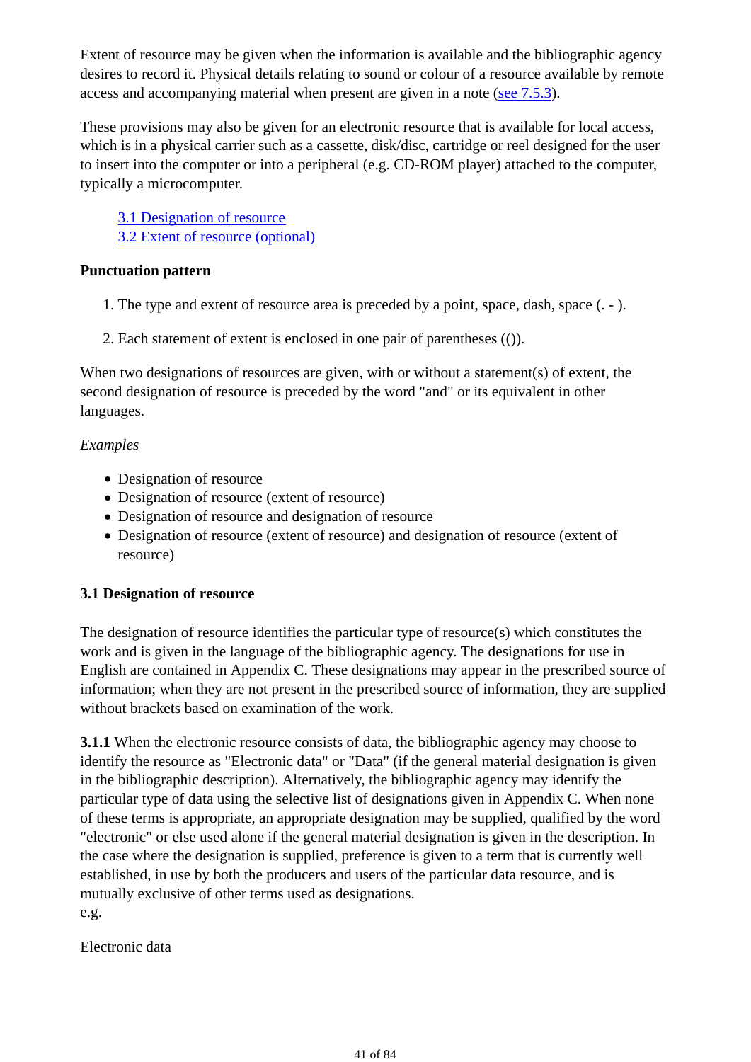Extent of resource may be given when the information is available and the bibliographic agency desires to record it. Physical details relating to sound or colour of a resource available by remote access and accompanying material when present are given in a note (see 7.5.3).

These provisions may also be given for an electronic resource that is available for local access, which is in a physical carrier such as a cassette, disk/disc, cartridge or reel designed for the user to insert into the computer or into a peripheral (e.g. CD-ROM player) attached to the computer, typically a microcomputer.

3.1 Designation of resource
3.2 Extent of resource (optional)

**Punctuation pattern**

1. The type and extent of resource area is preceded by a point, space, dash, space (. - ).
2. Each statement of extent is enclosed in one pair of parentheses (()).

When two designations of resources are given, with or without a statement(s) of extent, the second designation of resource is preceded by the word "and" or its equivalent in other languages.

*Examples*

- Designation of resource
- Designation of resource (extent of resource)
- Designation of resource and designation of resource
- Designation of resource (extent of resource) and designation of resource (extent of resource)

### 3.1 Designation of resource

The designation of resource identifies the particular type of resource(s) which constitutes the work and is given in the language of the bibliographic agency. The designations for use in English are contained in Appendix C. These designations may appear in the prescribed source of information; when they are not present in the prescribed source of information, they are supplied without brackets based on examination of the work.

**3.1.1** When the electronic resource consists of data, the bibliographic agency may choose to identify the resource as "Electronic data" or "Data" (if the general material designation is given in the bibliographic description). Alternatively, the bibliographic agency may identify the particular type of data using the selective list of designations given in Appendix C. When none of these terms is appropriate, an appropriate designation may be supplied, qualified by the word "electronic" or else used alone if the general material designation is given in the description. In the case where the designation is supplied, preference is given to a term that is currently well established, in use by both the producers and users of the particular data resource, and is mutually exclusive of other terms used as designations.
e.g.

Electronic data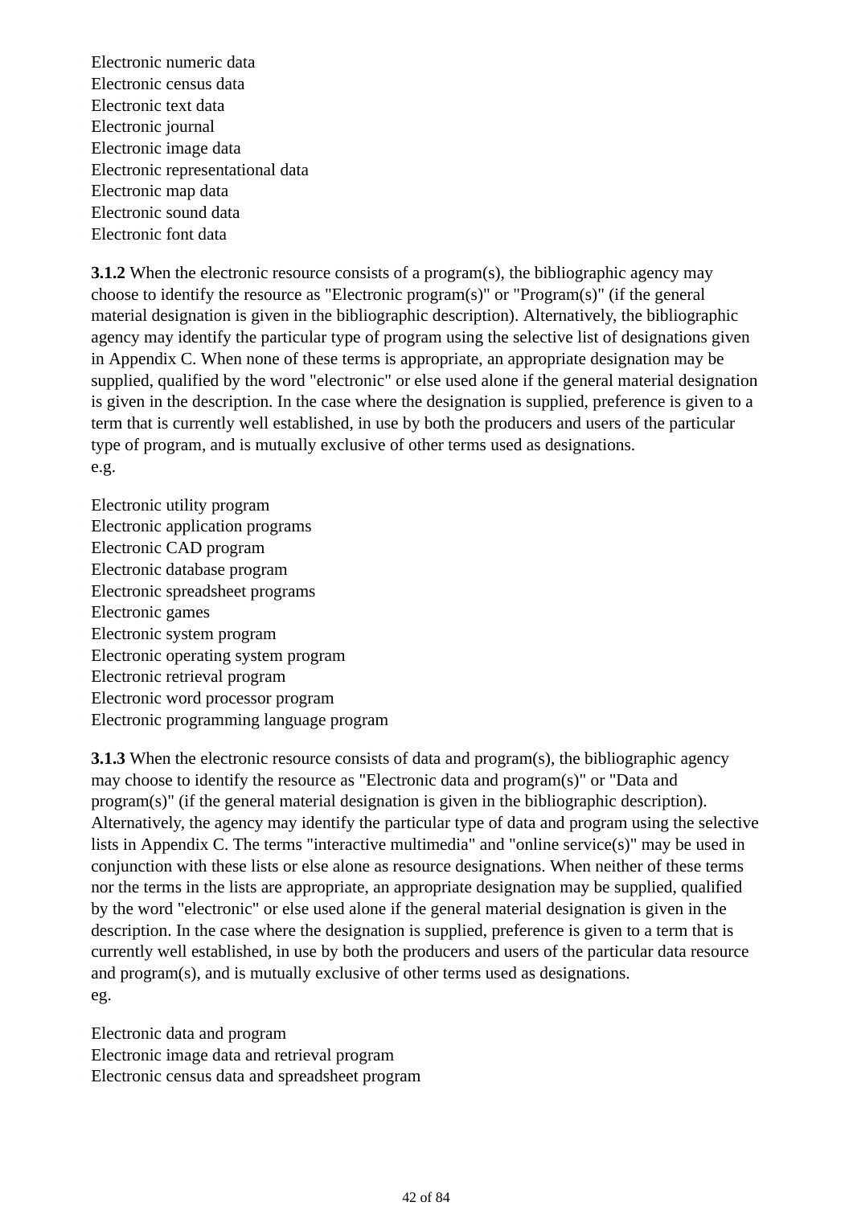Electronic numeric data
Electronic census data
Electronic text data
Electronic journal
Electronic image data
Electronic representational data
Electronic map data
Electronic sound data
Electronic font data

**3.1.2** When the electronic resource consists of a program(s), the bibliographic agency may choose to identify the resource as "Electronic program(s)" or "Program(s)" (if the general material designation is given in the bibliographic description). Alternatively, the bibliographic agency may identify the particular type of program using the selective list of designations given in Appendix C. When none of these terms is appropriate, an appropriate designation may be supplied, qualified by the word "electronic" or else used alone if the general material designation is given in the description. In the case where the designation is supplied, preference is given to a term that is currently well established, in use by both the producers and users of the particular type of program, and is mutually exclusive of other terms used as designations.
e.g.

Electronic utility program
Electronic application programs
Electronic CAD program
Electronic database program
Electronic spreadsheet programs
Electronic games
Electronic system program
Electronic operating system program
Electronic retrieval program
Electronic word processor program
Electronic programming language program

**3.1.3** When the electronic resource consists of data and program(s), the bibliographic agency may choose to identify the resource as "Electronic data and program(s)" or "Data and program(s)" (if the general material designation is given in the bibliographic description). Alternatively, the agency may identify the particular type of data and program using the selective lists in Appendix C. The terms "interactive multimedia" and "online service(s)" may be used in conjunction with these lists or else alone as resource designations. When neither of these terms nor the terms in the lists are appropriate, an appropriate designation may be supplied, qualified by the word "electronic" or else used alone if the general material designation is given in the description. In the case where the designation is supplied, preference is given to a term that is currently well established, in use by both the producers and users of the particular data resource and program(s), and is mutually exclusive of other terms used as designations.
eg.

Electronic data and program
Electronic image data and retrieval program
Electronic census data and spreadsheet program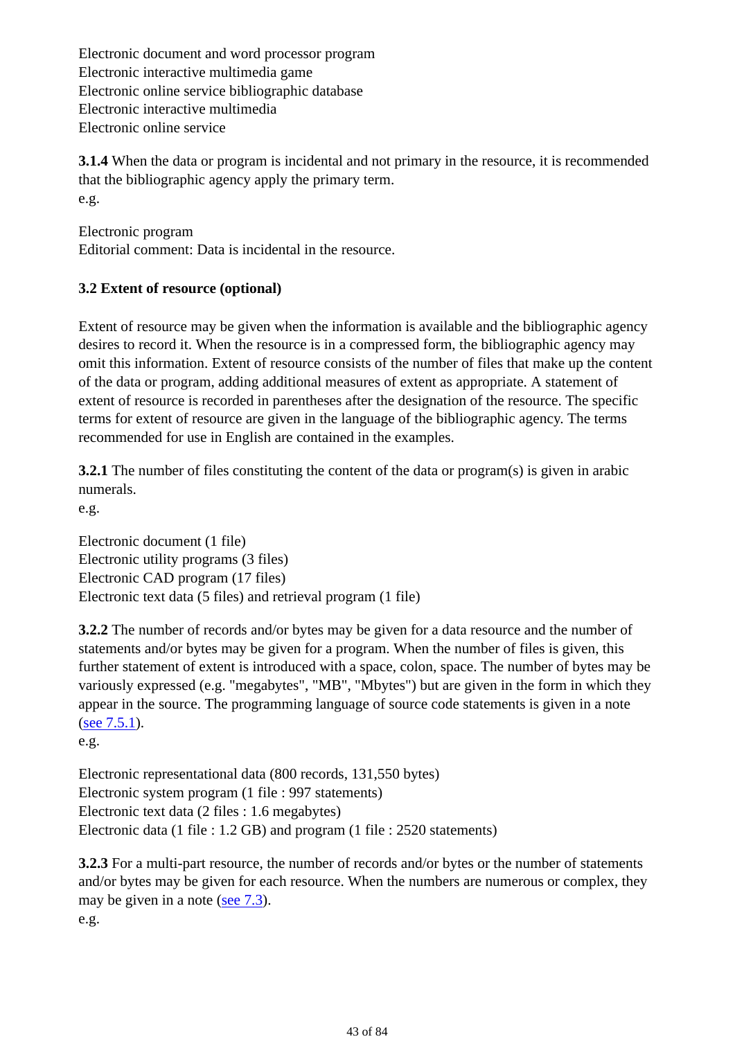Electronic document and word processor program
Electronic interactive multimedia game
Electronic online service bibliographic database
Electronic interactive multimedia
Electronic online service

**3.1.4** When the data or program is incidental and not primary in the resource, it is recommended that the bibliographic agency apply the primary term.
e.g.

Electronic program
Editorial comment: Data is incidental in the resource.

### 3.2 Extent of resource (optional)

Extent of resource may be given when the information is available and the bibliographic agency desires to record it. When the resource is in a compressed form, the bibliographic agency may omit this information. Extent of resource consists of the number of files that make up the content of the data or program, adding additional measures of extent as appropriate. A statement of extent of resource is recorded in parentheses after the designation of the resource. The specific terms for extent of resource are given in the language of the bibliographic agency. The terms recommended for use in English are contained in the examples.

**3.2.1** The number of files constituting the content of the data or program(s) is given in arabic numerals.
e.g.

Electronic document (1 file)
Electronic utility programs (3 files)
Electronic CAD program (17 files)
Electronic text data (5 files) and retrieval program (1 file)

**3.2.2** The number of records and/or bytes may be given for a data resource and the number of statements and/or bytes may be given for a program. When the number of files is given, this further statement of extent is introduced with a space, colon, space. The number of bytes may be variously expressed (e.g. "megabytes", "MB", "Mbytes") but are given in the form in which they appear in the source. The programming language of source code statements is given in a note (see 7.5.1).
e.g.

Electronic representational data (800 records, 131,550 bytes)
Electronic system program (1 file : 997 statements)
Electronic text data (2 files : 1.6 megabytes)
Electronic data (1 file : 1.2 GB) and program (1 file : 2520 statements)

**3.2.3** For a multi-part resource, the number of records and/or bytes or the number of statements and/or bytes may be given for each resource. When the numbers are numerous or complex, they may be given in a note (see 7.3).
e.g.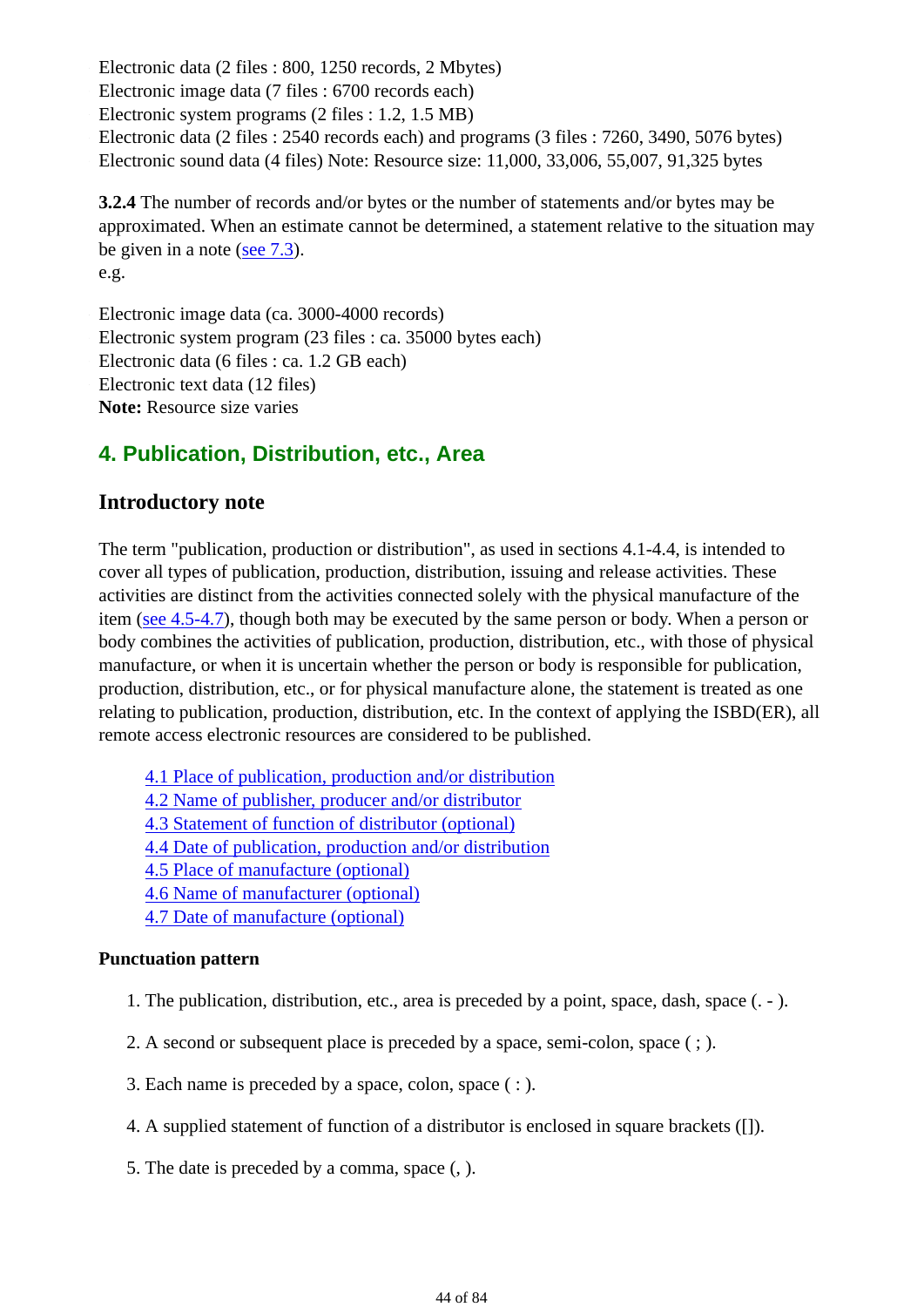Electronic data (2 files : 800, 1250 records, 2 Mbytes)
Electronic image data (7 files : 6700 records each)
Electronic system programs (2 files : 1.2, 1.5 MB)
Electronic data (2 files : 2540 records each) and programs (3 files : 7260, 3490, 5076 bytes)
Electronic sound data (4 files) Note: Resource size: 11,000, 33,006, 55,007, 91,325 bytes

**3.2.4** The number of records and/or bytes or the number of statements and/or bytes may be approximated. When an estimate cannot be determined, a statement relative to the situation may be given in a note (see 7.3).
e.g.

Electronic image data (ca. 3000-4000 records)
Electronic system program (23 files : ca. 35000 bytes each)
Electronic data (6 files : ca. 1.2 GB each)
Electronic text data (12 files)
**Note:** Resource size varies

## 4. Publication, Distribution, etc., Area

### Introductory note

The term "publication, production or distribution", as used in sections 4.1-4.4, is intended to cover all types of publication, production, distribution, issuing and release activities. These activities are distinct from the activities connected solely with the physical manufacture of the item (see 4.5-4.7), though both may be executed by the same person or body. When a person or body combines the activities of publication, production, distribution, etc., with those of physical manufacture, or when it is uncertain whether the person or body is responsible for publication, production, distribution, etc., or for physical manufacture alone, the statement is treated as one relating to publication, production, distribution, etc. In the context of applying the ISBD(ER), all remote access electronic resources are considered to be published.

- 4.1 Place of publication, production and/or distribution
- 4.2 Name of publisher, producer and/or distributor
- 4.3 Statement of function of distributor (optional)
- 4.4 Date of publication, production and/or distribution
- 4.5 Place of manufacture (optional)
- 4.6 Name of manufacturer (optional)
- 4.7 Date of manufacture (optional)

**Punctuation pattern**

1. The publication, distribution, etc., area is preceded by a point, space, dash, space (. - ).
2. A second or subsequent place is preceded by a space, semi-colon, space ( ; ).
3. Each name is preceded by a space, colon, space ( : ).
4. A supplied statement of function of a distributor is enclosed in square brackets ([]).
5. The date is preceded by a comma, space (, ).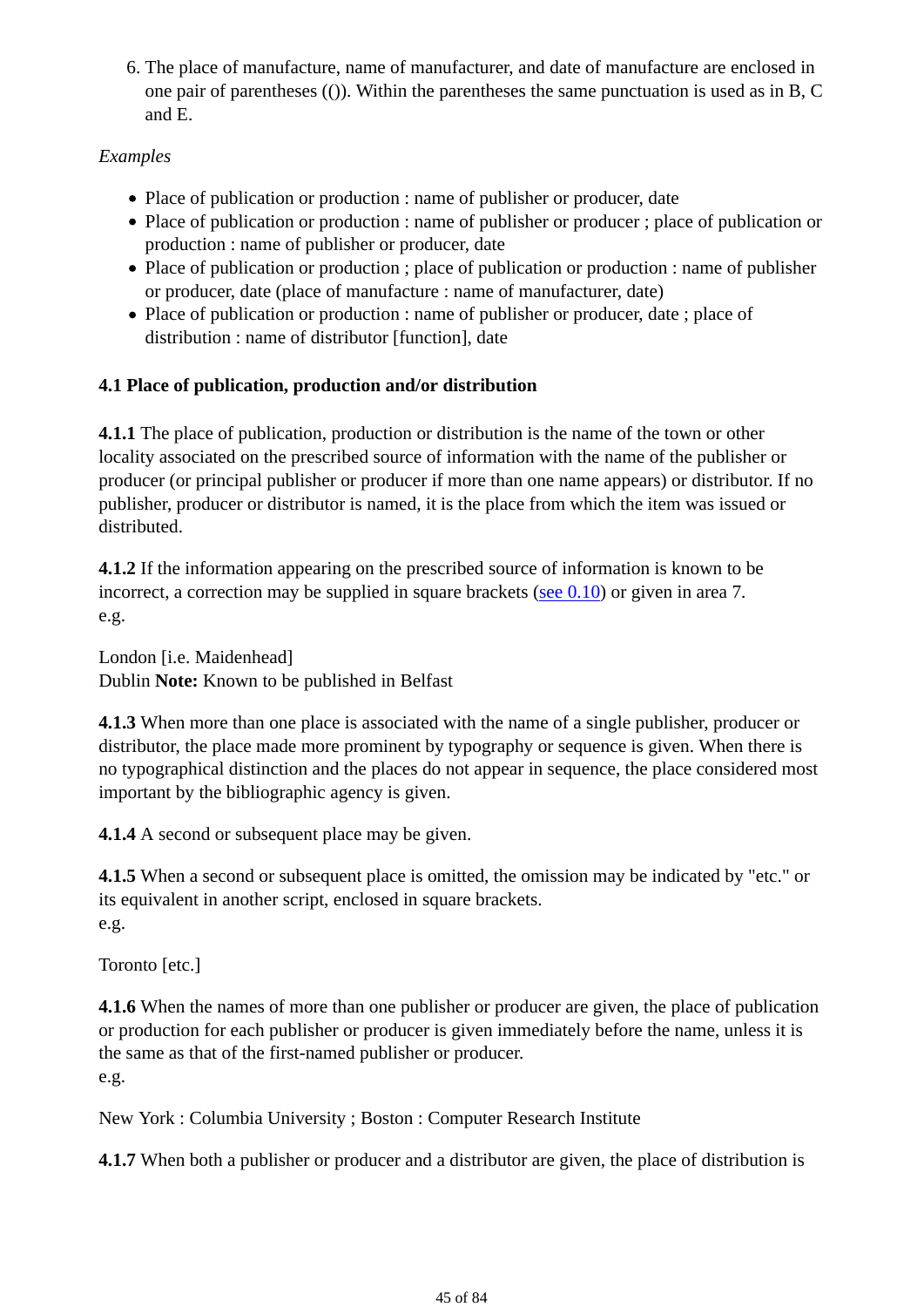6. The place of manufacture, name of manufacturer, and date of manufacture are enclosed in one pair of parentheses (()). Within the parentheses the same punctuation is used as in B, C and E.

*Examples*

- Place of publication or production : name of publisher or producer, date
- Place of publication or production : name of publisher or producer ; place of publication or production : name of publisher or producer, date
- Place of publication or production ; place of publication or production : name of publisher or producer, date (place of manufacture : name of manufacturer, date)
- Place of publication or production : name of publisher or producer, date ; place of distribution : name of distributor [function], date

**4.1 Place of publication, production and/or distribution**

**4.1.1** The place of publication, production or distribution is the name of the town or other locality associated on the prescribed source of information with the name of the publisher or producer (or principal publisher or producer if more than one name appears) or distributor. If no publisher, producer or distributor is named, it is the place from which the item was issued or distributed.

**4.1.2** If the information appearing on the prescribed source of information is known to be incorrect, a correction may be supplied in square brackets (see 0.10) or given in area 7.
e.g.

London [i.e. Maidenhead]
Dublin **Note:** Known to be published in Belfast

**4.1.3** When more than one place is associated with the name of a single publisher, producer or distributor, the place made more prominent by typography or sequence is given. When there is no typographical distinction and the places do not appear in sequence, the place considered most important by the bibliographic agency is given.

**4.1.4** A second or subsequent place may be given.

**4.1.5** When a second or subsequent place is omitted, the omission may be indicated by "etc." or its equivalent in another script, enclosed in square brackets.
e.g.

Toronto [etc.]

**4.1.6** When the names of more than one publisher or producer are given, the place of publication or production for each publisher or producer is given immediately before the name, unless it is the same as that of the first-named publisher or producer.
e.g.

New York : Columbia University ; Boston : Computer Research Institute

**4.1.7** When both a publisher or producer and a distributor are given, the place of distribution is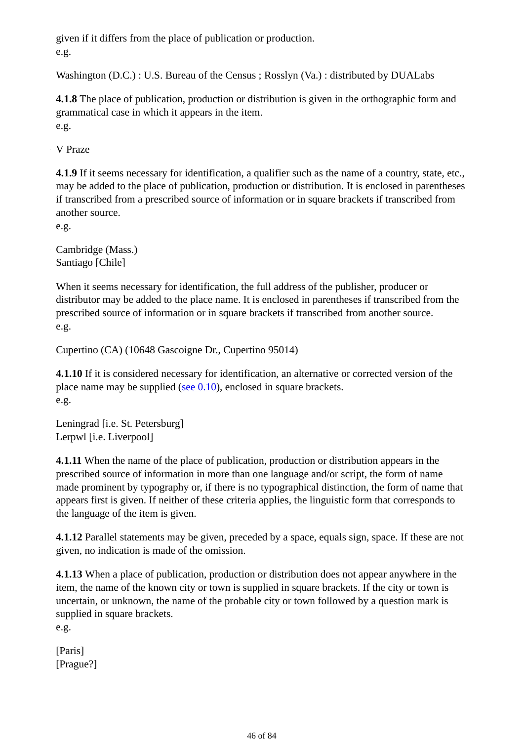given if it differs from the place of publication or production.
e.g.

Washington (D.C.) : U.S. Bureau of the Census ; Rosslyn (Va.) : distributed by DUALabs

**4.1.8** The place of publication, production or distribution is given in the orthographic form and grammatical case in which it appears in the item.
e.g.

V Praze

**4.1.9** If it seems necessary for identification, a qualifier such as the name of a country, state, etc., may be added to the place of publication, production or distribution. It is enclosed in parentheses if transcribed from a prescribed source of information or in square brackets if transcribed from another source.
e.g.

Cambridge (Mass.)
Santiago [Chile]

When it seems necessary for identification, the full address of the publisher, producer or distributor may be added to the place name. It is enclosed in parentheses if transcribed from the prescribed source of information or in square brackets if transcribed from another source.
e.g.

Cupertino (CA) (10648 Gascoigne Dr., Cupertino 95014)

**4.1.10** If it is considered necessary for identification, an alternative or corrected version of the place name may be supplied (see 0.10), enclosed in square brackets.
e.g.

Leningrad [i.e. St. Petersburg]
Lerpwl [i.e. Liverpool]

**4.1.11** When the name of the place of publication, production or distribution appears in the prescribed source of information in more than one language and/or script, the form of name made prominent by typography or, if there is no typographical distinction, the form of name that appears first is given. If neither of these criteria applies, the linguistic form that corresponds to the language of the item is given.

**4.1.12** Parallel statements may be given, preceded by a space, equals sign, space. If these are not given, no indication is made of the omission.

**4.1.13** When a place of publication, production or distribution does not appear anywhere in the item, the name of the known city or town is supplied in square brackets. If the city or town is uncertain, or unknown, the name of the probable city or town followed by a question mark is supplied in square brackets.
e.g.

[Paris]
[Prague?]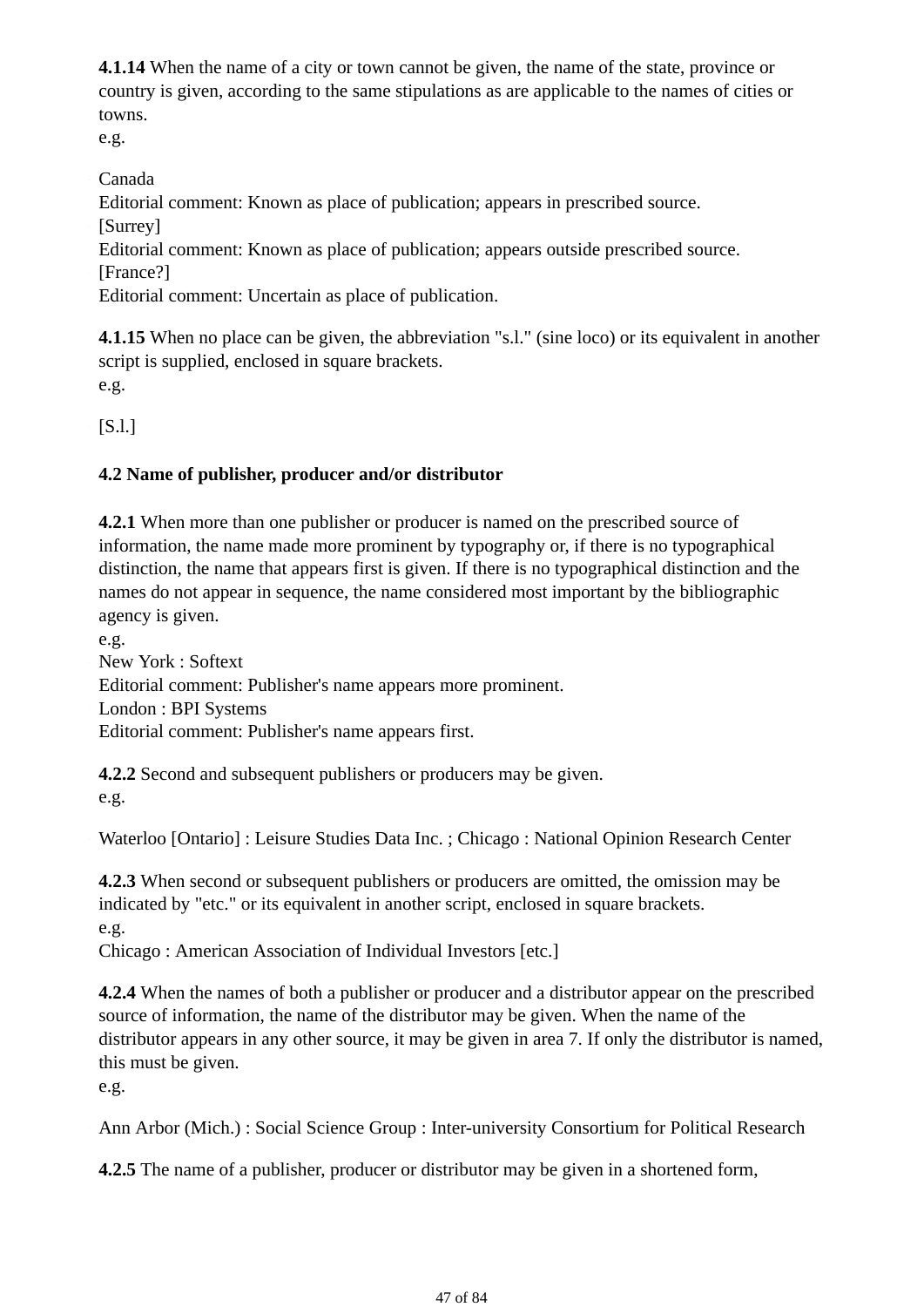**4.1.14** When the name of a city or town cannot be given, the name of the state, province or country is given, according to the same stipulations as are applicable to the names of cities or towns.
e.g.

Canada
Editorial comment: Known as place of publication; appears in prescribed source.
[Surrey]
Editorial comment: Known as place of publication; appears outside prescribed source.
[France?]
Editorial comment: Uncertain as place of publication.

**4.1.15** When no place can be given, the abbreviation "s.l." (sine loco) or its equivalent in another script is supplied, enclosed in square brackets.
e.g.

[S.l.]

**4.2 Name of publisher, producer and/or distributor**

**4.2.1** When more than one publisher or producer is named on the prescribed source of information, the name made more prominent by typography or, if there is no typographical distinction, the name that appears first is given. If there is no typographical distinction and the names do not appear in sequence, the name considered most important by the bibliographic agency is given.
e.g.
New York : Softext
Editorial comment: Publisher's name appears more prominent.
London : BPI Systems
Editorial comment: Publisher's name appears first.

**4.2.2** Second and subsequent publishers or producers may be given.
e.g.

Waterloo [Ontario] : Leisure Studies Data Inc. ; Chicago : National Opinion Research Center

**4.2.3** When second or subsequent publishers or producers are omitted, the omission may be indicated by "etc." or its equivalent in another script, enclosed in square brackets.
e.g.
Chicago : American Association of Individual Investors [etc.]

**4.2.4** When the names of both a publisher or producer and a distributor appear on the prescribed source of information, the name of the distributor may be given. When the name of the distributor appears in any other source, it may be given in area 7. If only the distributor is named, this must be given.
e.g.

Ann Arbor (Mich.) : Social Science Group : Inter-university Consortium for Political Research

**4.2.5** The name of a publisher, producer or distributor may be given in a shortened form,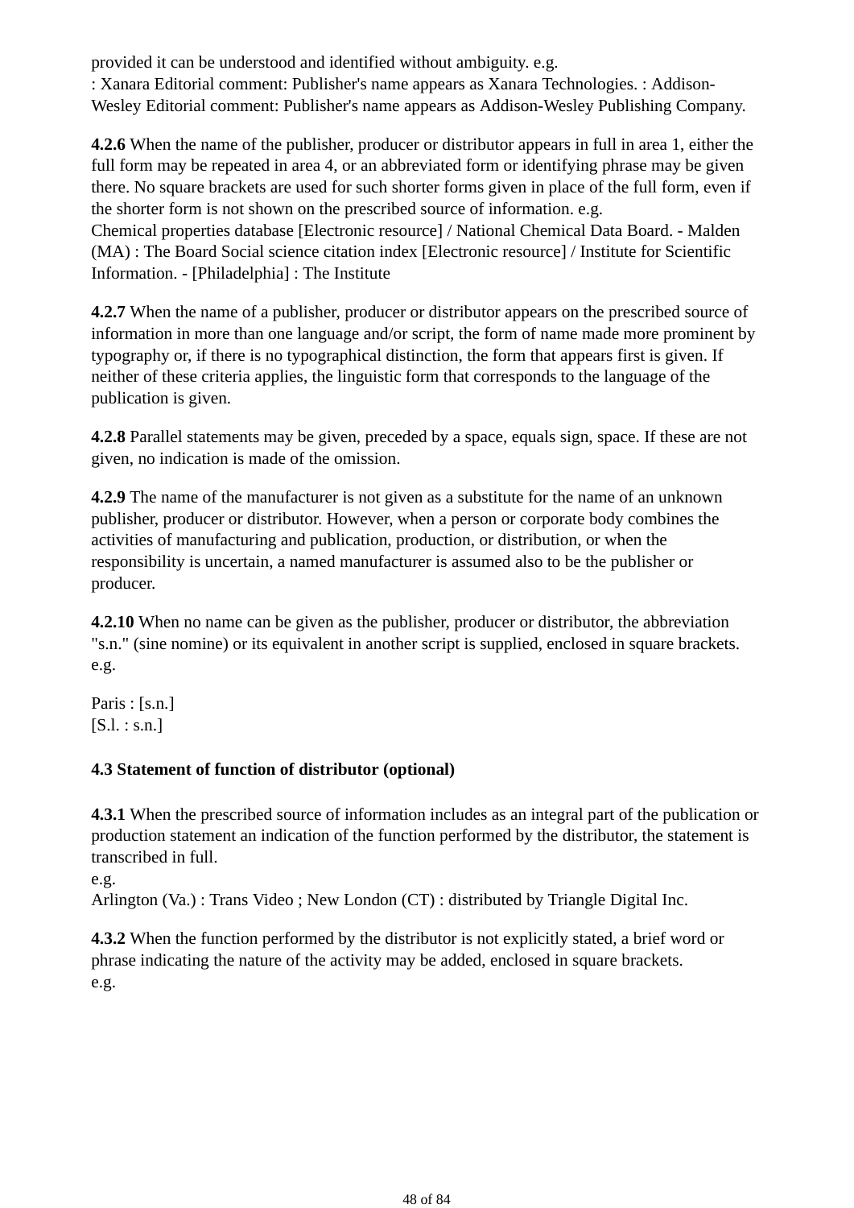provided it can be understood and identified without ambiguity. e.g.
: Xanara Editorial comment: Publisher's name appears as Xanara Technologies. : Addison-Wesley Editorial comment: Publisher's name appears as Addison-Wesley Publishing Company.

**4.2.6** When the name of the publisher, producer or distributor appears in full in area 1, either the full form may be repeated in area 4, or an abbreviated form or identifying phrase may be given there. No square brackets are used for such shorter forms given in place of the full form, even if the shorter form is not shown on the prescribed source of information. e.g.
Chemical properties database [Electronic resource] / National Chemical Data Board. - Malden (MA) : The Board Social science citation index [Electronic resource] / Institute for Scientific Information. - [Philadelphia] : The Institute

**4.2.7** When the name of a publisher, producer or distributor appears on the prescribed source of information in more than one language and/or script, the form of name made more prominent by typography or, if there is no typographical distinction, the form that appears first is given. If neither of these criteria applies, the linguistic form that corresponds to the language of the publication is given.

**4.2.8** Parallel statements may be given, preceded by a space, equals sign, space. If these are not given, no indication is made of the omission.

**4.2.9** The name of the manufacturer is not given as a substitute for the name of an unknown publisher, producer or distributor. However, when a person or corporate body combines the activities of manufacturing and publication, production, or distribution, or when the responsibility is uncertain, a named manufacturer is assumed also to be the publisher or producer.

**4.2.10** When no name can be given as the publisher, producer or distributor, the abbreviation "s.n." (sine nomine) or its equivalent in another script is supplied, enclosed in square brackets. e.g.

Paris : [s.n.]
[S.l. : s.n.]

**4.3 Statement of function of distributor (optional)**

**4.3.1** When the prescribed source of information includes as an integral part of the publication or production statement an indication of the function performed by the distributor, the statement is transcribed in full.
e.g.
Arlington (Va.) : Trans Video ; New London (CT) : distributed by Triangle Digital Inc.

**4.3.2** When the function performed by the distributor is not explicitly stated, a brief word or phrase indicating the nature of the activity may be added, enclosed in square brackets.
e.g.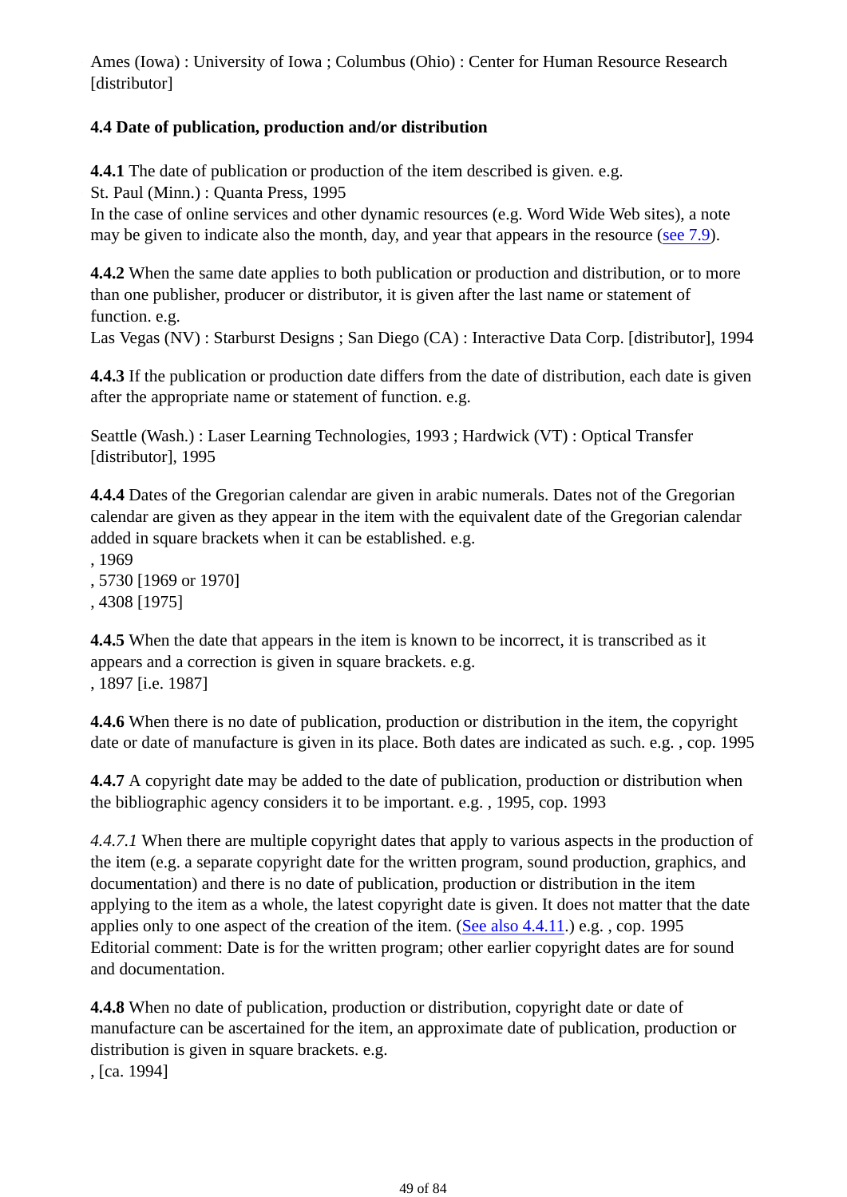Ames (Iowa) : University of Iowa ; Columbus (Ohio) : Center for Human Resource Research [distributor]

**4.4 Date of publication, production and/or distribution**

**4.4.1** The date of publication or production of the item described is given. e.g.
St. Paul (Minn.) : Quanta Press, 1995
In the case of online services and other dynamic resources (e.g. Word Wide Web sites), a note may be given to indicate also the month, day, and year that appears in the resource (see 7.9).

**4.4.2** When the same date applies to both publication or production and distribution, or to more than one publisher, producer or distributor, it is given after the last name or statement of function. e.g.
Las Vegas (NV) : Starburst Designs ; San Diego (CA) : Interactive Data Corp. [distributor], 1994

**4.4.3** If the publication or production date differs from the date of distribution, each date is given after the appropriate name or statement of function. e.g.

Seattle (Wash.) : Laser Learning Technologies, 1993 ; Hardwick (VT) : Optical Transfer [distributor], 1995

**4.4.4** Dates of the Gregorian calendar are given in arabic numerals. Dates not of the Gregorian calendar are given as they appear in the item with the equivalent date of the Gregorian calendar added in square brackets when it can be established. e.g.
, 1969
, 5730 [1969 or 1970]
, 4308 [1975]

**4.4.5** When the date that appears in the item is known to be incorrect, it is transcribed as it appears and a correction is given in square brackets. e.g.
, 1897 [i.e. 1987]

**4.4.6** When there is no date of publication, production or distribution in the item, the copyright date or date of manufacture is given in its place. Both dates are indicated as such. e.g. , cop. 1995

**4.4.7** A copyright date may be added to the date of publication, production or distribution when the bibliographic agency considers it to be important. e.g. , 1995, cop. 1993

*4.4.7.1* When there are multiple copyright dates that apply to various aspects in the production of the item (e.g. a separate copyright date for the written program, sound production, graphics, and documentation) and there is no date of publication, production or distribution in the item applying to the item as a whole, the latest copyright date is given. It does not matter that the date applies only to one aspect of the creation of the item. (See also 4.4.11.) e.g. , cop. 1995
Editorial comment: Date is for the written program; other earlier copyright dates are for sound and documentation.

**4.4.8** When no date of publication, production or distribution, copyright date or date of manufacture can be ascertained for the item, an approximate date of publication, production or distribution is given in square brackets. e.g.
, [ca. 1994]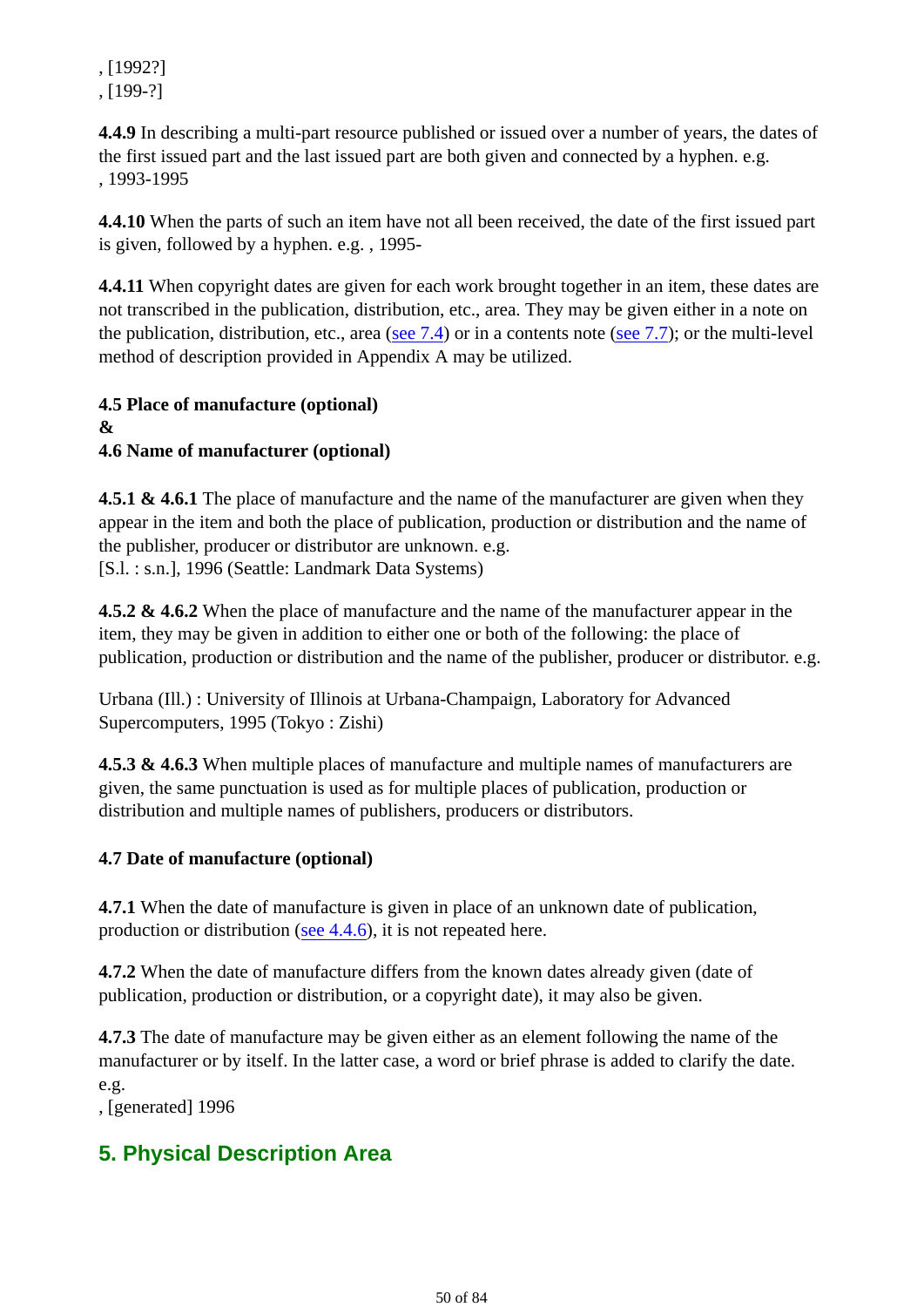, [1992?]
, [199-?]

**4.4.9** In describing a multi-part resource published or issued over a number of years, the dates of the first issued part and the last issued part are both given and connected by a hyphen. e.g.
, 1993-1995

**4.4.10** When the parts of such an item have not all been received, the date of the first issued part is given, followed by a hyphen. e.g. , 1995-

**4.4.11** When copyright dates are given for each work brought together in an item, these dates are not transcribed in the publication, distribution, etc., area. They may be given either in a note on the publication, distribution, etc., area (see 7.4) or in a contents note (see 7.7); or the multi-level method of description provided in Appendix A may be utilized.

**4.5 Place of manufacture (optional)**
**&**
**4.6 Name of manufacturer (optional)**

**4.5.1 & 4.6.1** The place of manufacture and the name of the manufacturer are given when they appear in the item and both the place of publication, production or distribution and the name of the publisher, producer or distributor are unknown. e.g.
[S.l. : s.n.], 1996 (Seattle: Landmark Data Systems)

**4.5.2 & 4.6.2** When the place of manufacture and the name of the manufacturer appear in the item, they may be given in addition to either one or both of the following: the place of publication, production or distribution and the name of the publisher, producer or distributor. e.g.

Urbana (Ill.) : University of Illinois at Urbana-Champaign, Laboratory for Advanced Supercomputers, 1995 (Tokyo : Zishi)

**4.5.3 & 4.6.3** When multiple places of manufacture and multiple names of manufacturers are given, the same punctuation is used as for multiple places of publication, production or distribution and multiple names of publishers, producers or distributors.

**4.7 Date of manufacture (optional)**

**4.7.1** When the date of manufacture is given in place of an unknown date of publication, production or distribution (see 4.4.6), it is not repeated here.

**4.7.2** When the date of manufacture differs from the known dates already given (date of publication, production or distribution, or a copyright date), it may also be given.

**4.7.3** The date of manufacture may be given either as an element following the name of the manufacturer or by itself. In the latter case, a word or brief phrase is added to clarify the date. e.g.
, [generated] 1996

## 5. Physical Description Area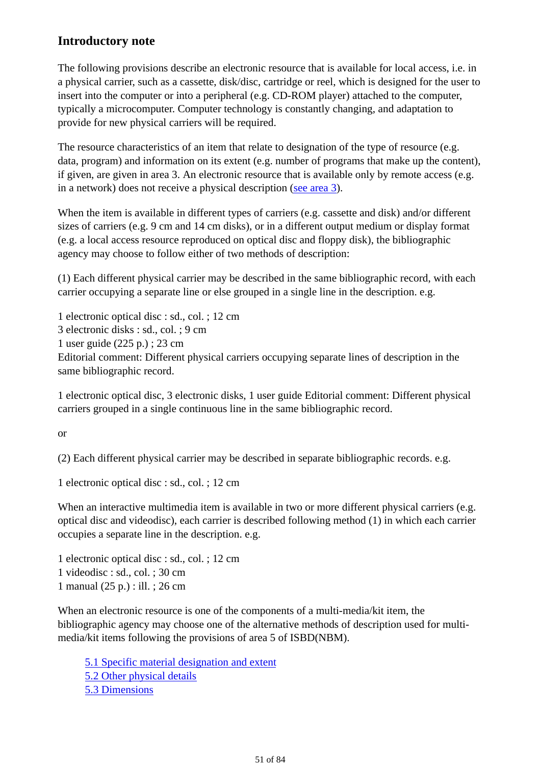## Introductory note

The following provisions describe an electronic resource that is available for local access, i.e. in a physical carrier, such as a cassette, disk/disc, cartridge or reel, which is designed for the user to insert into the computer or into a peripheral (e.g. CD-ROM player) attached to the computer, typically a microcomputer. Computer technology is constantly changing, and adaptation to provide for new physical carriers will be required.

The resource characteristics of an item that relate to designation of the type of resource (e.g. data, program) and information on its extent (e.g. number of programs that make up the content), if given, are given in area 3. An electronic resource that is available only by remote access (e.g. in a network) does not receive a physical description ([see area 3](#)).

When the item is available in different types of carriers (e.g. cassette and disk) and/or different sizes of carriers (e.g. 9 cm and 14 cm disks), or in a different output medium or display format (e.g. a local access resource reproduced on optical disc and floppy disk), the bibliographic agency may choose to follow either of two methods of description:

(1) Each different physical carrier may be described in the same bibliographic record, with each carrier occupying a separate line or else grouped in a single line in the description. e.g.

1 electronic optical disc : sd., col. ; 12 cm
3 electronic disks : sd., col. ; 9 cm
1 user guide (225 p.) ; 23 cm
Editorial comment: Different physical carriers occupying separate lines of description in the same bibliographic record.

1 electronic optical disc, 3 electronic disks, 1 user guide Editorial comment: Different physical carriers grouped in a single continuous line in the same bibliographic record.

or

(2) Each different physical carrier may be described in separate bibliographic records. e.g.

1 electronic optical disc : sd., col. ; 12 cm

When an interactive multimedia item is available in two or more different physical carriers (e.g. optical disc and videodisc), each carrier is described following method (1) in which each carrier occupies a separate line in the description. e.g.

1 electronic optical disc : sd., col. ; 12 cm
1 videodisc : sd., col. ; 30 cm
1 manual (25 p.) : ill. ; 26 cm

When an electronic resource is one of the components of a multi-media/kit item, the bibliographic agency may choose one of the alternative methods of description used for multi-media/kit items following the provisions of area 5 of ISBD(NBM).

- [5.1 Specific material designation and extent](#)
- [5.2 Other physical details](#)
- [5.3 Dimensions](#)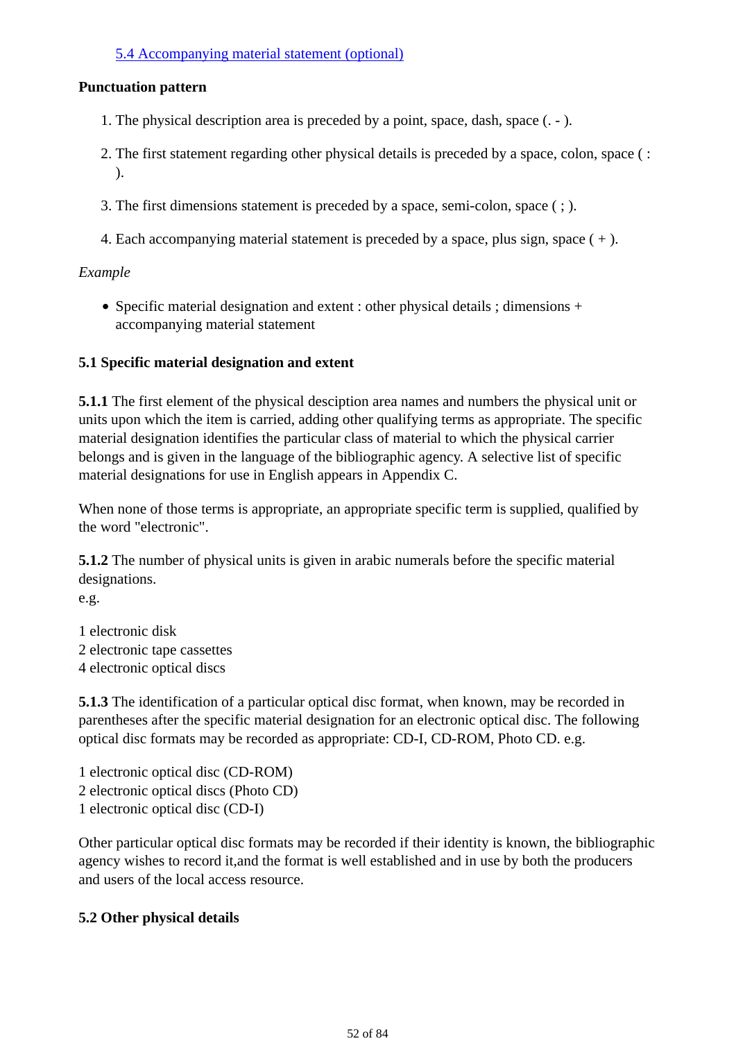[5.4 Accompanying material statement (optional)]

**Punctuation pattern**

1. The physical description area is preceded by a point, space, dash, space (. - ).
2. The first statement regarding other physical details is preceded by a space, colon, space ( : ).
3. The first dimensions statement is preceded by a space, semi-colon, space ( ; ).
4. Each accompanying material statement is preceded by a space, plus sign, space ( + ).

*Example*

- Specific material designation and extent : other physical details ; dimensions + accompanying material statement

**5.1 Specific material designation and extent**

**5.1.1** The first element of the physical desciption area names and numbers the physical unit or units upon which the item is carried, adding other qualifying terms as appropriate. The specific material designation identifies the particular class of material to which the physical carrier belongs and is given in the language of the bibliographic agency. A selective list of specific material designations for use in English appears in Appendix C.

When none of those terms is appropriate, an appropriate specific term is supplied, qualified by the word "electronic".

**5.1.2** The number of physical units is given in arabic numerals before the specific material designations.
e.g.

1 electronic disk
2 electronic tape cassettes
4 electronic optical discs

**5.1.3** The identification of a particular optical disc format, when known, may be recorded in parentheses after the specific material designation for an electronic optical disc. The following optical disc formats may be recorded as appropriate: CD-I, CD-ROM, Photo CD. e.g.

1 electronic optical disc (CD-ROM)
2 electronic optical discs (Photo CD)
1 electronic optical disc (CD-I)

Other particular optical disc formats may be recorded if their identity is known, the bibliographic agency wishes to record it,and the format is well established and in use by both the producers and users of the local access resource.

**5.2 Other physical details**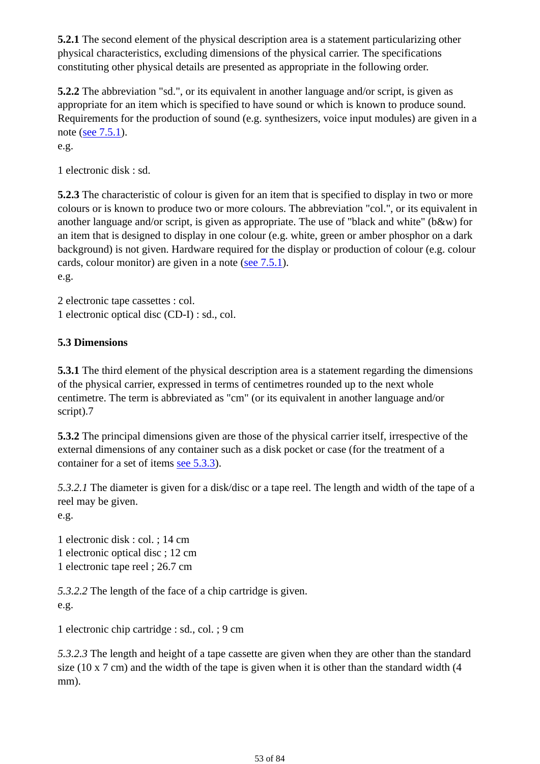**5.2.1** The second element of the physical description area is a statement particularizing other physical characteristics, excluding dimensions of the physical carrier. The specifications constituting other physical details are presented as appropriate in the following order.

**5.2.2** The abbreviation "sd.", or its equivalent in another language and/or script, is given as appropriate for an item which is specified to have sound or which is known to produce sound. Requirements for the production of sound (e.g. synthesizers, voice input modules) are given in a note (see 7.5.1).
e.g.

1 electronic disk : sd.

**5.2.3** The characteristic of colour is given for an item that is specified to display in two or more colours or is known to produce two or more colours. The abbreviation "col.", or its equivalent in another language and/or script, is given as appropriate. The use of "black and white" (b&w) for an item that is designed to display in one colour (e.g. white, green or amber phosphor on a dark background) is not given. Hardware required for the display or production of colour (e.g. colour cards, colour monitor) are given in a note (see 7.5.1).
e.g.

2 electronic tape cassettes : col.
1 electronic optical disc (CD-I) : sd., col.

### 5.3 Dimensions

**5.3.1** The third element of the physical description area is a statement regarding the dimensions of the physical carrier, expressed in terms of centimetres rounded up to the next whole centimetre. The term is abbreviated as "cm" (or its equivalent in another language and/or script).7

**5.3.2** The principal dimensions given are those of the physical carrier itself, irrespective of the external dimensions of any container such as a disk pocket or case (for the treatment of a container for a set of items see 5.3.3).

*5.3.2.1* The diameter is given for a disk/disc or a tape reel. The length and width of the tape of a reel may be given.
e.g.

1 electronic disk : col. ; 14 cm
1 electronic optical disc ; 12 cm
1 electronic tape reel ; 26.7 cm

*5.3.2.2* The length of the face of a chip cartridge is given.
e.g.

1 electronic chip cartridge : sd., col. ; 9 cm

*5.3.2.3* The length and height of a tape cassette are given when they are other than the standard size (10 x 7 cm) and the width of the tape is given when it is other than the standard width (4 mm).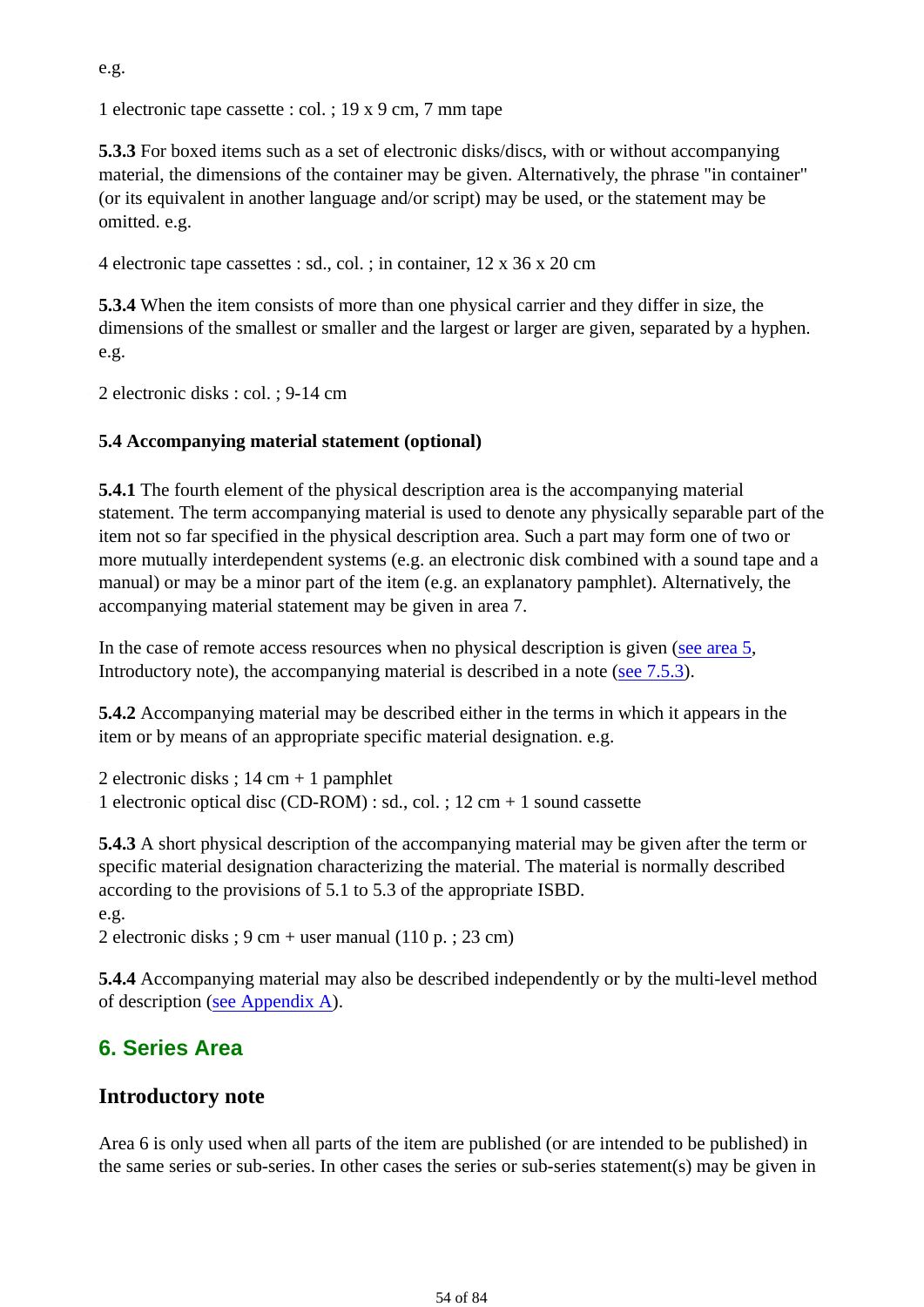e.g.

1 electronic tape cassette : col. ; 19 x 9 cm, 7 mm tape

**5.3.3** For boxed items such as a set of electronic disks/discs, with or without accompanying material, the dimensions of the container may be given. Alternatively, the phrase "in container" (or its equivalent in another language and/or script) may be used, or the statement may be omitted. e.g.

4 electronic tape cassettes : sd., col. ; in container, 12 x 36 x 20 cm

**5.3.4** When the item consists of more than one physical carrier and they differ in size, the dimensions of the smallest or smaller and the largest or larger are given, separated by a hyphen. e.g.

2 electronic disks : col. ; 9-14 cm

### 5.4 Accompanying material statement (optional)

**5.4.1** The fourth element of the physical description area is the accompanying material statement. The term accompanying material is used to denote any physically separable part of the item not so far specified in the physical description area. Such a part may form one of two or more mutually interdependent systems (e.g. an electronic disk combined with a sound tape and a manual) or may be a minor part of the item (e.g. an explanatory pamphlet). Alternatively, the accompanying material statement may be given in area 7.

In the case of remote access resources when no physical description is given (see area 5, Introductory note), the accompanying material is described in a note (see 7.5.3).

**5.4.2** Accompanying material may be described either in the terms in which it appears in the item or by means of an appropriate specific material designation. e.g.

2 electronic disks ; 14 cm + 1 pamphlet
1 electronic optical disc (CD-ROM) : sd., col. ; 12 cm + 1 sound cassette

**5.4.3** A short physical description of the accompanying material may be given after the term or specific material designation characterizing the material. The material is normally described according to the provisions of 5.1 to 5.3 of the appropriate ISBD.
e.g.
2 electronic disks ; 9 cm + user manual (110 p. ; 23 cm)

**5.4.4** Accompanying material may also be described independently or by the multi-level method of description (see Appendix A).

## 6. Series Area

### Introductory note

Area 6 is only used when all parts of the item are published (or are intended to be published) in the same series or sub-series. In other cases the series or sub-series statement(s) may be given in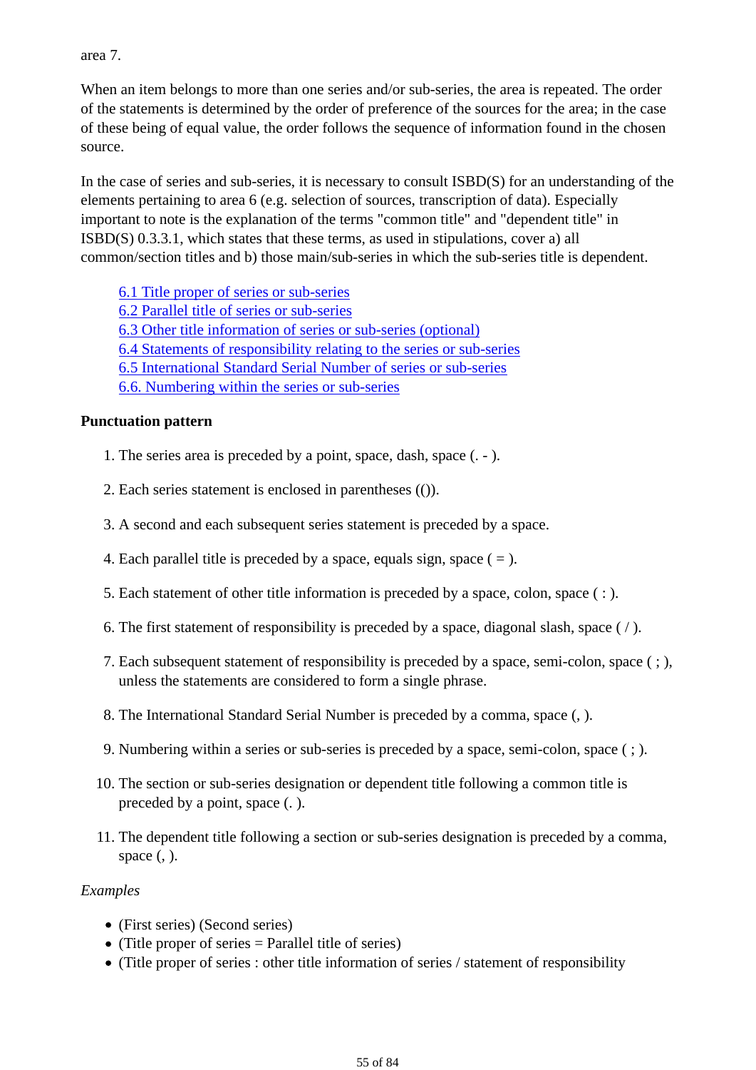area 7.

When an item belongs to more than one series and/or sub-series, the area is repeated. The order of the statements is determined by the order of preference of the sources for the area; in the case of these being of equal value, the order follows the sequence of information found in the chosen source.

In the case of series and sub-series, it is necessary to consult ISBD(S) for an understanding of the elements pertaining to area 6 (e.g. selection of sources, transcription of data). Especially important to note is the explanation of the terms "common title" and "dependent title" in ISBD(S) 0.3.3.1, which states that these terms, as used in stipulations, cover a) all common/section titles and b) those main/sub-series in which the sub-series title is dependent.

- 6.1 Title proper of series or sub-series
- 6.2 Parallel title of series or sub-series
- 6.3 Other title information of series or sub-series (optional)
- 6.4 Statements of responsibility relating to the series or sub-series
- 6.5 International Standard Serial Number of series or sub-series
- 6.6. Numbering within the series or sub-series

**Punctuation pattern**

1. The series area is preceded by a point, space, dash, space (. - ).
2. Each series statement is enclosed in parentheses (()).
3. A second and each subsequent series statement is preceded by a space.
4. Each parallel title is preceded by a space, equals sign, space ( = ).
5. Each statement of other title information is preceded by a space, colon, space ( : ).
6. The first statement of responsibility is preceded by a space, diagonal slash, space ( / ).
7. Each subsequent statement of responsibility is preceded by a space, semi-colon, space ( ; ), unless the statements are considered to form a single phrase.
8. The International Standard Serial Number is preceded by a comma, space (, ).
9. Numbering within a series or sub-series is preceded by a space, semi-colon, space ( ; ).
10. The section or sub-series designation or dependent title following a common title is preceded by a point, space (. ).
11. The dependent title following a section or sub-series designation is preceded by a comma, space (, ).

*Examples*

- (First series) (Second series)
- (Title proper of series = Parallel title of series)
- (Title proper of series : other title information of series / statement of responsibility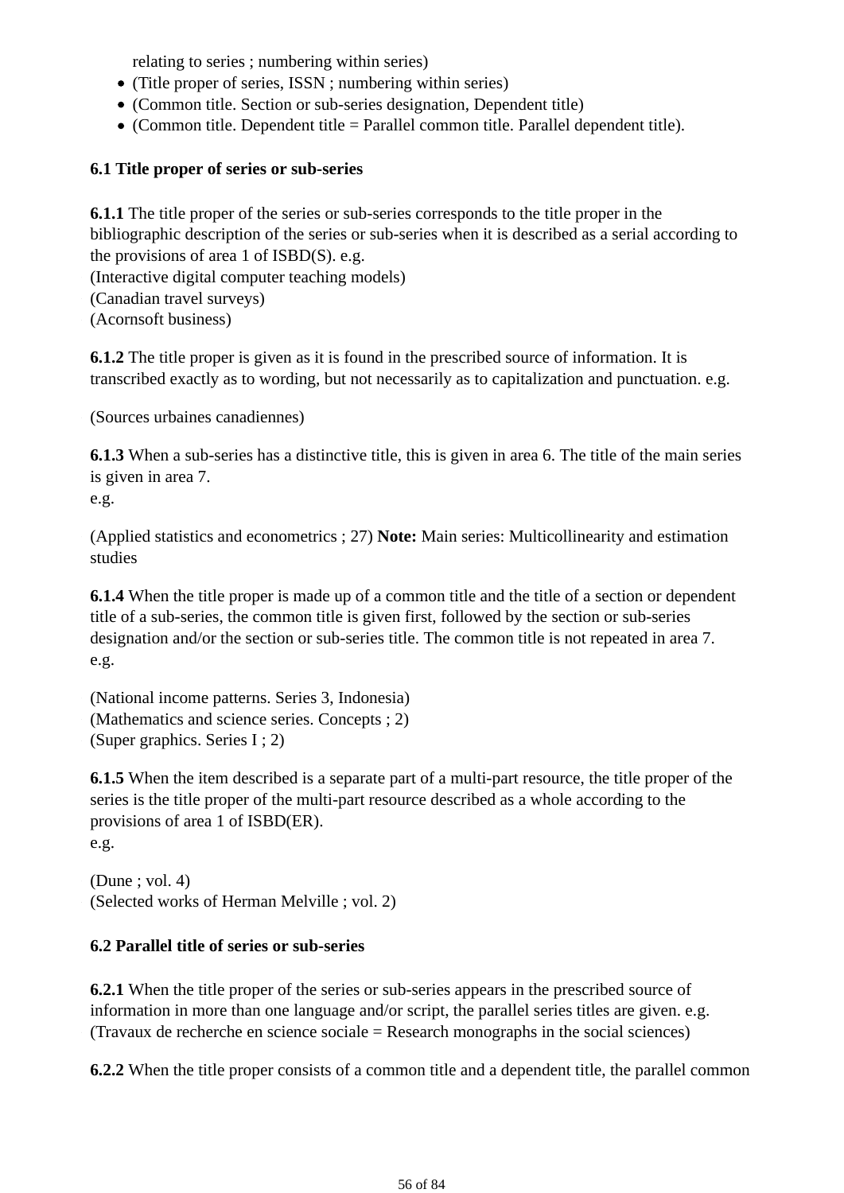relating to series ; numbering within series)

- (Title proper of series, ISSN ; numbering within series)
- (Common title. Section or sub-series designation, Dependent title)
- (Common title. Dependent title = Parallel common title. Parallel dependent title).

**6.1 Title proper of series or sub-series**

**6.1.1** The title proper of the series or sub-series corresponds to the title proper in the bibliographic description of the series or sub-series when it is described as a serial according to the provisions of area 1 of ISBD(S). e.g.
(Interactive digital computer teaching models)
(Canadian travel surveys)
(Acornsoft business)

**6.1.2** The title proper is given as it is found in the prescribed source of information. It is transcribed exactly as to wording, but not necessarily as to capitalization and punctuation. e.g.

(Sources urbaines canadiennes)

**6.1.3** When a sub-series has a distinctive title, this is given in area 6. The title of the main series is given in area 7.
e.g.

(Applied statistics and econometrics ; 27) **Note:** Main series: Multicollinearity and estimation studies

**6.1.4** When the title proper is made up of a common title and the title of a section or dependent title of a sub-series, the common title is given first, followed by the section or sub-series designation and/or the section or sub-series title. The common title is not repeated in area 7.
e.g.

(National income patterns. Series 3, Indonesia)
(Mathematics and science series. Concepts ; 2)
(Super graphics. Series I ; 2)

**6.1.5** When the item described is a separate part of a multi-part resource, the title proper of the series is the title proper of the multi-part resource described as a whole according to the provisions of area 1 of ISBD(ER).
e.g.

(Dune ; vol. 4)
(Selected works of Herman Melville ; vol. 2)

**6.2 Parallel title of series or sub-series**

**6.2.1** When the title proper of the series or sub-series appears in the prescribed source of information in more than one language and/or script, the parallel series titles are given. e.g.
(Travaux de recherche en science sociale = Research monographs in the social sciences)

**6.2.2** When the title proper consists of a common title and a dependent title, the parallel common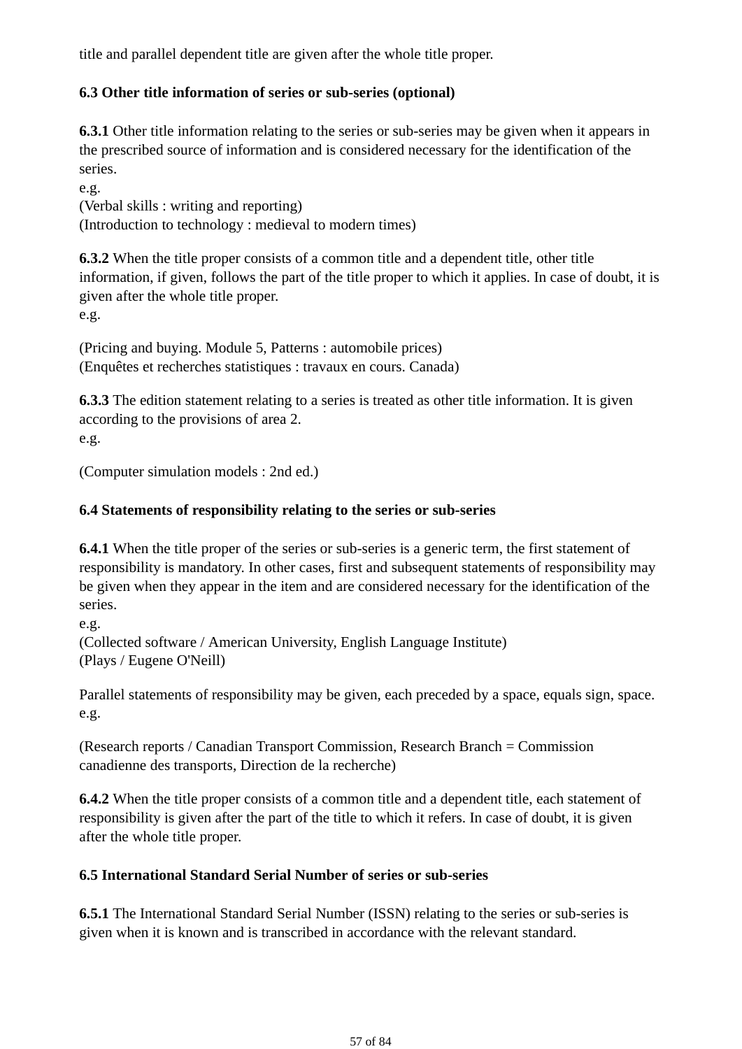title and parallel dependent title are given after the whole title proper.

### 6.3 Other title information of series or sub-series (optional)

**6.3.1** Other title information relating to the series or sub-series may be given when it appears in the prescribed source of information and is considered necessary for the identification of the series.
e.g.
(Verbal skills : writing and reporting)
(Introduction to technology : medieval to modern times)

**6.3.2** When the title proper consists of a common title and a dependent title, other title information, if given, follows the part of the title proper to which it applies. In case of doubt, it is given after the whole title proper.
e.g.

(Pricing and buying. Module 5, Patterns : automobile prices)
(Enquêtes et recherches statistiques : travaux en cours. Canada)

**6.3.3** The edition statement relating to a series is treated as other title information. It is given according to the provisions of area 2.
e.g.

(Computer simulation models : 2nd ed.)

### 6.4 Statements of responsibility relating to the series or sub-series

**6.4.1** When the title proper of the series or sub-series is a generic term, the first statement of responsibility is mandatory. In other cases, first and subsequent statements of responsibility may be given when they appear in the item and are considered necessary for the identification of the series.
e.g.
(Collected software / American University, English Language Institute)
(Plays / Eugene O'Neill)

Parallel statements of responsibility may be given, each preceded by a space, equals sign, space.
e.g.

(Research reports / Canadian Transport Commission, Research Branch = Commission canadienne des transports, Direction de la recherche)

**6.4.2** When the title proper consists of a common title and a dependent title, each statement of responsibility is given after the part of the title to which it refers. In case of doubt, it is given after the whole title proper.

### 6.5 International Standard Serial Number of series or sub-series

**6.5.1** The International Standard Serial Number (ISSN) relating to the series or sub-series is given when it is known and is transcribed in accordance with the relevant standard.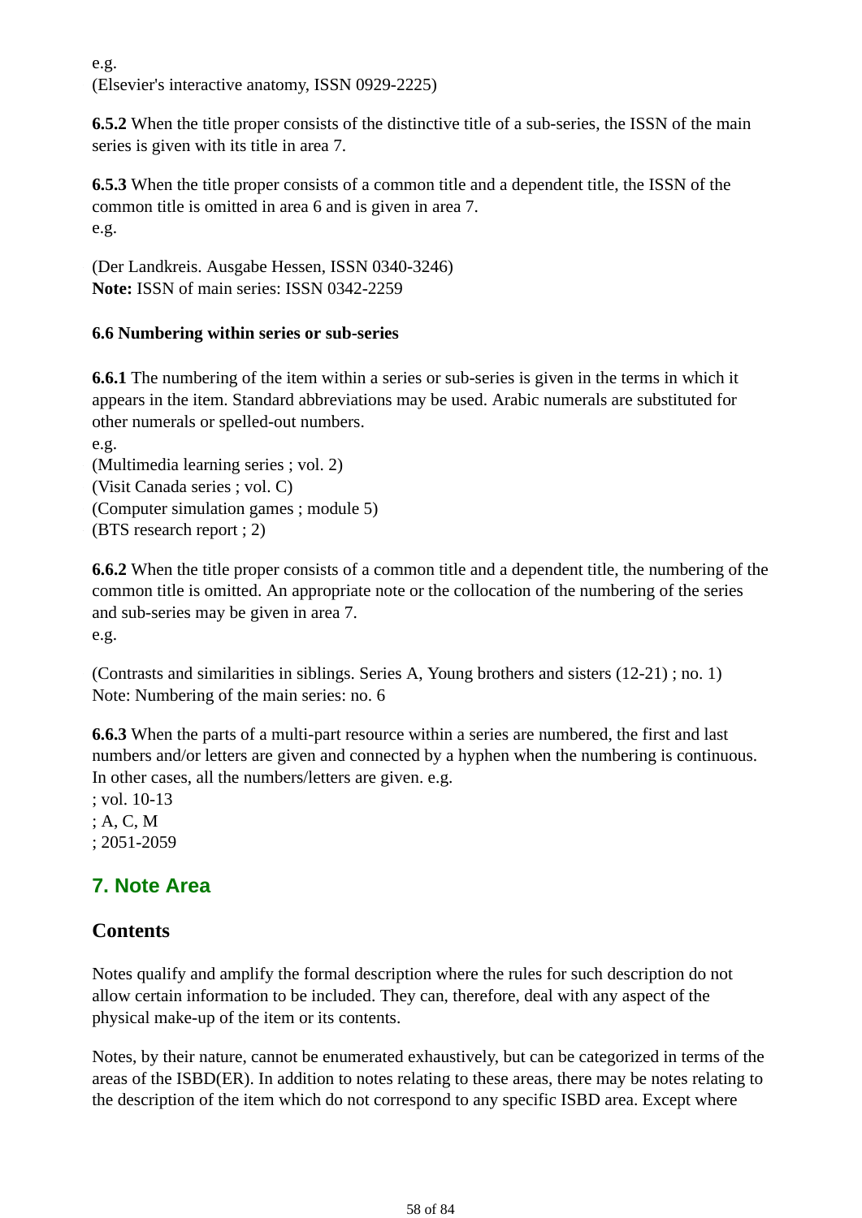e.g.
(Elsevier's interactive anatomy, ISSN 0929-2225)

**6.5.2** When the title proper consists of the distinctive title of a sub-series, the ISSN of the main series is given with its title in area 7.

**6.5.3** When the title proper consists of a common title and a dependent title, the ISSN of the common title is omitted in area 6 and is given in area 7.
e.g.

(Der Landkreis. Ausgabe Hessen, ISSN 0340-3246)
**Note:** ISSN of main series: ISSN 0342-2259

**6.6 Numbering within series or sub-series**

**6.6.1** The numbering of the item within a series or sub-series is given in the terms in which it appears in the item. Standard abbreviations may be used. Arabic numerals are substituted for other numerals or spelled-out numbers.
e.g.
(Multimedia learning series ; vol. 2)
(Visit Canada series ; vol. C)
(Computer simulation games ; module 5)
(BTS research report ; 2)

**6.6.2** When the title proper consists of a common title and a dependent title, the numbering of the common title is omitted. An appropriate note or the collocation of the numbering of the series and sub-series may be given in area 7.
e.g.

(Contrasts and similarities in siblings. Series A, Young brothers and sisters (12-21) ; no. 1)
Note: Numbering of the main series: no. 6

**6.6.3** When the parts of a multi-part resource within a series are numbered, the first and last numbers and/or letters are given and connected by a hyphen when the numbering is continuous. In other cases, all the numbers/letters are given. e.g.
; vol. 10-13
; A, C, M
; 2051-2059

## 7. Note Area

### Contents

Notes qualify and amplify the formal description where the rules for such description do not allow certain information to be included. They can, therefore, deal with any aspect of the physical make-up of the item or its contents.

Notes, by their nature, cannot be enumerated exhaustively, but can be categorized in terms of the areas of the ISBD(ER). In addition to notes relating to these areas, there may be notes relating to the description of the item which do not correspond to any specific ISBD area. Except where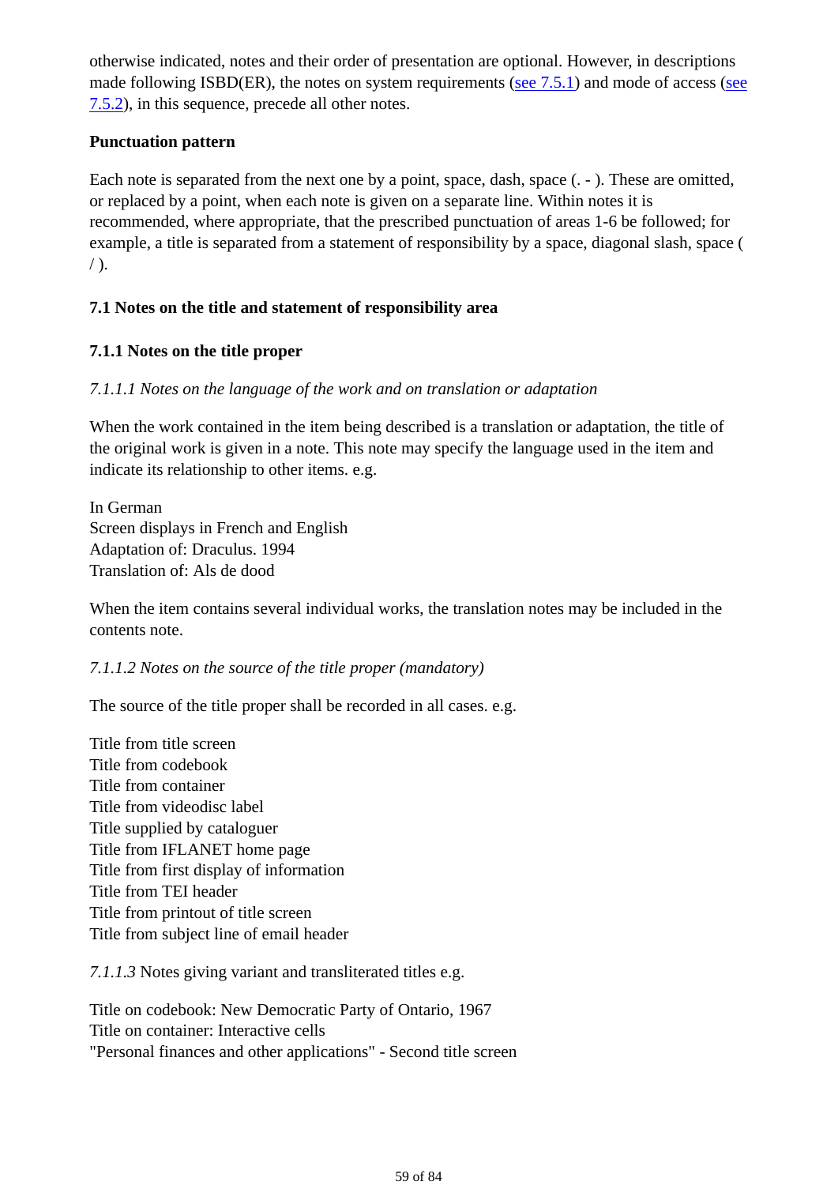otherwise indicated, notes and their order of presentation are optional. However, in descriptions made following ISBD(ER), the notes on system requirements (see 7.5.1) and mode of access (see 7.5.2), in this sequence, precede all other notes.

**Punctuation pattern**

Each note is separated from the next one by a point, space, dash, space (. - ). These are omitted, or replaced by a point, when each note is given on a separate line. Within notes it is recommended, where appropriate, that the prescribed punctuation of areas 1-6 be followed; for example, a title is separated from a statement of responsibility by a space, diagonal slash, space ( / ).

**7.1 Notes on the title and statement of responsibility area**

**7.1.1 Notes on the title proper**

*7.1.1.1 Notes on the language of the work and on translation or adaptation*

When the work contained in the item being described is a translation or adaptation, the title of the original work is given in a note. This note may specify the language used in the item and indicate its relationship to other items. e.g.

In German
Screen displays in French and English
Adaptation of: Draculus. 1994
Translation of: Als de dood

When the item contains several individual works, the translation notes may be included in the contents note.

*7.1.1.2 Notes on the source of the title proper (mandatory)*

The source of the title proper shall be recorded in all cases. e.g.

Title from title screen
Title from codebook
Title from container
Title from videodisc label
Title supplied by cataloguer
Title from IFLANET home page
Title from first display of information
Title from TEI header
Title from printout of title screen
Title from subject line of email header

*7.1.1.3* Notes giving variant and transliterated titles e.g.

Title on codebook: New Democratic Party of Ontario, 1967
Title on container: Interactive cells
"Personal finances and other applications" - Second title screen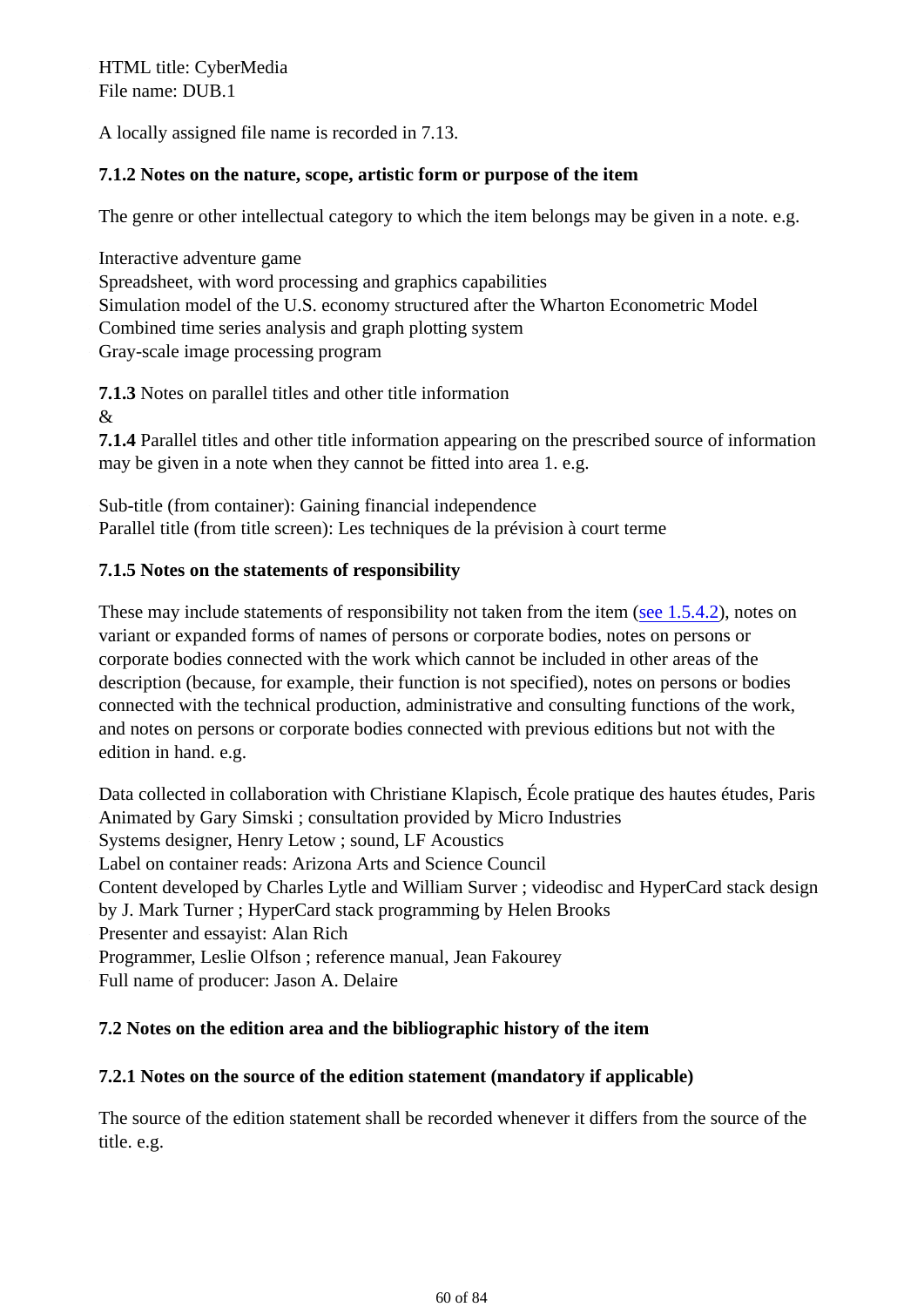HTML title: CyberMedia
File name: DUB.1

A locally assigned file name is recorded in 7.13.

**7.1.2 Notes on the nature, scope, artistic form or purpose of the item**

The genre or other intellectual category to which the item belongs may be given in a note. e.g.

Interactive adventure game
Spreadsheet, with word processing and graphics capabilities
Simulation model of the U.S. economy structured after the Wharton Econometric Model
Combined time series analysis and graph plotting system
Gray-scale image processing program

**7.1.3** Notes on parallel titles and other title information
&
**7.1.4** Parallel titles and other title information appearing on the prescribed source of information may be given in a note when they cannot be fitted into area 1. e.g.

Sub-title (from container): Gaining financial independence
Parallel title (from title screen): Les techniques de la prévision à court terme

**7.1.5 Notes on the statements of responsibility**

These may include statements of responsibility not taken from the item (see 1.5.4.2), notes on variant or expanded forms of names of persons or corporate bodies, notes on persons or corporate bodies connected with the work which cannot be included in other areas of the description (because, for example, their function is not specified), notes on persons or bodies connected with the technical production, administrative and consulting functions of the work, and notes on persons or corporate bodies connected with previous editions but not with the edition in hand. e.g.

Data collected in collaboration with Christiane Klapisch, École pratique des hautes études, Paris
Animated by Gary Simski ; consultation provided by Micro Industries
Systems designer, Henry Letow ; sound, LF Acoustics
Label on container reads: Arizona Arts and Science Council
Content developed by Charles Lytle and William Surver ; videodisc and HyperCard stack design by J. Mark Turner ; HyperCard stack programming by Helen Brooks
Presenter and essayist: Alan Rich
Programmer, Leslie Olfson ; reference manual, Jean Fakourey
Full name of producer: Jason A. Delaire

**7.2 Notes on the edition area and the bibliographic history of the item**

**7.2.1 Notes on the source of the edition statement (mandatory if applicable)**

The source of the edition statement shall be recorded whenever it differs from the source of the title. e.g.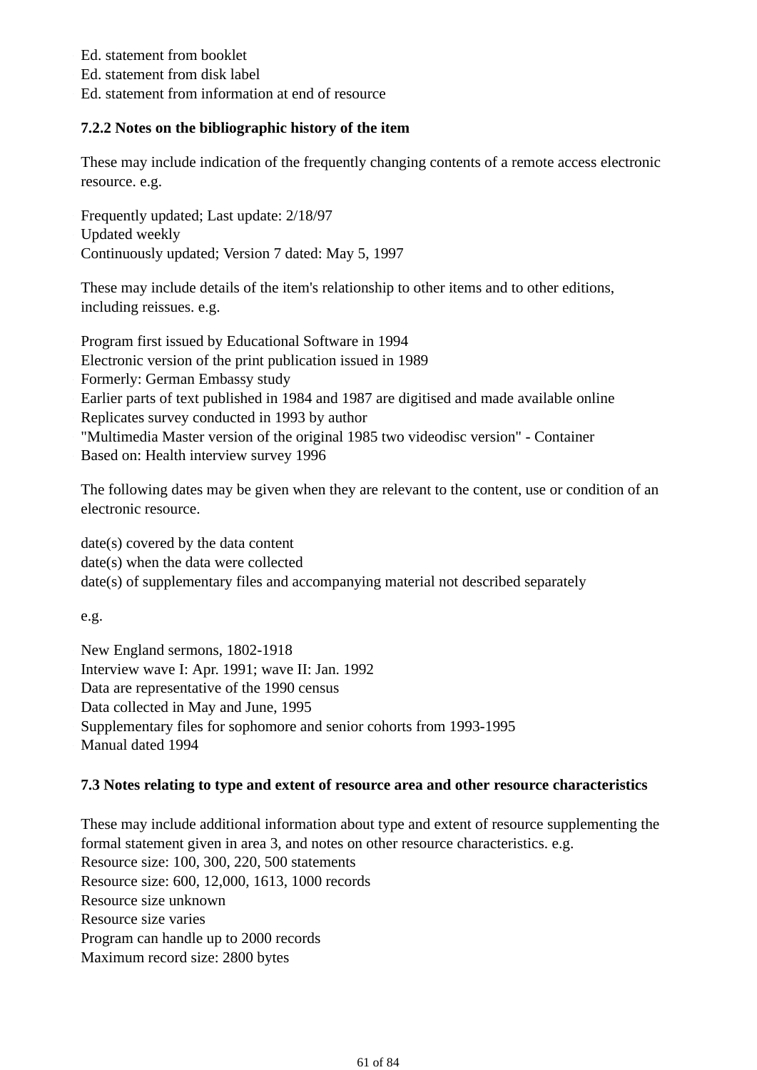Ed. statement from booklet
Ed. statement from disk label
Ed. statement from information at end of resource

### 7.2.2 Notes on the bibliographic history of the item

These may include indication of the frequently changing contents of a remote access electronic resource. e.g.

Frequently updated; Last update: 2/18/97
Updated weekly
Continuously updated; Version 7 dated: May 5, 1997

These may include details of the item's relationship to other items and to other editions, including reissues. e.g.

Program first issued by Educational Software in 1994
Electronic version of the print publication issued in 1989
Formerly: German Embassy study
Earlier parts of text published in 1984 and 1987 are digitised and made available online
Replicates survey conducted in 1993 by author
"Multimedia Master version of the original 1985 two videodisc version" - Container
Based on: Health interview survey 1996

The following dates may be given when they are relevant to the content, use or condition of an electronic resource.

date(s) covered by the data content
date(s) when the data were collected
date(s) of supplementary files and accompanying material not described separately

e.g.

New England sermons, 1802-1918
Interview wave I: Apr. 1991; wave II: Jan. 1992
Data are representative of the 1990 census
Data collected in May and June, 1995
Supplementary files for sophomore and senior cohorts from 1993-1995
Manual dated 1994

### 7.3 Notes relating to type and extent of resource area and other resource characteristics

These may include additional information about type and extent of resource supplementing the formal statement given in area 3, and notes on other resource characteristics. e.g.
Resource size: 100, 300, 220, 500 statements
Resource size: 600, 12,000, 1613, 1000 records
Resource size unknown
Resource size varies
Program can handle up to 2000 records
Maximum record size: 2800 bytes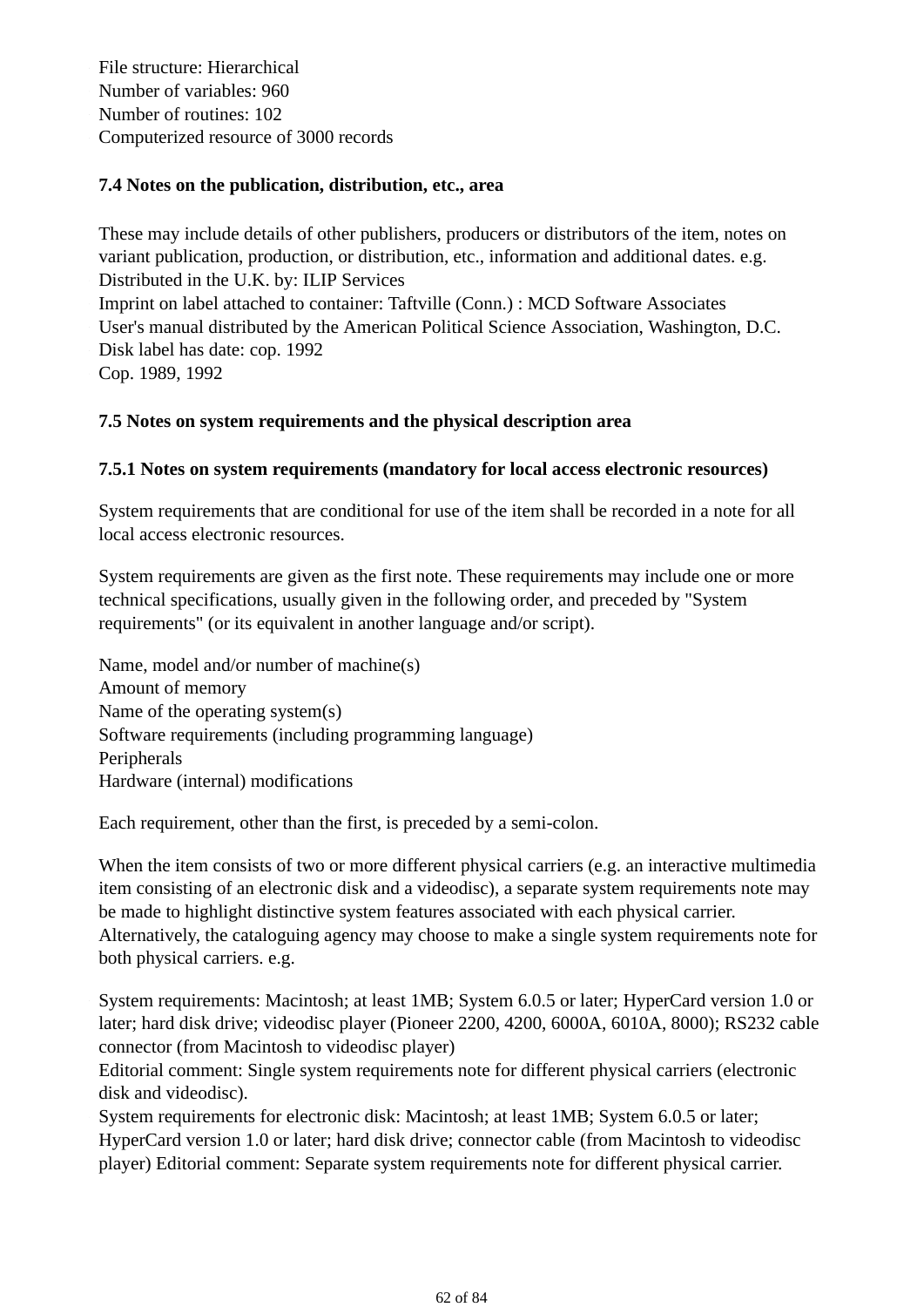File structure: Hierarchical
Number of variables: 960
Number of routines: 102
Computerized resource of 3000 records

### 7.4 Notes on the publication, distribution, etc., area

These may include details of other publishers, producers or distributors of the item, notes on variant publication, production, or distribution, etc., information and additional dates. e.g.
Distributed in the U.K. by: ILIP Services
Imprint on label attached to container: Taftville (Conn.) : MCD Software Associates
User's manual distributed by the American Political Science Association, Washington, D.C.
Disk label has date: cop. 1992
Cop. 1989, 1992

### 7.5 Notes on system requirements and the physical description area

#### 7.5.1 Notes on system requirements (mandatory for local access electronic resources)

System requirements that are conditional for use of the item shall be recorded in a note for all local access electronic resources.

System requirements are given as the first note. These requirements may include one or more technical specifications, usually given in the following order, and preceded by "System requirements" (or its equivalent in another language and/or script).

Name, model and/or number of machine(s)
Amount of memory
Name of the operating system(s)
Software requirements (including programming language)
Peripherals
Hardware (internal) modifications

Each requirement, other than the first, is preceded by a semi-colon.

When the item consists of two or more different physical carriers (e.g. an interactive multimedia item consisting of an electronic disk and a videodisc), a separate system requirements note may be made to highlight distinctive system features associated with each physical carrier. Alternatively, the cataloguing agency may choose to make a single system requirements note for both physical carriers. e.g.

System requirements: Macintosh; at least 1MB; System 6.0.5 or later; HyperCard version 1.0 or later; hard disk drive; videodisc player (Pioneer 2200, 4200, 6000A, 6010A, 8000); RS232 cable connector (from Macintosh to videodisc player)
Editorial comment: Single system requirements note for different physical carriers (electronic disk and videodisc).
System requirements for electronic disk: Macintosh; at least 1MB; System 6.0.5 or later; HyperCard version 1.0 or later; hard disk drive; connector cable (from Macintosh to videodisc player) Editorial comment: Separate system requirements note for different physical carrier.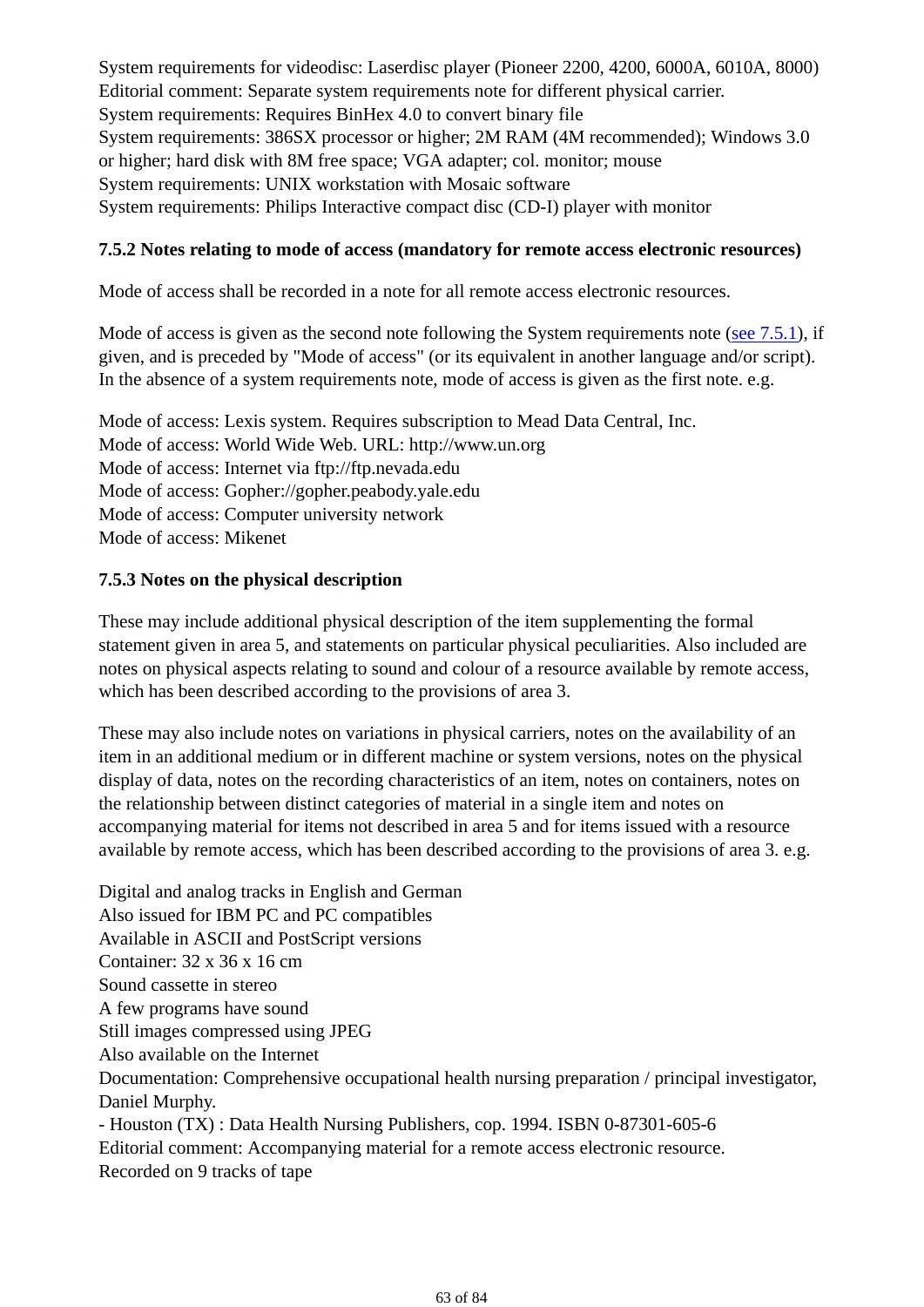System requirements for videodisc: Laserdisc player (Pioneer 2200, 4200, 6000A, 6010A, 8000)
Editorial comment: Separate system requirements note for different physical carrier.
System requirements: Requires BinHex 4.0 to convert binary file
System requirements: 386SX processor or higher; 2M RAM (4M recommended); Windows 3.0 or higher; hard disk with 8M free space; VGA adapter; col. monitor; mouse
System requirements: UNIX workstation with Mosaic software
System requirements: Philips Interactive compact disc (CD-I) player with monitor

**7.5.2 Notes relating to mode of access (mandatory for remote access electronic resources)**

Mode of access shall be recorded in a note for all remote access electronic resources.

Mode of access is given as the second note following the System requirements note (see 7.5.1), if given, and is preceded by "Mode of access" (or its equivalent in another language and/or script). In the absence of a system requirements note, mode of access is given as the first note. e.g.

Mode of access: Lexis system. Requires subscription to Mead Data Central, Inc.
Mode of access: World Wide Web. URL: http://www.un.org
Mode of access: Internet via ftp://ftp.nevada.edu
Mode of access: Gopher://gopher.peabody.yale.edu
Mode of access: Computer university network
Mode of access: Mikenet

**7.5.3 Notes on the physical description**

These may include additional physical description of the item supplementing the formal statement given in area 5, and statements on particular physical peculiarities. Also included are notes on physical aspects relating to sound and colour of a resource available by remote access, which has been described according to the provisions of area 3.

These may also include notes on variations in physical carriers, notes on the availability of an item in an additional medium or in different machine or system versions, notes on the physical display of data, notes on the recording characteristics of an item, notes on containers, notes on the relationship between distinct categories of material in a single item and notes on accompanying material for items not described in area 5 and for items issued with a resource available by remote access, which has been described according to the provisions of area 3. e.g.

Digital and analog tracks in English and German
Also issued for IBM PC and PC compatibles
Available in ASCII and PostScript versions
Container: 32 x 36 x 16 cm
Sound cassette in stereo
A few programs have sound
Still images compressed using JPEG
Also available on the Internet
Documentation: Comprehensive occupational health nursing preparation / principal investigator, Daniel Murphy.
- Houston (TX) : Data Health Nursing Publishers, cop. 1994. ISBN 0-87301-605-6
Editorial comment: Accompanying material for a remote access electronic resource.
Recorded on 9 tracks of tape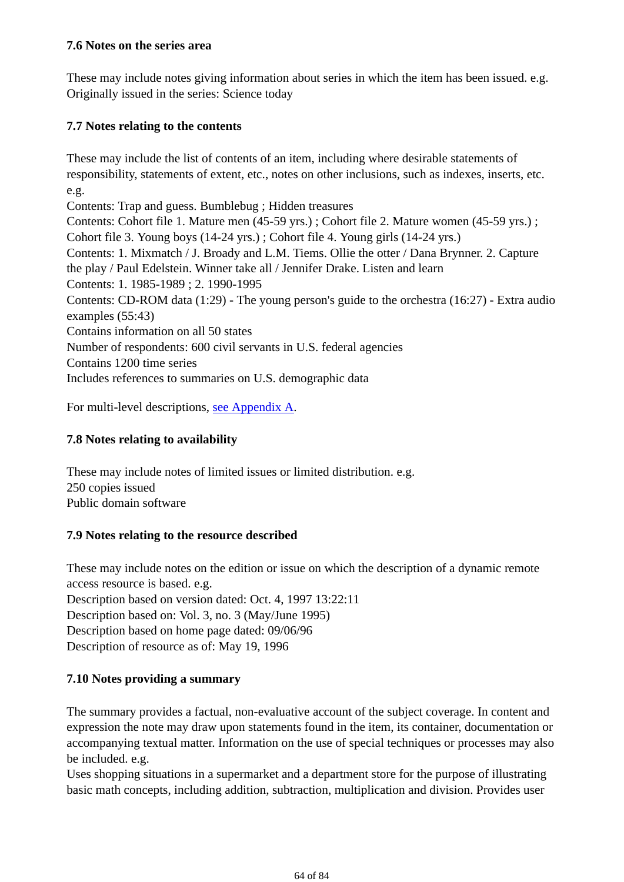### 7.6 Notes on the series area

These may include notes giving information about series in which the item has been issued. e.g.
Originally issued in the series: Science today

### 7.7 Notes relating to the contents

These may include the list of contents of an item, including where desirable statements of responsibility, statements of extent, etc., notes on other inclusions, such as indexes, inserts, etc. e.g.
Contents: Trap and guess. Bumblebug ; Hidden treasures
Contents: Cohort file 1. Mature men (45-59 yrs.) ; Cohort file 2. Mature women (45-59 yrs.) ; Cohort file 3. Young boys (14-24 yrs.) ; Cohort file 4. Young girls (14-24 yrs.)
Contents: 1. Mixmatch / J. Broady and L.M. Tiems. Ollie the otter / Dana Brynner. 2. Capture the play / Paul Edelstein. Winner take all / Jennifer Drake. Listen and learn
Contents: 1. 1985-1989 ; 2. 1990-1995
Contents: CD-ROM data (1:29) - The young person's guide to the orchestra (16:27) - Extra audio examples (55:43)
Contains information on all 50 states
Number of respondents: 600 civil servants in U.S. federal agencies
Contains 1200 time series
Includes references to summaries on U.S. demographic data

For multi-level descriptions, see Appendix A.

### 7.8 Notes relating to availability

These may include notes of limited issues or limited distribution. e.g.
250 copies issued
Public domain software

### 7.9 Notes relating to the resource described

These may include notes on the edition or issue on which the description of a dynamic remote access resource is based. e.g.
Description based on version dated: Oct. 4, 1997 13:22:11
Description based on: Vol. 3, no. 3 (May/June 1995)
Description based on home page dated: 09/06/96
Description of resource as of: May 19, 1996

### 7.10 Notes providing a summary

The summary provides a factual, non-evaluative account of the subject coverage. In content and expression the note may draw upon statements found in the item, its container, documentation or accompanying textual matter. Information on the use of special techniques or processes may also be included. e.g.
Uses shopping situations in a supermarket and a department store for the purpose of illustrating basic math concepts, including addition, subtraction, multiplication and division. Provides user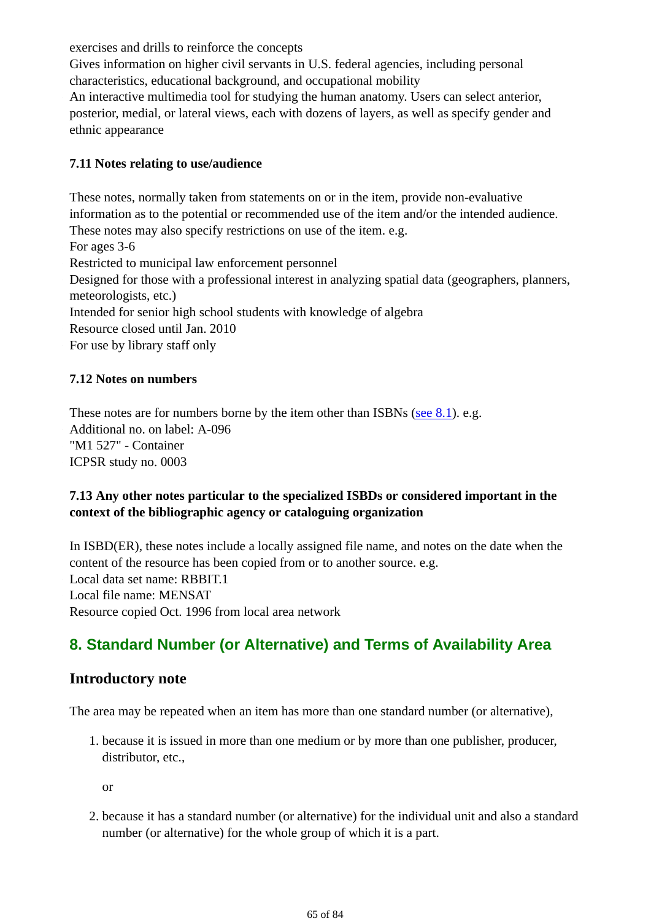exercises and drills to reinforce the concepts
Gives information on higher civil servants in U.S. federal agencies, including personal characteristics, educational background, and occupational mobility
An interactive multimedia tool for studying the human anatomy. Users can select anterior, posterior, medial, or lateral views, each with dozens of layers, as well as specify gender and ethnic appearance

**7.11 Notes relating to use/audience**

These notes, normally taken from statements on or in the item, provide non-evaluative information as to the potential or recommended use of the item and/or the intended audience. These notes may also specify restrictions on use of the item. e.g.
For ages 3-6
Restricted to municipal law enforcement personnel
Designed for those with a professional interest in analyzing spatial data (geographers, planners, meteorologists, etc.)
Intended for senior high school students with knowledge of algebra
Resource closed until Jan. 2010
For use by library staff only

**7.12 Notes on numbers**

These notes are for numbers borne by the item other than ISBNs (see 8.1). e.g.
Additional no. on label: A-096
"M1 527" - Container
ICPSR study no. 0003

**7.13 Any other notes particular to the specialized ISBDs or considered important in the context of the bibliographic agency or cataloguing organization**

In ISBD(ER), these notes include a locally assigned file name, and notes on the date when the content of the resource has been copied from or to another source. e.g.
Local data set name: RBBIT.1
Local file name: MENSAT
Resource copied Oct. 1996 from local area network

## 8. Standard Number (or Alternative) and Terms of Availability Area

### Introductory note

The area may be repeated when an item has more than one standard number (or alternative),

1. because it is issued in more than one medium or by more than one publisher, producer, distributor, etc.,

   or

2. because it has a standard number (or alternative) for the individual unit and also a standard number (or alternative) for the whole group of which it is a part.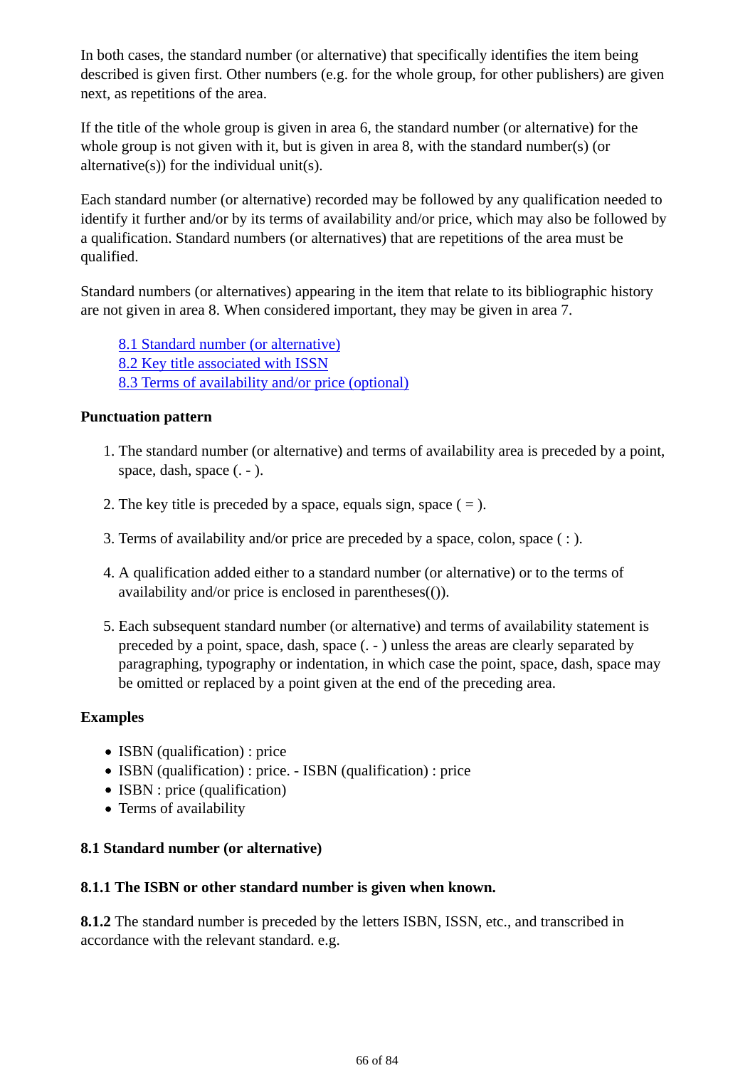In both cases, the standard number (or alternative) that specifically identifies the item being described is given first. Other numbers (e.g. for the whole group, for other publishers) are given next, as repetitions of the area.

If the title of the whole group is given in area 6, the standard number (or alternative) for the whole group is not given with it, but is given in area 8, with the standard number(s) (or alternative(s)) for the individual unit(s).

Each standard number (or alternative) recorded may be followed by any qualification needed to identify it further and/or by its terms of availability and/or price, which may also be followed by a qualification. Standard numbers (or alternatives) that are repetitions of the area must be qualified.

Standard numbers (or alternatives) appearing in the item that relate to its bibliographic history are not given in area 8. When considered important, they may be given in area 7.

> 8.1 Standard number (or alternative)
> 8.2 Key title associated with ISSN
> 8.3 Terms of availability and/or price (optional)

**Punctuation pattern**

1. The standard number (or alternative) and terms of availability area is preceded by a point, space, dash, space (. - ).
2. The key title is preceded by a space, equals sign, space ( = ).
3. Terms of availability and/or price are preceded by a space, colon, space ( : ).
4. A qualification added either to a standard number (or alternative) or to the terms of availability and/or price is enclosed in parentheses(()).
5. Each subsequent standard number (or alternative) and terms of availability statement is preceded by a point, space, dash, space (. - ) unless the areas are clearly separated by paragraphing, typography or indentation, in which case the point, space, dash, space may be omitted or replaced by a point given at the end of the preceding area.

**Examples**

- ISBN (qualification) : price
- ISBN (qualification) : price. - ISBN (qualification) : price
- ISBN : price (qualification)
- Terms of availability

**8.1 Standard number (or alternative)**

**8.1.1 The ISBN or other standard number is given when known.**

**8.1.2** The standard number is preceded by the letters ISBN, ISSN, etc., and transcribed in accordance with the relevant standard. e.g.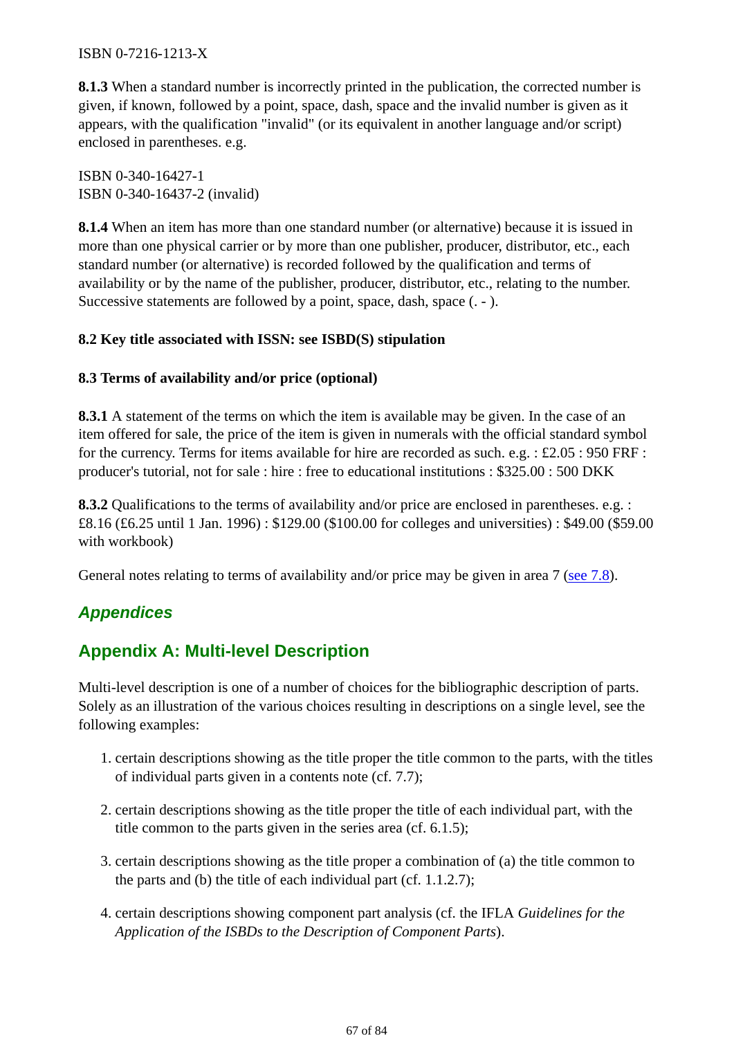ISBN 0-7216-1213-X

**8.1.3** When a standard number is incorrectly printed in the publication, the corrected number is given, if known, followed by a point, space, dash, space and the invalid number is given as it appears, with the qualification "invalid" (or its equivalent in another language and/or script) enclosed in parentheses. e.g.

ISBN 0-340-16427-1
ISBN 0-340-16437-2 (invalid)

**8.1.4** When an item has more than one standard number (or alternative) because it is issued in more than one physical carrier or by more than one publisher, producer, distributor, etc., each standard number (or alternative) is recorded followed by the qualification and terms of availability or by the name of the publisher, producer, distributor, etc., relating to the number. Successive statements are followed by a point, space, dash, space (. - ).

**8.2 Key title associated with ISSN: see ISBD(S) stipulation**

**8.3 Terms of availability and/or price (optional)**

**8.3.1** A statement of the terms on which the item is available may be given. In the case of an item offered for sale, the price of the item is given in numerals with the official standard symbol for the currency. Terms for items available for hire are recorded as such. e.g. : £2.05 : 950 FRF : producer's tutorial, not for sale : hire : free to educational institutions : $325.00 : 500 DKK

**8.3.2** Qualifications to the terms of availability and/or price are enclosed in parentheses. e.g. : £8.16 (£6.25 until 1 Jan. 1996) : $129.00 ($100.00 for colleges and universities) : $49.00 ($59.00 with workbook)

General notes relating to terms of availability and/or price may be given in area 7 (see 7.8).

# *Appendices*

## Appendix A: Multi-level Description

Multi-level description is one of a number of choices for the bibliographic description of parts. Solely as an illustration of the various choices resulting in descriptions on a single level, see the following examples:

1. certain descriptions showing as the title proper the title common to the parts, with the titles of individual parts given in a contents note (cf. 7.7);
2. certain descriptions showing as the title proper the title of each individual part, with the title common to the parts given in the series area (cf. 6.1.5);
3. certain descriptions showing as the title proper a combination of (a) the title common to the parts and (b) the title of each individual part (cf. 1.1.2.7);
4. certain descriptions showing component part analysis (cf. the IFLA *Guidelines for the Application of the ISBDs to the Description of Component Parts*).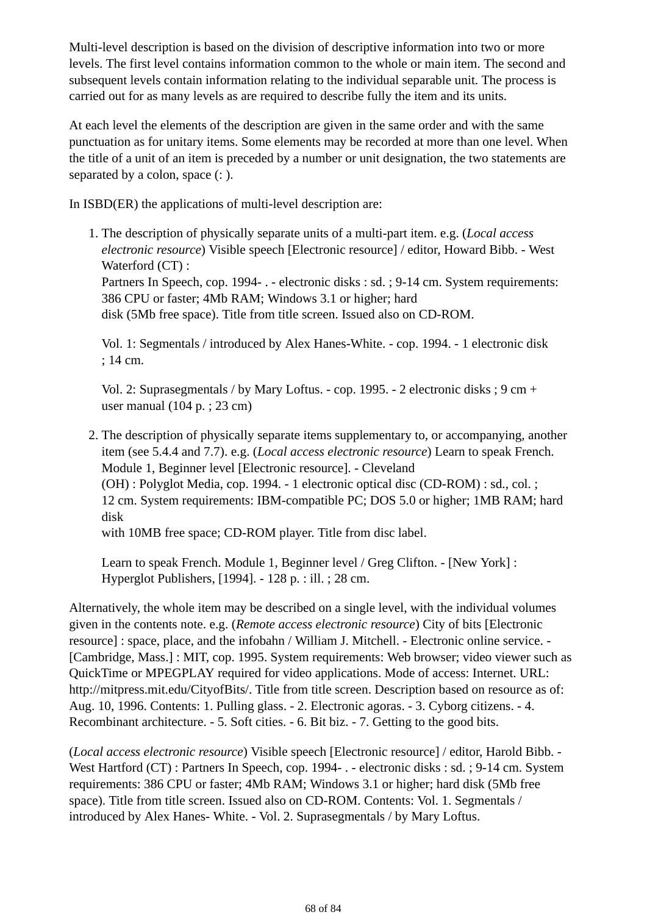Multi-level description is based on the division of descriptive information into two or more levels. The first level contains information common to the whole or main item. The second and subsequent levels contain information relating to the individual separable unit. The process is carried out for as many levels as are required to describe fully the item and its units.

At each level the elements of the description are given in the same order and with the same punctuation as for unitary items. Some elements may be recorded at more than one level. When the title of a unit of an item is preceded by a number or unit designation, the two statements are separated by a colon, space (: ).

In ISBD(ER) the applications of multi-level description are:

1. The description of physically separate units of a multi-part item. e.g. (*Local access electronic resource*) Visible speech [Electronic resource] / editor, Howard Bibb. - West Waterford (CT) :
   Partners In Speech, cop. 1994- . - electronic disks : sd. ; 9-14 cm. System requirements: 386 CPU or faster; 4Mb RAM; Windows 3.1 or higher; hard
   disk (5Mb free space). Title from title screen. Issued also on CD-ROM.

   Vol. 1: Segmentals / introduced by Alex Hanes-White. - cop. 1994. - 1 electronic disk ; 14 cm.

   Vol. 2: Suprasegmentals / by Mary Loftus. - cop. 1995. - 2 electronic disks ; 9 cm + user manual (104 p. ; 23 cm)

2. The description of physically separate items supplementary to, or accompanying, another item (see 5.4.4 and 7.7). e.g. (*Local access electronic resource*) Learn to speak French. Module 1, Beginner level [Electronic resource]. - Cleveland
   (OH) : Polyglot Media, cop. 1994. - 1 electronic optical disc (CD-ROM) : sd., col. ; 12 cm. System requirements: IBM-compatible PC; DOS 5.0 or higher; 1MB RAM; hard disk
   with 10MB free space; CD-ROM player. Title from disc label.

   Learn to speak French. Module 1, Beginner level / Greg Clifton. - [New York] : Hyperglot Publishers, [1994]. - 128 p. : ill. ; 28 cm.

Alternatively, the whole item may be described on a single level, with the individual volumes given in the contents note. e.g. (*Remote access electronic resource*) City of bits [Electronic resource] : space, place, and the infobahn / William J. Mitchell. - Electronic online service. - [Cambridge, Mass.] : MIT, cop. 1995. System requirements: Web browser; video viewer such as QuickTime or MPEGPLAY required for video applications. Mode of access: Internet. URL: http://mitpress.mit.edu/CityofBits/. Title from title screen. Description based on resource as of: Aug. 10, 1996. Contents: 1. Pulling glass. - 2. Electronic agoras. - 3. Cyborg citizens. - 4. Recombinant architecture. - 5. Soft cities. - 6. Bit biz. - 7. Getting to the good bits.

(*Local access electronic resource*) Visible speech [Electronic resource] / editor, Harold Bibb. - West Hartford (CT) : Partners In Speech, cop. 1994- . - electronic disks : sd. ; 9-14 cm. System requirements: 386 CPU or faster; 4Mb RAM; Windows 3.1 or higher; hard disk (5Mb free space). Title from title screen. Issued also on CD-ROM. Contents: Vol. 1. Segmentals / introduced by Alex Hanes- White. - Vol. 2. Suprasegmentals / by Mary Loftus.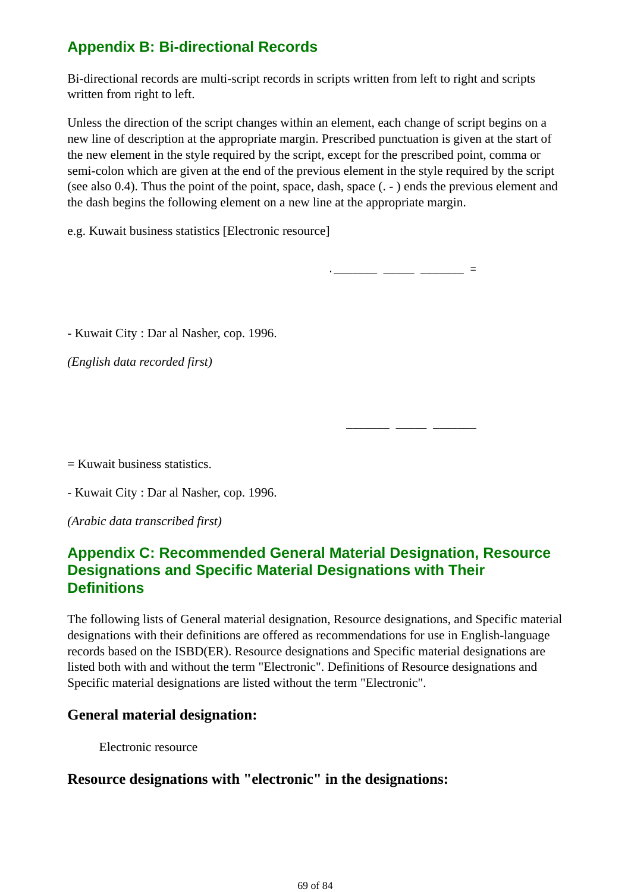## Appendix B: Bi-directional Records

Bi-directional records are multi-script records in scripts written from left to right and scripts written from right to left.

Unless the direction of the script changes within an element, each change of script begins on a new line of description at the appropriate margin. Prescribed punctuation is given at the start of the new element in the style required by the script, except for the prescribed point, comma or semi-colon which are given at the end of the previous element in the style required by the script (see also 0.4). Thus the point of the point, space, dash, space (. - ) ends the previous element and the dash begins the following element on a new line at the appropriate margin.

e.g. Kuwait business statistics [Electronic resource]

._______ _____ _______ =

- Kuwait City : Dar al Nasher, cop. 1996.

*(English data recorded first)*

_______ _____ _______

= Kuwait business statistics.

- Kuwait City : Dar al Nasher, cop. 1996.

*(Arabic data transcribed first)*

## Appendix C: Recommended General Material Designation, Resource Designations and Specific Material Designations with Their Definitions

The following lists of General material designation, Resource designations, and Specific material designations with their definitions are offered as recommendations for use in English-language records based on the ISBD(ER). Resource designations and Specific material designations are listed both with and without the term "Electronic". Definitions of Resource designations and Specific material designations are listed without the term "Electronic".

### General material designation:

Electronic resource

### Resource designations with "electronic" in the designations: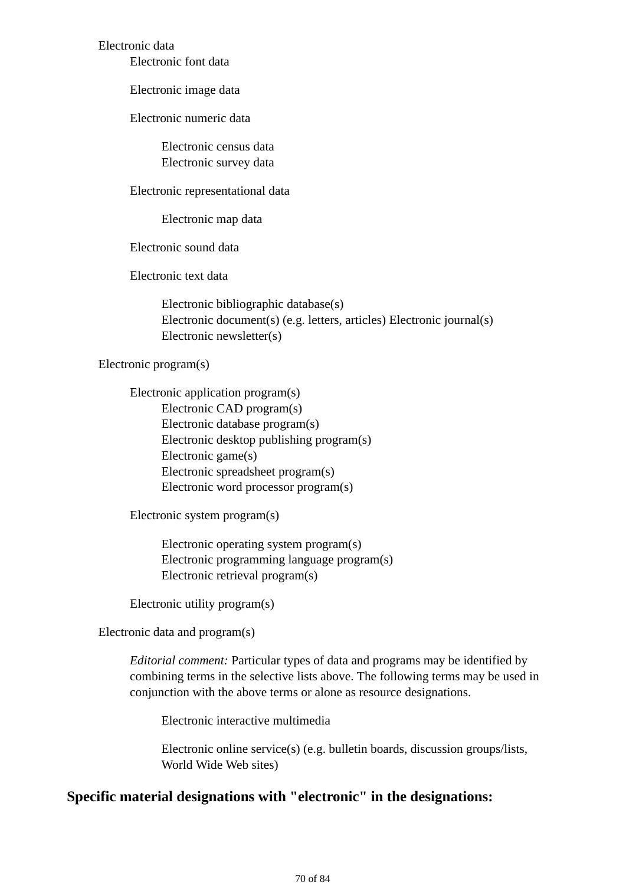- Electronic data
  - Electronic font data
  - Electronic image data
  - Electronic numeric data
    - Electronic census data
    - Electronic survey data
  - Electronic representational data
    - Electronic map data
  - Electronic sound data
  - Electronic text data
    - Electronic bibliographic database(s)
    - Electronic document(s) (e.g. letters, articles) Electronic journal(s)
    - Electronic newsletter(s)
- Electronic program(s)
  - Electronic application program(s)
    - Electronic CAD program(s)
    - Electronic database program(s)
    - Electronic desktop publishing program(s)
    - Electronic game(s)
    - Electronic spreadsheet program(s)
    - Electronic word processor program(s)
  - Electronic system program(s)
    - Electronic operating system program(s)
    - Electronic programming language program(s)
    - Electronic retrieval program(s)
  - Electronic utility program(s)
- Electronic data and program(s)

  *Editorial comment:* Particular types of data and programs may be identified by combining terms in the selective lists above. The following terms may be used in conjunction with the above terms or alone as resource designations.

  - Electronic interactive multimedia
  - Electronic online service(s) (e.g. bulletin boards, discussion groups/lists, World Wide Web sites)

## Specific material designations with "electronic" in the designations: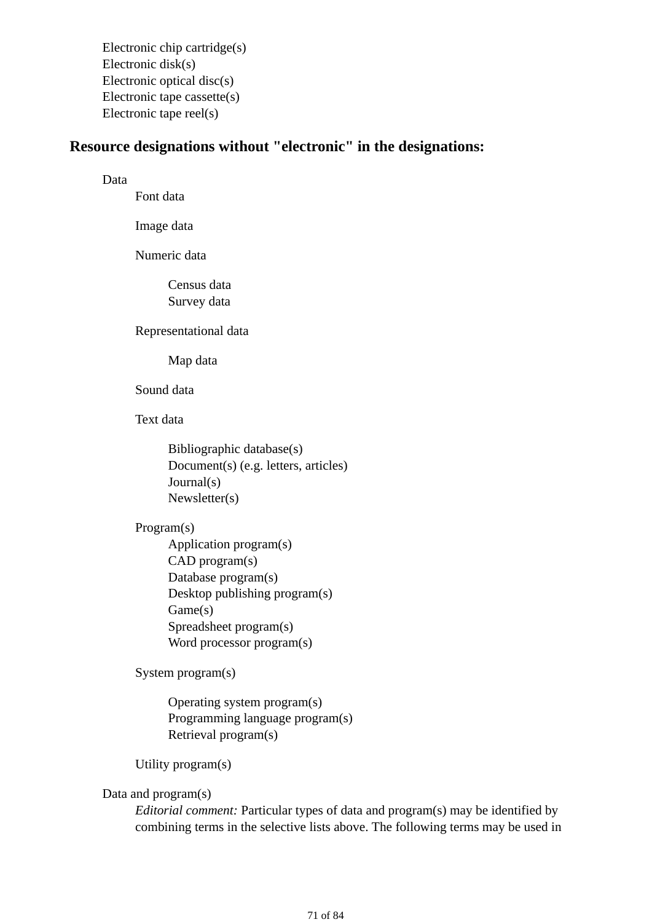- Electronic chip cartridge(s)
- Electronic disk(s)
- Electronic optical disc(s)
- Electronic tape cassette(s)
- Electronic tape reel(s)

## Resource designations without "electronic" in the designations:

- Data
  - Font data
  - Image data
  - Numeric data
    - Census data
    - Survey data
  - Representational data
    - Map data
  - Sound data
  - Text data
    - Bibliographic database(s)
    - Document(s) (e.g. letters, articles)
    - Journal(s)
    - Newsletter(s)
  - Program(s)
    - Application program(s)
    - CAD program(s)
    - Database program(s)
    - Desktop publishing program(s)
    - Game(s)
    - Spreadsheet program(s)
    - Word processor program(s)
  - System program(s)
    - Operating system program(s)
    - Programming language program(s)
    - Retrieval program(s)
  - Utility program(s)
- Data and program(s)

  *Editorial comment:* Particular types of data and program(s) may be identified by combining terms in the selective lists above. The following terms may be used in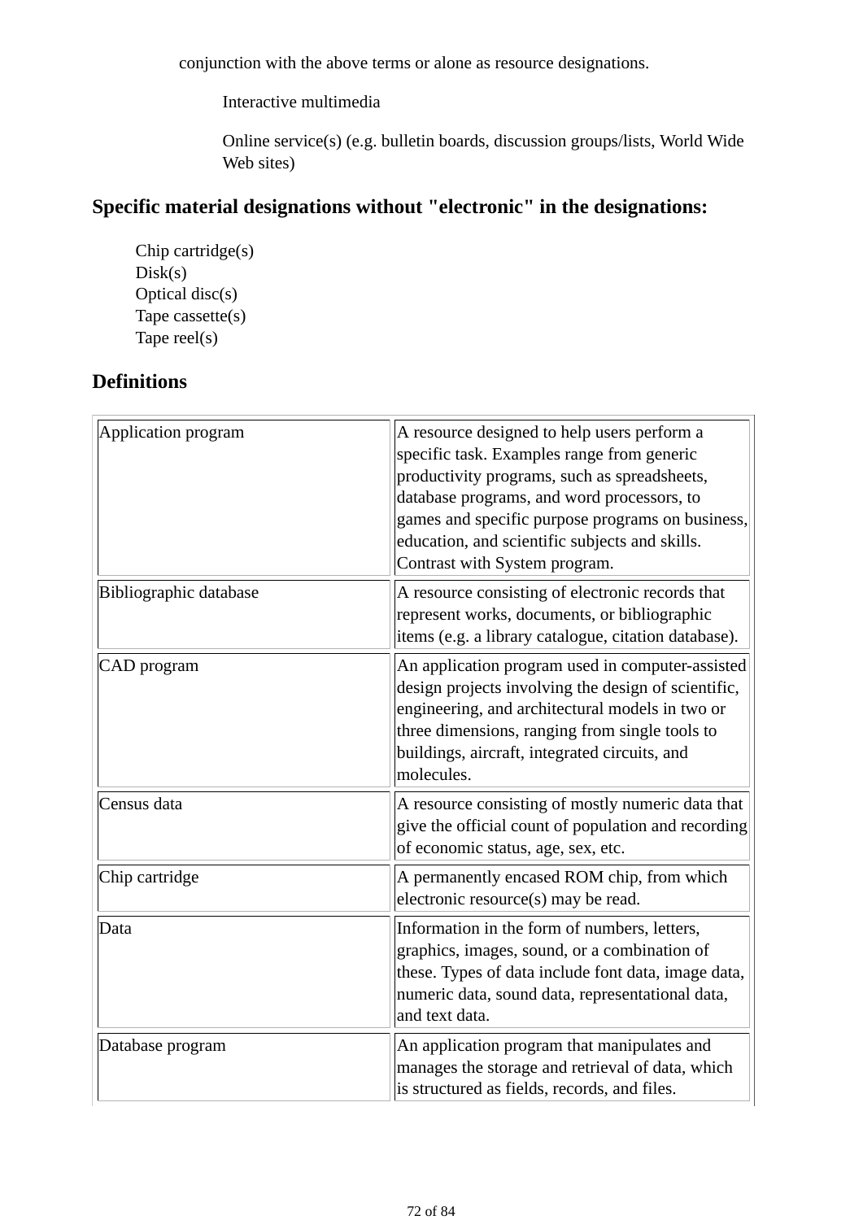conjunction with the above terms or alone as resource designations.

Interactive multimedia

Online service(s) (e.g. bulletin boards, discussion groups/lists, World Wide Web sites)

## Specific material designations without "electronic" in the designations:

Chip cartridge(s)
Disk(s)
Optical disc(s)
Tape cassette(s)
Tape reel(s)

## Definitions

| | |
|---|---|
| Application program | A resource designed to help users perform a specific task. Examples range from generic productivity programs, such as spreadsheets, database programs, and word processors, to games and specific purpose programs on business, education, and scientific subjects and skills. Contrast with System program. |
| Bibliographic database | A resource consisting of electronic records that represent works, documents, or bibliographic items (e.g. a library catalogue, citation database). |
| CAD program | An application program used in computer-assisted design projects involving the design of scientific, engineering, and architectural models in two or three dimensions, ranging from single tools to buildings, aircraft, integrated circuits, and molecules. |
| Census data | A resource consisting of mostly numeric data that give the official count of population and recording of economic status, age, sex, etc. |
| Chip cartridge | A permanently encased ROM chip, from which electronic resource(s) may be read. |
| Data | Information in the form of numbers, letters, graphics, images, sound, or a combination of these. Types of data include font data, image data, numeric data, sound data, representational data, and text data. |
| Database program | An application program that manipulates and manages the storage and retrieval of data, which is structured as fields, records, and files. |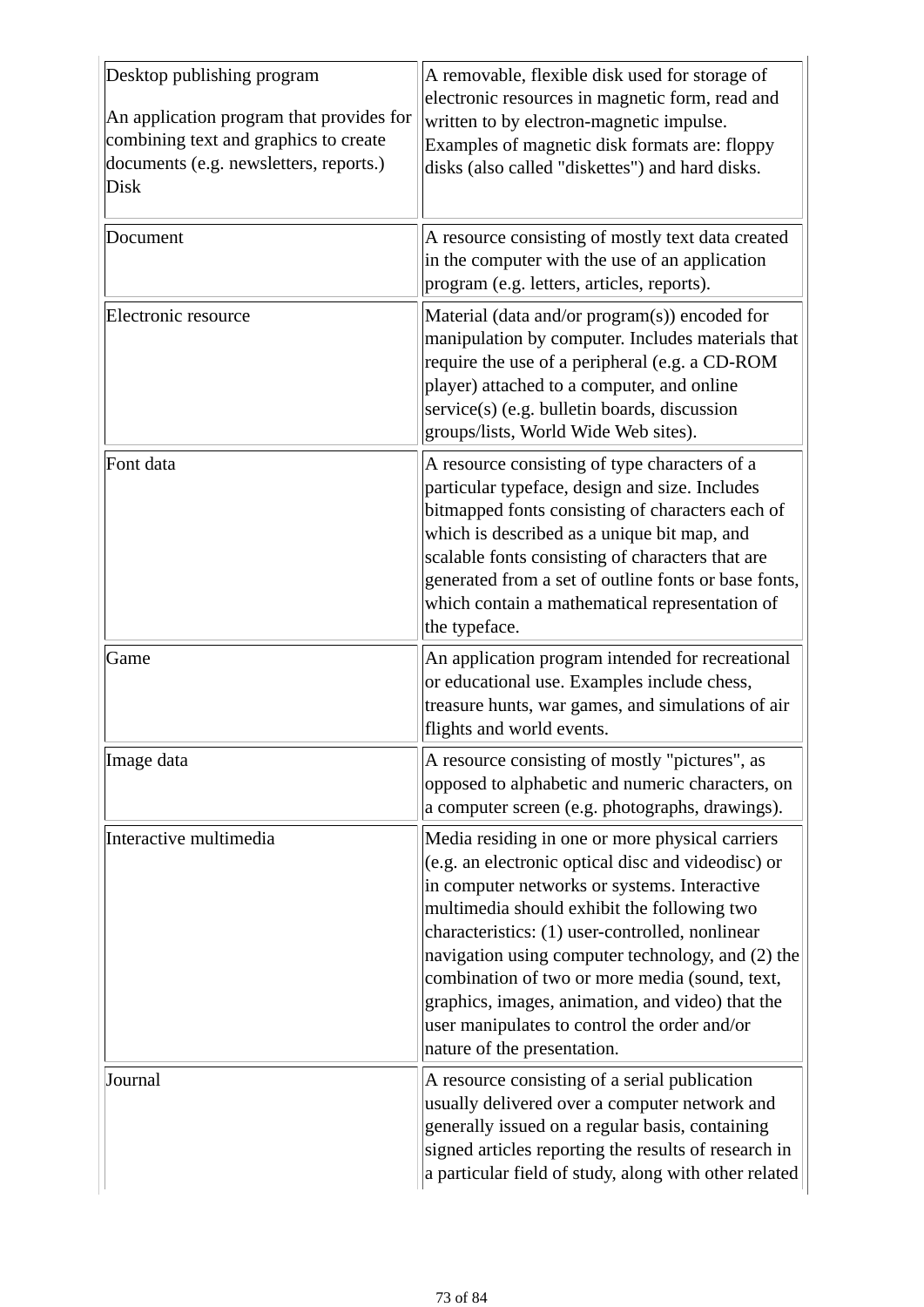| | |
|---|---|
| Desktop publishing program<br><br>An application program that provides for combining text and graphics to create documents (e.g. newsletters, reports.)<br>Disk | A removable, flexible disk used for storage of electronic resources in magnetic form, read and written to by electron-magnetic impulse. Examples of magnetic disk formats are: floppy disks (also called "diskettes") and hard disks. |
| Document | A resource consisting of mostly text data created in the computer with the use of an application program (e.g. letters, articles, reports). |
| Electronic resource | Material (data and/or program(s)) encoded for manipulation by computer. Includes materials that require the use of a peripheral (e.g. a CD-ROM player) attached to a computer, and online service(s) (e.g. bulletin boards, discussion groups/lists, World Wide Web sites). |
| Font data | A resource consisting of type characters of a particular typeface, design and size. Includes bitmapped fonts consisting of characters each of which is described as a unique bit map, and scalable fonts consisting of characters that are generated from a set of outline fonts or base fonts, which contain a mathematical representation of the typeface. |
| Game | An application program intended for recreational or educational use. Examples include chess, treasure hunts, war games, and simulations of air flights and world events. |
| Image data | A resource consisting of mostly "pictures", as opposed to alphabetic and numeric characters, on a computer screen (e.g. photographs, drawings). |
| Interactive multimedia | Media residing in one or more physical carriers (e.g. an electronic optical disc and videodisc) or in computer networks or systems. Interactive multimedia should exhibit the following two characteristics: (1) user-controlled, nonlinear navigation using computer technology, and (2) the combination of two or more media (sound, text, graphics, images, animation, and video) that the user manipulates to control the order and/or nature of the presentation. |
| Journal | A resource consisting of a serial publication usually delivered over a computer network and generally issued on a regular basis, containing signed articles reporting the results of research in a particular field of study, along with other related |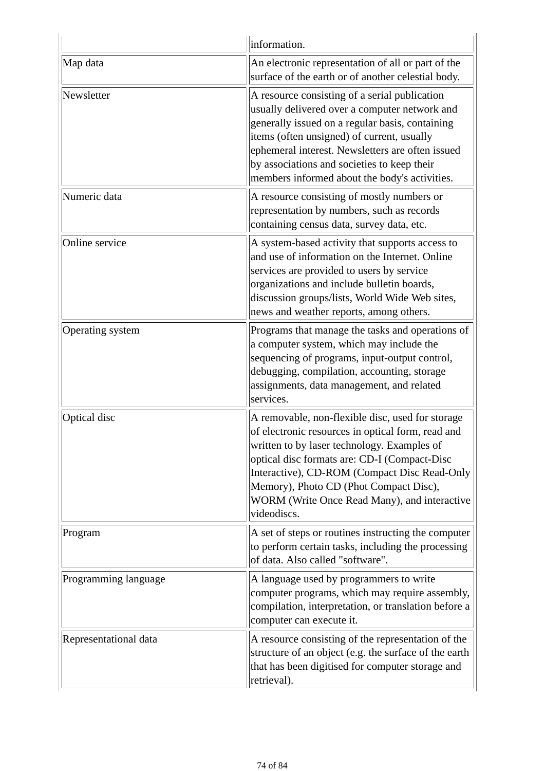| | |
|---|---|
| | information. |
| Map data | An electronic representation of all or part of the surface of the earth or of another celestial body. |
| Newsletter | A resource consisting of a serial publication usually delivered over a computer network and generally issued on a regular basis, containing items (often unsigned) of current, usually ephemeral interest. Newsletters are often issued by associations and societies to keep their members informed about the body's activities. |
| Numeric data | A resource consisting of mostly numbers or representation by numbers, such as records containing census data, survey data, etc. |
| Online service | A system-based activity that supports access to and use of information on the Internet. Online services are provided to users by service organizations and include bulletin boards, discussion groups/lists, World Wide Web sites, news and weather reports, among others. |
| Operating system | Programs that manage the tasks and operations of a computer system, which may include the sequencing of programs, input-output control, debugging, compilation, accounting, storage assignments, data management, and related services. |
| Optical disc | A removable, non-flexible disc, used for storage of electronic resources in optical form, read and written to by laser technology. Examples of optical disc formats are: CD-I (Compact-Disc Interactive), CD-ROM (Compact Disc Read-Only Memory), Photo CD (Phot Compact Disc), WORM (Write Once Read Many), and interactive videodiscs. |
| Program | A set of steps or routines instructing the computer to perform certain tasks, including the processing of data. Also called "software". |
| Programming language | A language used by programmers to write computer programs, which may require assembly, compilation, interpretation, or translation before a computer can execute it. |
| Representational data | A resource consisting of the representation of the structure of an object (e.g. the surface of the earth that has been digitised for computer storage and retrieval). |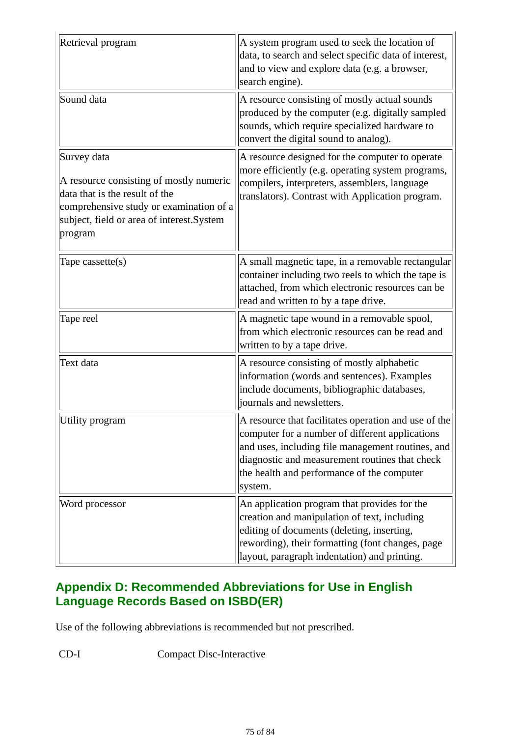| | |
|---|---|
| Retrieval program | A system program used to seek the location of data, to search and select specific data of interest, and to view and explore data (e.g. a browser, search engine). |
| Sound data | A resource consisting of mostly actual sounds produced by the computer (e.g. digitally sampled sounds, which require specialized hardware to convert the digital sound to analog). |
| Survey data<br><br>A resource consisting of mostly numeric data that is the result of the comprehensive study or examination of a subject, field or area of interest.System program | A resource designed for the computer to operate more efficiently (e.g. operating system programs, compilers, interpreters, assemblers, language translators). Contrast with Application program. |
| Tape cassette(s) | A small magnetic tape, in a removable rectangular container including two reels to which the tape is attached, from which electronic resources can be read and written to by a tape drive. |
| Tape reel | A magnetic tape wound in a removable spool, from which electronic resources can be read and written to by a tape drive. |
| Text data | A resource consisting of mostly alphabetic information (words and sentences). Examples include documents, bibliographic databases, journals and newsletters. |
| Utility program | A resource that facilitates operation and use of the computer for a number of different applications and uses, including file management routines, and diagnostic and measurement routines that check the health and performance of the computer system. |
| Word processor | An application program that provides for the creation and manipulation of text, including editing of documents (deleting, inserting, rewording), their formatting (font changes, page layout, paragraph indentation) and printing. |

## Appendix D: Recommended Abbreviations for Use in English Language Records Based on ISBD(ER)

Use of the following abbreviations is recommended but not prescribed.

| | |
|---|---|
| CD-I | Compact Disc-Interactive |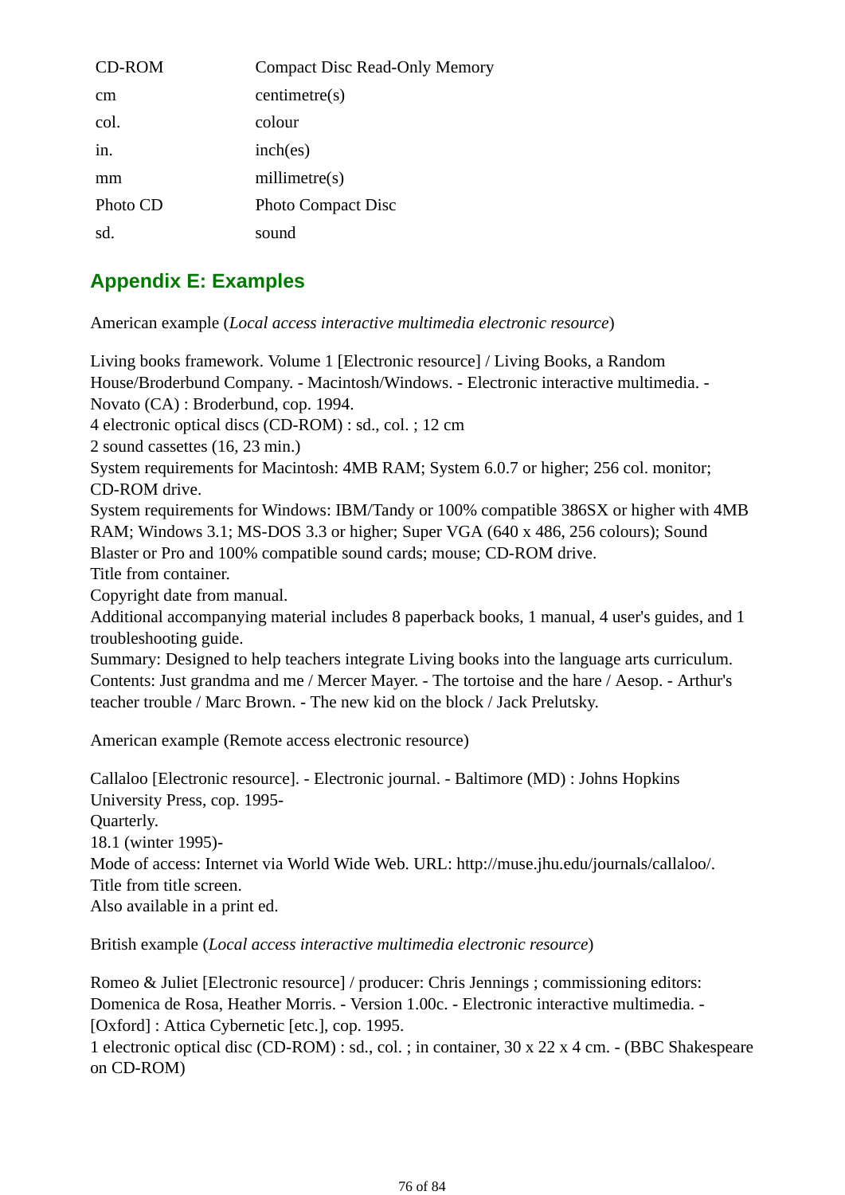| | |
|---|---|
| CD-ROM | Compact Disc Read-Only Memory |
| cm | centimetre(s) |
| col. | colour |
| in. | inch(es) |
| mm | millimetre(s) |
| Photo CD | Photo Compact Disc |
| sd. | sound |

## Appendix E: Examples

American example (*Local access interactive multimedia electronic resource*)

Living books framework. Volume 1 [Electronic resource] / Living Books, a Random House/Broderbund Company. - Macintosh/Windows. - Electronic interactive multimedia. - Novato (CA) : Broderbund, cop. 1994.
4 electronic optical discs (CD-ROM) : sd., col. ; 12 cm
2 sound cassettes (16, 23 min.)
System requirements for Macintosh: 4MB RAM; System 6.0.7 or higher; 256 col. monitor; CD-ROM drive.
System requirements for Windows: IBM/Tandy or 100% compatible 386SX or higher with 4MB RAM; Windows 3.1; MS-DOS 3.3 or higher; Super VGA (640 x 486, 256 colours); Sound Blaster or Pro and 100% compatible sound cards; mouse; CD-ROM drive.
Title from container.
Copyright date from manual.
Additional accompanying material includes 8 paperback books, 1 manual, 4 user's guides, and 1 troubleshooting guide.
Summary: Designed to help teachers integrate Living books into the language arts curriculum.
Contents: Just grandma and me / Mercer Mayer. - The tortoise and the hare / Aesop. - Arthur's teacher trouble / Marc Brown. - The new kid on the block / Jack Prelutsky.

American example (Remote access electronic resource)

Callaloo [Electronic resource]. - Electronic journal. - Baltimore (MD) : Johns Hopkins University Press, cop. 1995-
Quarterly.
18.1 (winter 1995)-
Mode of access: Internet via World Wide Web. URL: http://muse.jhu.edu/journals/callaloo/.
Title from title screen.
Also available in a print ed.

British example (*Local access interactive multimedia electronic resource*)

Romeo & Juliet [Electronic resource] / producer: Chris Jennings ; commissioning editors: Domenica de Rosa, Heather Morris. - Version 1.00c. - Electronic interactive multimedia. - [Oxford] : Attica Cybernetic [etc.], cop. 1995.
1 electronic optical disc (CD-ROM) : sd., col. ; in container, 30 x 22 x 4 cm. - (BBC Shakespeare on CD-ROM)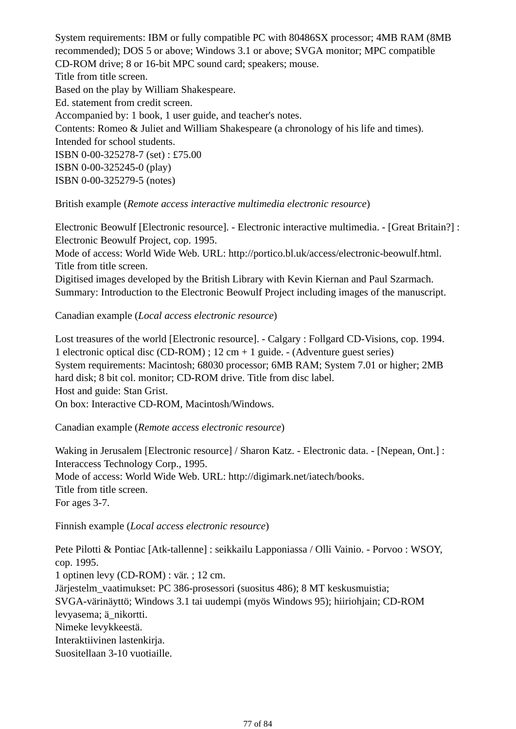System requirements: IBM or fully compatible PC with 80486SX processor; 4MB RAM (8MB recommended); DOS 5 or above; Windows 3.1 or above; SVGA monitor; MPC compatible CD-ROM drive; 8 or 16-bit MPC sound card; speakers; mouse.
Title from title screen.
Based on the play by William Shakespeare.
Ed. statement from credit screen.
Accompanied by: 1 book, 1 user guide, and teacher's notes.
Contents: Romeo & Juliet and William Shakespeare (a chronology of his life and times).
Intended for school students.
ISBN 0-00-325278-7 (set) : £75.00
ISBN 0-00-325245-0 (play)
ISBN 0-00-325279-5 (notes)

British example (*Remote access interactive multimedia electronic resource*)

Electronic Beowulf [Electronic resource]. - Electronic interactive multimedia. - [Great Britain?] : Electronic Beowulf Project, cop. 1995.
Mode of access: World Wide Web. URL: http://portico.bl.uk/access/electronic-beowulf.html.
Title from title screen.
Digitised images developed by the British Library with Kevin Kiernan and Paul Szarmach.
Summary: Introduction to the Electronic Beowulf Project including images of the manuscript.

Canadian example (*Local access electronic resource*)

Lost treasures of the world [Electronic resource]. - Calgary : Follgard CD-Visions, cop. 1994.
1 electronic optical disc (CD-ROM) ; 12 cm + 1 guide. - (Adventure guest series)
System requirements: Macintosh; 68030 processor; 6MB RAM; System 7.01 or higher; 2MB hard disk; 8 bit col. monitor; CD-ROM drive. Title from disc label.
Host and guide: Stan Grist.
On box: Interactive CD-ROM, Macintosh/Windows.

Canadian example (*Remote access electronic resource*)

Waking in Jerusalem [Electronic resource] / Sharon Katz. - Electronic data. - [Nepean, Ont.] : Interaccess Technology Corp., 1995.
Mode of access: World Wide Web. URL: http://digimark.net/iatech/books.
Title from title screen.
For ages 3-7.

Finnish example (*Local access electronic resource*)

Pete Pilotti & Pontiac [Atk-tallenne] : seikkailu Lapponiassa / Olli Vainio. - Porvoo : WSOY, cop. 1995.
1 optinen levy (CD-ROM) : vär. ; 12 cm.
Järjestelm_vaatimukset: PC 386-prosessori (suositus 486); 8 MT keskusmuistia; SVGA-värinäyttö; Windows 3.1 tai uudempi (myös Windows 95); hiiriohjain; CD-ROM levyasema; ä_nikortti.
Nimeke levykkeestä.
Interaktiivinen lastenkirja.
Suositellaan 3-10 vuotiaille.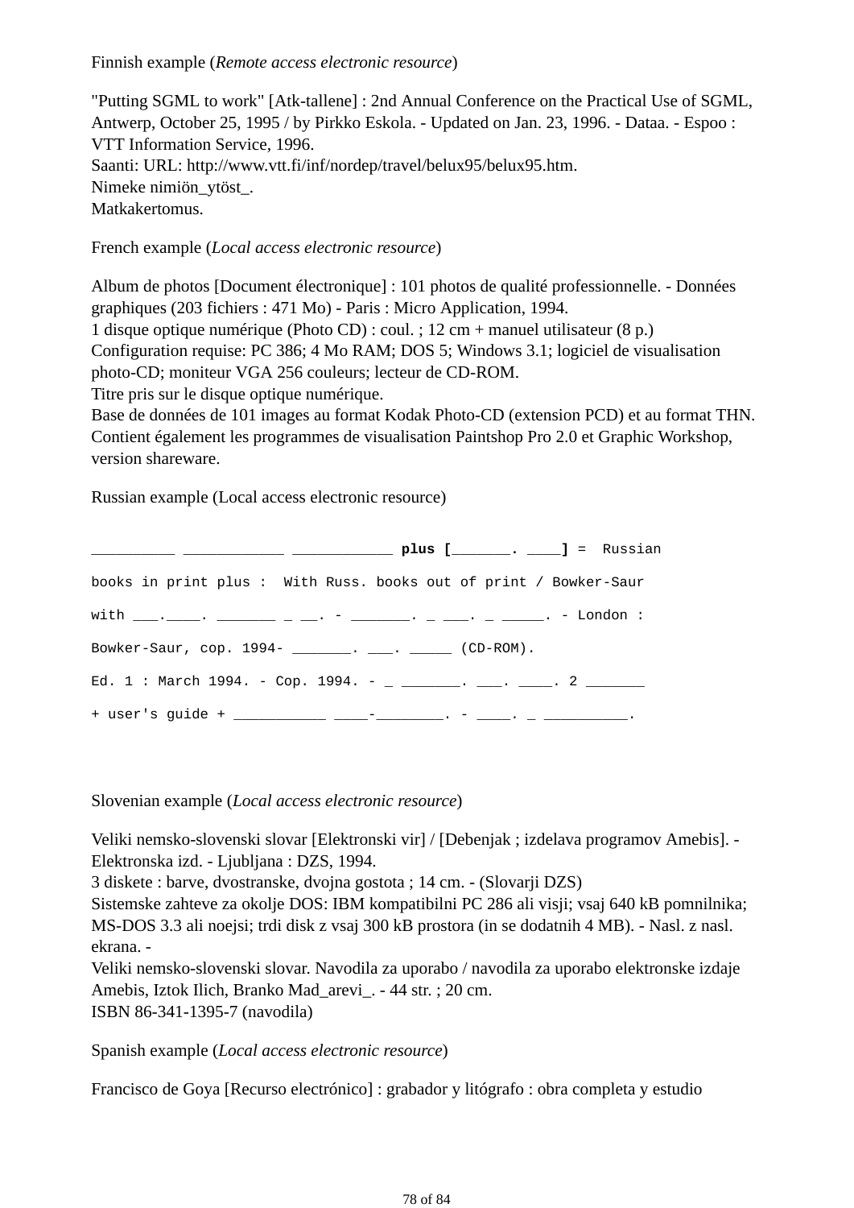Finnish example (*Remote access electronic resource*)

"Putting SGML to work" [Atk-tallene] : 2nd Annual Conference on the Practical Use of SGML, Antwerp, October 25, 1995 / by Pirkko Eskola. - Updated on Jan. 23, 1996. - Dataa. - Espoo : VTT Information Service, 1996.
Saanti: URL: http://www.vtt.fi/inf/nordep/travel/belux95/belux95.htm.
Nimeke nimiön_ytöst_.
Matkakertomus.

French example (*Local access electronic resource*)

Album de photos [Document électronique] : 101 photos de qualité professionnelle. - Données graphiques (203 fichiers : 471 Mo) - Paris : Micro Application, 1994.
1 disque optique numérique (Photo CD) : coul. ; 12 cm + manuel utilisateur (8 p.)
Configuration requise: PC 386; 4 Mo RAM; DOS 5; Windows 3.1; logiciel de visualisation photo-CD; moniteur VGA 256 couleurs; lecteur de CD-ROM.
Titre pris sur le disque optique numérique.
Base de données de 101 images au format Kodak Photo-CD (extension PCD) et au format THN.
Contient également les programmes de visualisation Paintshop Pro 2.0 et Graphic Workshop, version shareware.

Russian example (Local access electronic resource)

```
__________ ____________ ____________ plus [_______. ____] =  Russian

books in print plus :  With Russ. books out of print / Bowker-Saur

with ___.____. _______ _ __. - _______. _ ___. _ _____. - London :

Bowker-Saur, cop. 1994- _______. ___. _____ (CD-ROM).

Ed. 1 : March 1994. - Cop. 1994. - _ _______. ___. ____. 2 _______

+ user's guide + ___________ ____-________. - ____. _ __________.
```

Slovenian example (*Local access electronic resource*)

Veliki nemsko-slovenski slovar [Elektronski vir] / [Debenjak ; izdelava programov Amebis]. - Elektronska izd. - Ljubljana : DZS, 1994.
3 diskete : barve, dvostranske, dvojna gostota ; 14 cm. - (Slovarji DZS)
Sistemske zahteve za okolje DOS: IBM kompatibilni PC 286 ali visji; vsaj 640 kB pomnilnika; MS-DOS 3.3 ali noejsi; trdi disk z vsaj 300 kB prostora (in se dodatnih 4 MB). - Nasl. z nasl. ekrana. -
Veliki nemsko-slovenski slovar. Navodila za uporabo / navodila za uporabo elektronske izdaje Amebis, Iztok Ilich, Branko Mad_arevi_. - 44 str. ; 20 cm.
ISBN 86-341-1395-7 (navodila)

Spanish example (*Local access electronic resource*)

Francisco de Goya [Recurso electrónico] : grabador y litógrafo : obra completa y estudio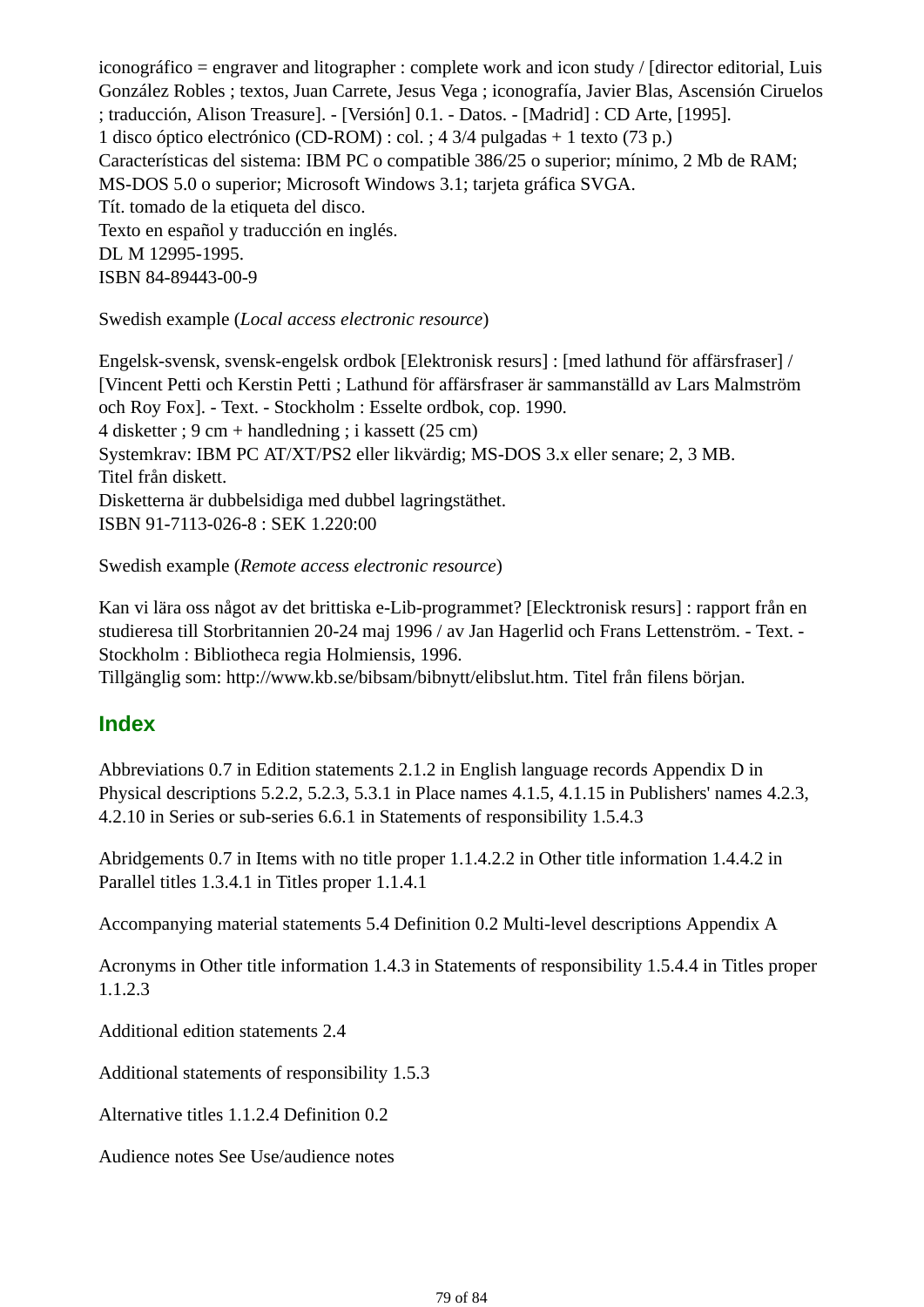iconográfico = engraver and litographer : complete work and icon study / [director editorial, Luis González Robles ; textos, Juan Carrete, Jesus Vega ; iconografía, Javier Blas, Ascensión Ciruelos ; traducción, Alison Treasure]. - [Versión] 0.1. - Datos. - [Madrid] : CD Arte, [1995].
1 disco óptico electrónico (CD-ROM) : col. ; 4 3/4 pulgadas + 1 texto (73 p.)
Características del sistema: IBM PC o compatible 386/25 o superior; mínimo, 2 Mb de RAM; MS-DOS 5.0 o superior; Microsoft Windows 3.1; tarjeta gráfica SVGA.
Tít. tomado de la etiqueta del disco.
Texto en español y traducción en inglés.
DL M 12995-1995.
ISBN 84-89443-00-9

Swedish example (*Local access electronic resource*)

Engelsk-svensk, svensk-engelsk ordbok [Elektronisk resurs] : [med lathund för affärsfraser] / [Vincent Petti och Kerstin Petti ; Lathund för affärsfraser är sammanställd av Lars Malmström och Roy Fox]. - Text. - Stockholm : Esselte ordbok, cop. 1990.
4 disketter ; 9 cm + handledning ; i kassett (25 cm)
Systemkrav: IBM PC AT/XT/PS2 eller likvärdig; MS-DOS 3.x eller senare; 2, 3 MB.
Titel från diskett.
Disketterna är dubbelsidiga med dubbel lagringstäthet.
ISBN 91-7113-026-8 : SEK 1.220:00

Swedish example (*Remote access electronic resource*)

Kan vi lära oss något av det brittiska e-Lib-programmet? [Elecktronisk resurs] : rapport från en studieresa till Storbritannien 20-24 maj 1996 / av Jan Hagerlid och Frans Lettenström. - Text. - Stockholm : Bibliotheca regia Holmiensis, 1996.
Tillgänglig som: http://www.kb.se/bibsam/bibnytt/elibslut.htm. Titel från filens början.

## Index

Abbreviations 0.7 in Edition statements 2.1.2 in English language records Appendix D in Physical descriptions 5.2.2, 5.2.3, 5.3.1 in Place names 4.1.5, 4.1.15 in Publishers' names 4.2.3, 4.2.10 in Series or sub-series 6.6.1 in Statements of responsibility 1.5.4.3

Abridgements 0.7 in Items with no title proper 1.1.4.2.2 in Other title information 1.4.4.2 in Parallel titles 1.3.4.1 in Titles proper 1.1.4.1

Accompanying material statements 5.4 Definition 0.2 Multi-level descriptions Appendix A

Acronyms in Other title information 1.4.3 in Statements of responsibility 1.5.4.4 in Titles proper 1.1.2.3

Additional edition statements 2.4

Additional statements of responsibility 1.5.3

Alternative titles 1.1.2.4 Definition 0.2

Audience notes See Use/audience notes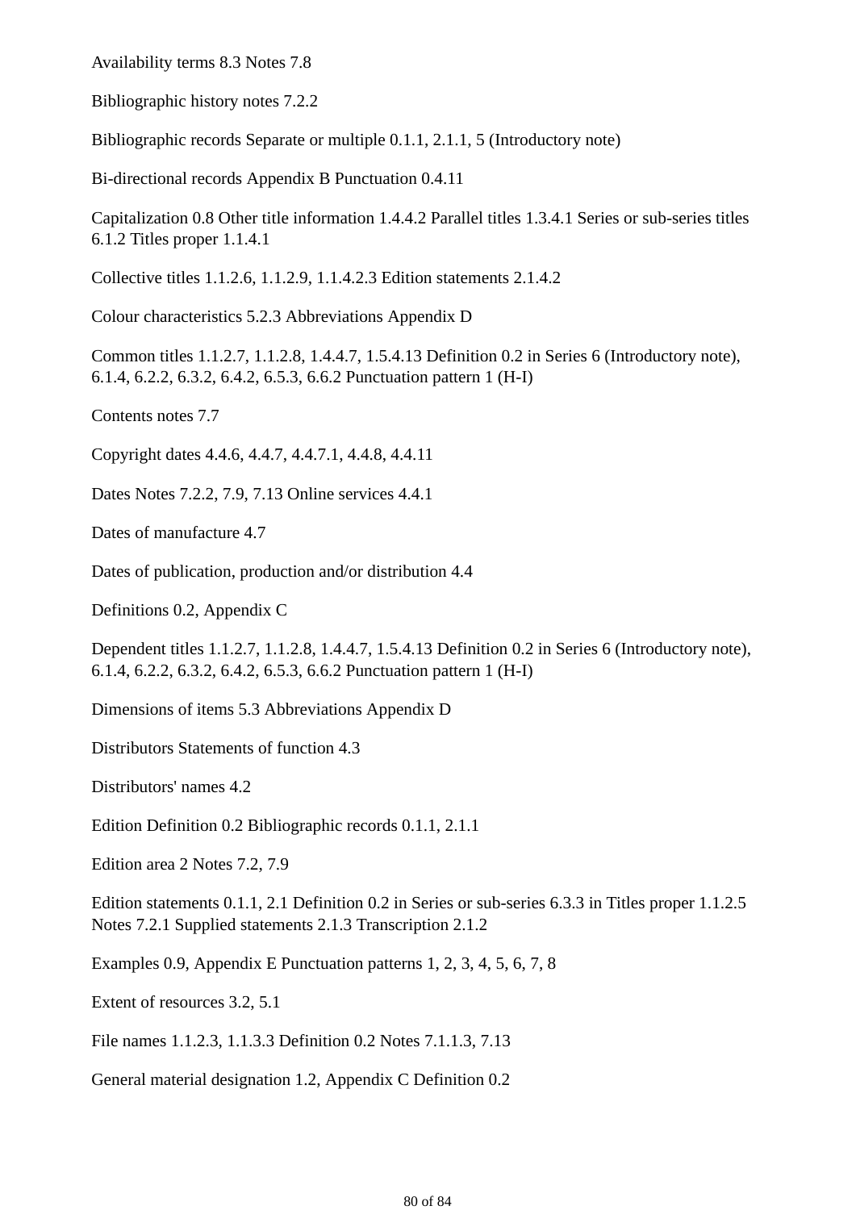Availability terms 8.3 Notes 7.8

Bibliographic history notes 7.2.2

Bibliographic records Separate or multiple 0.1.1, 2.1.1, 5 (Introductory note)

Bi-directional records Appendix B Punctuation 0.4.11

Capitalization 0.8 Other title information 1.4.4.2 Parallel titles 1.3.4.1 Series or sub-series titles 6.1.2 Titles proper 1.1.4.1

Collective titles 1.1.2.6, 1.1.2.9, 1.1.4.2.3 Edition statements 2.1.4.2

Colour characteristics 5.2.3 Abbreviations Appendix D

Common titles 1.1.2.7, 1.1.2.8, 1.4.4.7, 1.5.4.13 Definition 0.2 in Series 6 (Introductory note), 6.1.4, 6.2.2, 6.3.2, 6.4.2, 6.5.3, 6.6.2 Punctuation pattern 1 (H-I)

Contents notes 7.7

Copyright dates 4.4.6, 4.4.7, 4.4.7.1, 4.4.8, 4.4.11

Dates Notes 7.2.2, 7.9, 7.13 Online services 4.4.1

Dates of manufacture 4.7

Dates of publication, production and/or distribution 4.4

Definitions 0.2, Appendix C

Dependent titles 1.1.2.7, 1.1.2.8, 1.4.4.7, 1.5.4.13 Definition 0.2 in Series 6 (Introductory note), 6.1.4, 6.2.2, 6.3.2, 6.4.2, 6.5.3, 6.6.2 Punctuation pattern 1 (H-I)

Dimensions of items 5.3 Abbreviations Appendix D

Distributors Statements of function 4.3

Distributors' names 4.2

Edition Definition 0.2 Bibliographic records 0.1.1, 2.1.1

Edition area 2 Notes 7.2, 7.9

Edition statements 0.1.1, 2.1 Definition 0.2 in Series or sub-series 6.3.3 in Titles proper 1.1.2.5 Notes 7.2.1 Supplied statements 2.1.3 Transcription 2.1.2

Examples 0.9, Appendix E Punctuation patterns 1, 2, 3, 4, 5, 6, 7, 8

Extent of resources 3.2, 5.1

File names 1.1.2.3, 1.1.3.3 Definition 0.2 Notes 7.1.1.3, 7.13

General material designation 1.2, Appendix C Definition 0.2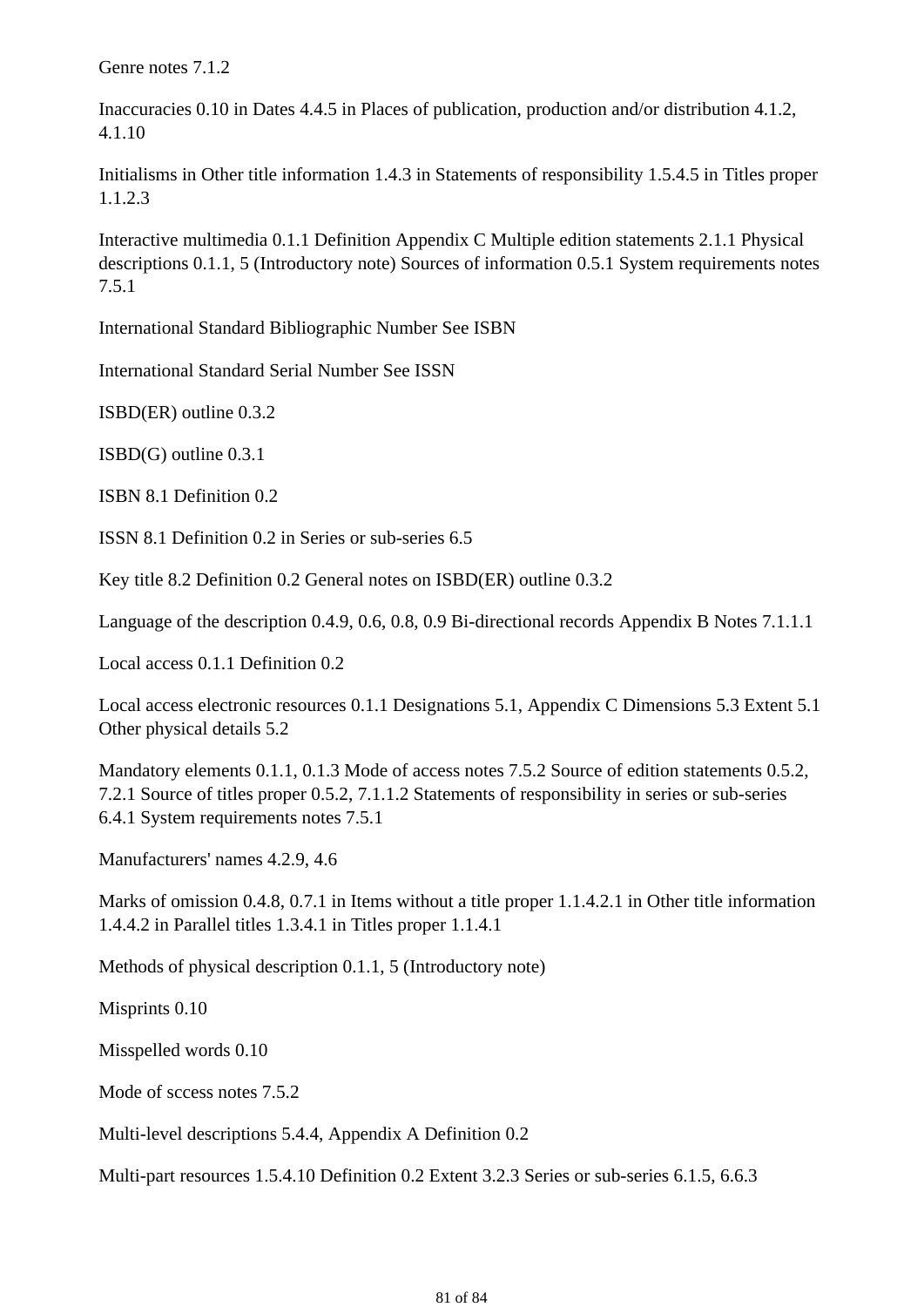Genre notes 7.1.2

Inaccuracies 0.10 in Dates 4.4.5 in Places of publication, production and/or distribution 4.1.2, 4.1.10

Initialisms in Other title information 1.4.3 in Statements of responsibility 1.5.4.5 in Titles proper 1.1.2.3

Interactive multimedia 0.1.1 Definition Appendix C Multiple edition statements 2.1.1 Physical descriptions 0.1.1, 5 (Introductory note) Sources of information 0.5.1 System requirements notes 7.5.1

International Standard Bibliographic Number See ISBN

International Standard Serial Number See ISSN

ISBD(ER) outline 0.3.2

ISBD(G) outline 0.3.1

ISBN 8.1 Definition 0.2

ISSN 8.1 Definition 0.2 in Series or sub-series 6.5

Key title 8.2 Definition 0.2 General notes on ISBD(ER) outline 0.3.2

Language of the description 0.4.9, 0.6, 0.8, 0.9 Bi-directional records Appendix B Notes 7.1.1.1

Local access 0.1.1 Definition 0.2

Local access electronic resources 0.1.1 Designations 5.1, Appendix C Dimensions 5.3 Extent 5.1 Other physical details 5.2

Mandatory elements 0.1.1, 0.1.3 Mode of access notes 7.5.2 Source of edition statements 0.5.2, 7.2.1 Source of titles proper 0.5.2, 7.1.1.2 Statements of responsibility in series or sub-series 6.4.1 System requirements notes 7.5.1

Manufacturers' names 4.2.9, 4.6

Marks of omission 0.4.8, 0.7.1 in Items without a title proper 1.1.4.2.1 in Other title information 1.4.4.2 in Parallel titles 1.3.4.1 in Titles proper 1.1.4.1

Methods of physical description 0.1.1, 5 (Introductory note)

Misprints 0.10

Misspelled words 0.10

Mode of sccess notes 7.5.2

Multi-level descriptions 5.4.4, Appendix A Definition 0.2

Multi-part resources 1.5.4.10 Definition 0.2 Extent 3.2.3 Series or sub-series 6.1.5, 6.6.3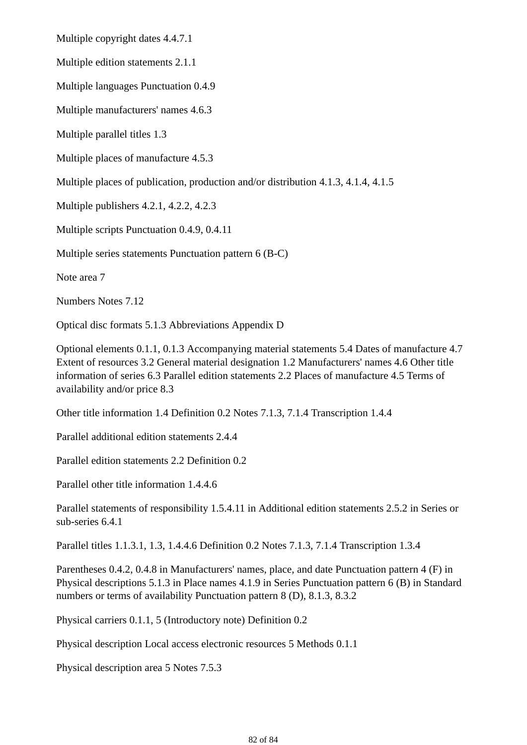Multiple copyright dates 4.4.7.1

Multiple edition statements 2.1.1

Multiple languages Punctuation 0.4.9

Multiple manufacturers' names 4.6.3

Multiple parallel titles 1.3

Multiple places of manufacture 4.5.3

Multiple places of publication, production and/or distribution 4.1.3, 4.1.4, 4.1.5

Multiple publishers 4.2.1, 4.2.2, 4.2.3

Multiple scripts Punctuation 0.4.9, 0.4.11

Multiple series statements Punctuation pattern 6 (B-C)

Note area 7

Numbers Notes 7.12

Optical disc formats 5.1.3 Abbreviations Appendix D

Optional elements 0.1.1, 0.1.3 Accompanying material statements 5.4 Dates of manufacture 4.7 Extent of resources 3.2 General material designation 1.2 Manufacturers' names 4.6 Other title information of series 6.3 Parallel edition statements 2.2 Places of manufacture 4.5 Terms of availability and/or price 8.3

Other title information 1.4 Definition 0.2 Notes 7.1.3, 7.1.4 Transcription 1.4.4

Parallel additional edition statements 2.4.4

Parallel edition statements 2.2 Definition 0.2

Parallel other title information 1.4.4.6

Parallel statements of responsibility 1.5.4.11 in Additional edition statements 2.5.2 in Series or sub-series 6.4.1

Parallel titles 1.1.3.1, 1.3, 1.4.4.6 Definition 0.2 Notes 7.1.3, 7.1.4 Transcription 1.3.4

Parentheses 0.4.2, 0.4.8 in Manufacturers' names, place, and date Punctuation pattern 4 (F) in Physical descriptions 5.1.3 in Place names 4.1.9 in Series Punctuation pattern 6 (B) in Standard numbers or terms of availability Punctuation pattern 8 (D), 8.1.3, 8.3.2

Physical carriers 0.1.1, 5 (Introductory note) Definition 0.2

Physical description Local access electronic resources 5 Methods 0.1.1

Physical description area 5 Notes 7.5.3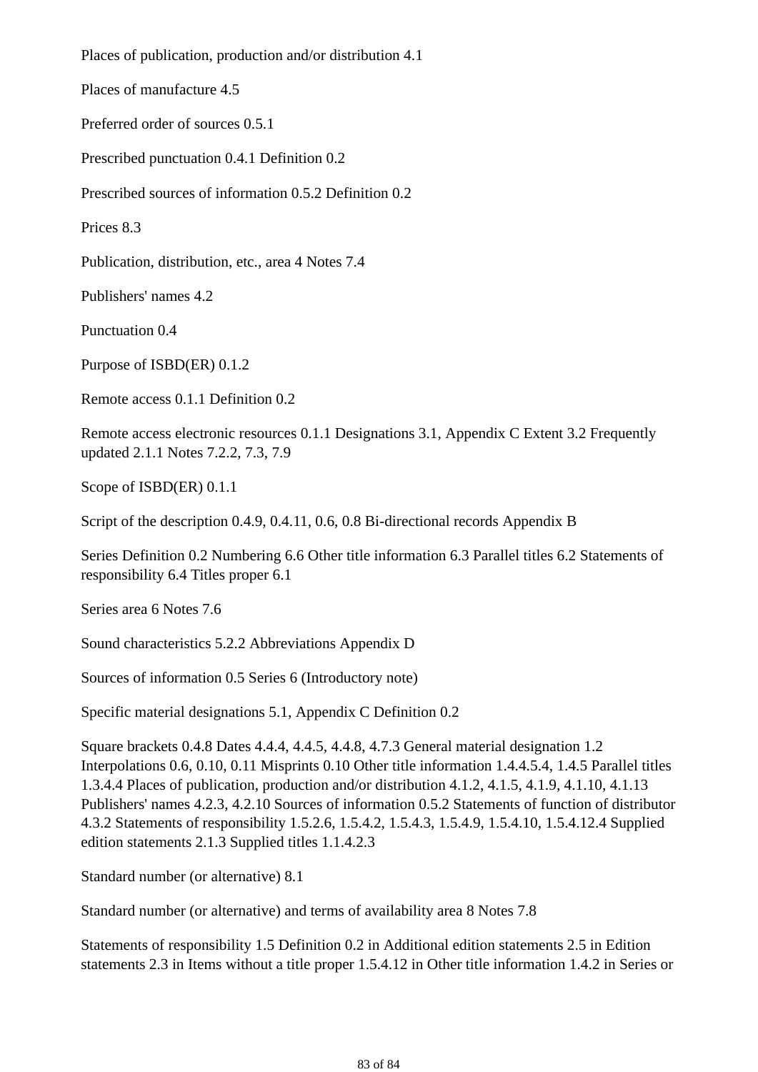Places of publication, production and/or distribution 4.1

Places of manufacture 4.5

Preferred order of sources 0.5.1

Prescribed punctuation 0.4.1 Definition 0.2

Prescribed sources of information 0.5.2 Definition 0.2

Prices 8.3

Publication, distribution, etc., area 4 Notes 7.4

Publishers' names 4.2

Punctuation 0.4

Purpose of ISBD(ER) 0.1.2

Remote access 0.1.1 Definition 0.2

Remote access electronic resources 0.1.1 Designations 3.1, Appendix C Extent 3.2 Frequently updated 2.1.1 Notes 7.2.2, 7.3, 7.9

Scope of ISBD(ER) 0.1.1

Script of the description 0.4.9, 0.4.11, 0.6, 0.8 Bi-directional records Appendix B

Series Definition 0.2 Numbering 6.6 Other title information 6.3 Parallel titles 6.2 Statements of responsibility 6.4 Titles proper 6.1

Series area 6 Notes 7.6

Sound characteristics 5.2.2 Abbreviations Appendix D

Sources of information 0.5 Series 6 (Introductory note)

Specific material designations 5.1, Appendix C Definition 0.2

Square brackets 0.4.8 Dates 4.4.4, 4.4.5, 4.4.8, 4.7.3 General material designation 1.2 Interpolations 0.6, 0.10, 0.11 Misprints 0.10 Other title information 1.4.4.5.4, 1.4.5 Parallel titles 1.3.4.4 Places of publication, production and/or distribution 4.1.2, 4.1.5, 4.1.9, 4.1.10, 4.1.13 Publishers' names 4.2.3, 4.2.10 Sources of information 0.5.2 Statements of function of distributor 4.3.2 Statements of responsibility 1.5.2.6, 1.5.4.2, 1.5.4.3, 1.5.4.9, 1.5.4.10, 1.5.4.12.4 Supplied edition statements 2.1.3 Supplied titles 1.1.4.2.3

Standard number (or alternative) 8.1

Standard number (or alternative) and terms of availability area 8 Notes 7.8

Statements of responsibility 1.5 Definition 0.2 in Additional edition statements 2.5 in Edition statements 2.3 in Items without a title proper 1.5.4.12 in Other title information 1.4.2 in Series or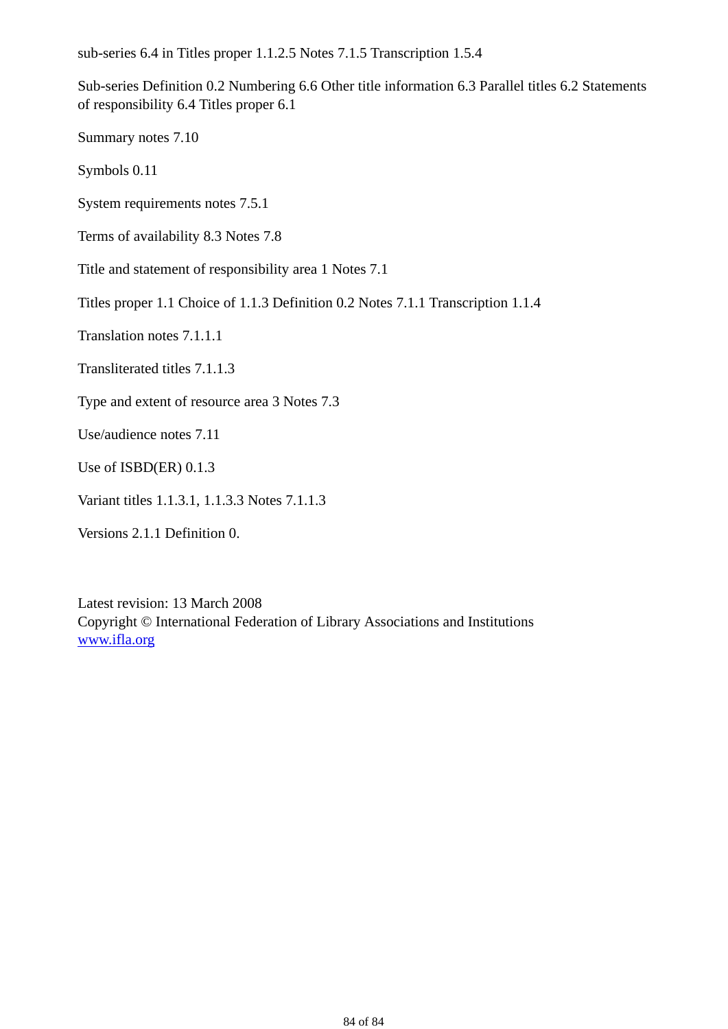sub-series 6.4 in Titles proper 1.1.2.5 Notes 7.1.5 Transcription 1.5.4

Sub-series Definition 0.2 Numbering 6.6 Other title information 6.3 Parallel titles 6.2 Statements of responsibility 6.4 Titles proper 6.1

Summary notes 7.10

Symbols 0.11

System requirements notes 7.5.1

Terms of availability 8.3 Notes 7.8

Title and statement of responsibility area 1 Notes 7.1

Titles proper 1.1 Choice of 1.1.3 Definition 0.2 Notes 7.1.1 Transcription 1.1.4

Translation notes 7.1.1.1

Transliterated titles 7.1.1.3

Type and extent of resource area 3 Notes 7.3

Use/audience notes 7.11

Use of ISBD(ER) 0.1.3

Variant titles 1.1.3.1, 1.1.3.3 Notes 7.1.1.3

Versions 2.1.1 Definition 0.

Latest revision: 13 March 2008
Copyright © International Federation of Library Associations and Institutions
www.ifla.org